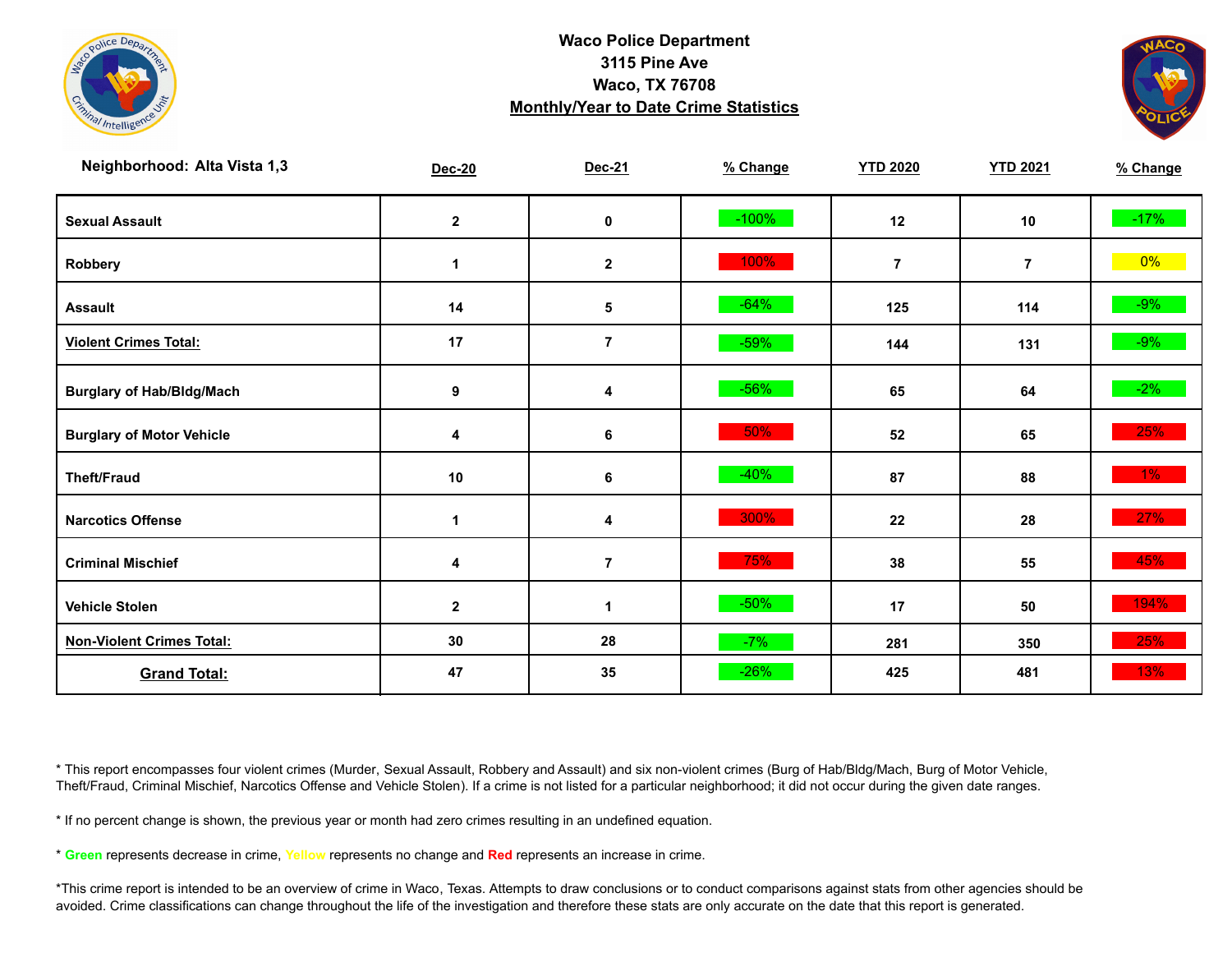# Waco Police Department
## 3115 Pine Ave
## Waco, TX 76708
## Monthly/Year to Date Crime Statistics

**Neighborhood: Alta Vista 1,3**

| | Dec-20 | Dec-21 | % Change | YTD 2020 | YTD 2021 | % Change |
|---|---|---|---|---|---|---|
| **Sexual Assault** | 2 | 0 | -100% | 12 | 10 | -17% |
| **Robbery** | 1 | 2 | 100% | 7 | 7 | 0% |
| **Assault** | 14 | 5 | -64% | 125 | 114 | -9% |
| **Violent Crimes Total:** | 17 | 7 | -59% | 144 | 131 | -9% |
| **Burglary of Hab/Bldg/Mach** | 9 | 4 | -56% | 65 | 64 | -2% |
| **Burglary of Motor Vehicle** | 4 | 6 | 50% | 52 | 65 | 25% |
| **Theft/Fraud** | 10 | 6 | -40% | 87 | 88 | 1% |
| **Narcotics Offense** | 1 | 4 | 300% | 22 | 28 | 27% |
| **Criminal Mischief** | 4 | 7 | 75% | 38 | 55 | 45% |
| **Vehicle Stolen** | 2 | 1 | -50% | 17 | 50 | 194% |
| **Non-Violent Crimes Total:** | 30 | 28 | -7% | 281 | 350 | 25% |
| **Grand Total:** | 47 | 35 | -26% | 425 | 481 | 13% |

* This report encompasses four violent crimes (Murder, Sexual Assault, Robbery and Assault) and six non-violent crimes (Burg of Hab/Bldg/Mach, Burg of Motor Vehicle, Theft/Fraud, Criminal Mischief, Narcotics Offense and Vehicle Stolen). If a crime is not listed for a particular neighborhood; it did not occur during the given date ranges.

* If no percent change is shown, the previous year or month had zero crimes resulting in an undefined equation.

* **Green** represents decrease in crime, **Yellow** represents no change and **Red** represents an increase in crime.

*This crime report is intended to be an overview of crime in Waco, Texas. Attempts to draw conclusions or to conduct comparisons against stats from other agencies should be avoided. Crime classifications can change throughout the life of the investigation and therefore these stats are only accurate on the date that this report is generated.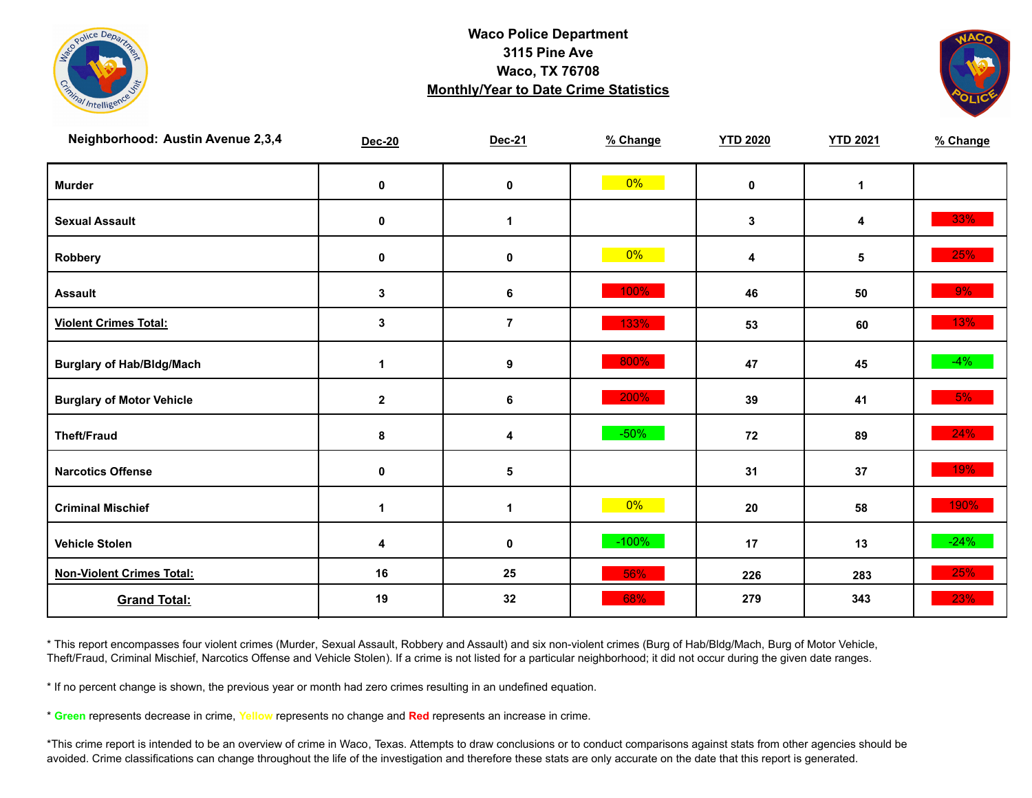# Waco Police Department
3115 Pine Ave
Waco, TX 76708
**Monthly/Year to Date Crime Statistics**

| Neighborhood: Austin Avenue 2,3,4 | Dec-20 | Dec-21 | % Change | YTD 2020 | YTD 2021 | % Change |
|---|---|---|---|---|---|---|
| Murder | 0 | 0 | 0% | 0 | 1 | |
| Sexual Assault | 0 | 1 | | 3 | 4 | 33% |
| Robbery | 0 | 0 | 0% | 4 | 5 | 25% |
| Assault | 3 | 6 | 100% | 46 | 50 | 9% |
| **Violent Crimes Total:** | 3 | 7 | 133% | 53 | 60 | 13% |
| Burglary of Hab/Bldg/Mach | 1 | 9 | 800% | 47 | 45 | -4% |
| Burglary of Motor Vehicle | 2 | 6 | 200% | 39 | 41 | 5% |
| Theft/Fraud | 8 | 4 | -50% | 72 | 89 | 24% |
| Narcotics Offense | 0 | 5 | | 31 | 37 | 19% |
| Criminal Mischief | 1 | 1 | 0% | 20 | 58 | 190% |
| Vehicle Stolen | 4 | 0 | -100% | 17 | 13 | -24% |
| **Non-Violent Crimes Total:** | 16 | 25 | 56% | 226 | 283 | 25% |
| **Grand Total:** | 19 | 32 | 68% | 279 | 343 | 23% |

* This report encompasses four violent crimes (Murder, Sexual Assault, Robbery and Assault) and six non-violent crimes (Burg of Hab/Bldg/Mach, Burg of Motor Vehicle, Theft/Fraud, Criminal Mischief, Narcotics Offense and Vehicle Stolen). If a crime is not listed for a particular neighborhood; it did not occur during the given date ranges.

* If no percent change is shown, the previous year or month had zero crimes resulting in an undefined equation.

* **Green** represents decrease in crime, Yellow represents no change and **Red** represents an increase in crime.

*This crime report is intended to be an overview of crime in Waco, Texas. Attempts to draw conclusions or to conduct comparisons against stats from other agencies should be avoided. Crime classifications can change throughout the life of the investigation and therefore these stats are only accurate on the date that this report is generated.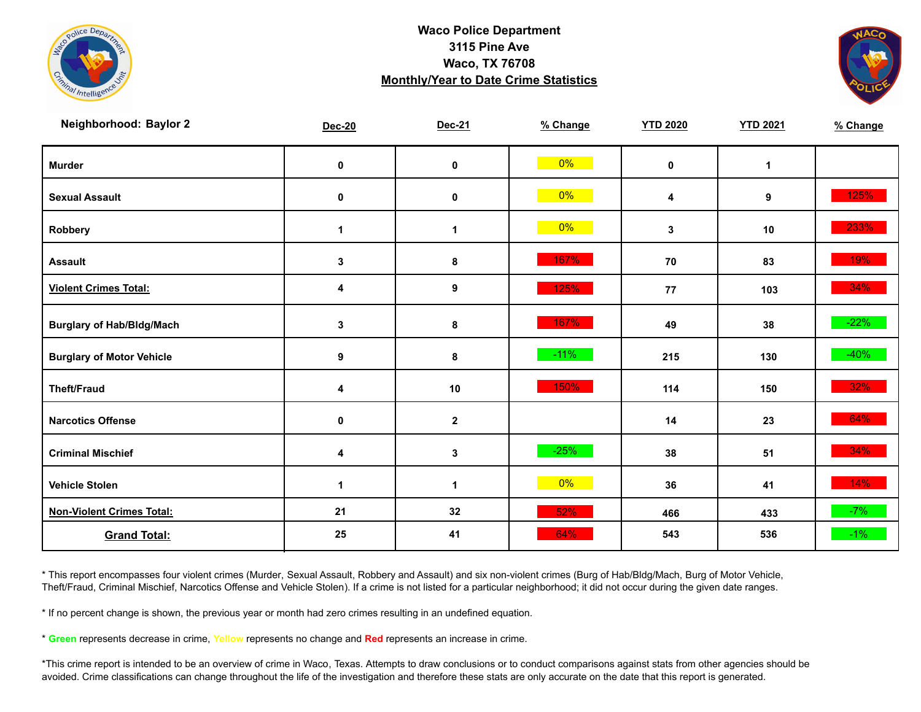**Waco Police Department**
**3115 Pine Ave**
**Waco, TX 76708**
**Monthly/Year to Date Crime Statistics**

| Neighborhood: Baylor 2 | Dec-20 | Dec-21 | % Change | YTD 2020 | YTD 2021 | % Change |
|---|---|---|---|---|---|---|
| Murder | 0 | 0 | 0% | 0 | 1 | |
| Sexual Assault | 0 | 0 | 0% | 4 | 9 | 125% |
| Robbery | 1 | 1 | 0% | 3 | 10 | 233% |
| Assault | 3 | 8 | 167% | 70 | 83 | 19% |
| Violent Crimes Total: | 4 | 9 | 125% | 77 | 103 | 34% |
| Burglary of Hab/Bldg/Mach | 3 | 8 | 167% | 49 | 38 | -22% |
| Burglary of Motor Vehicle | 9 | 8 | -11% | 215 | 130 | -40% |
| Theft/Fraud | 4 | 10 | 150% | 114 | 150 | 32% |
| Narcotics Offense | 0 | 2 | | 14 | 23 | 64% |
| Criminal Mischief | 4 | 3 | -25% | 38 | 51 | 34% |
| Vehicle Stolen | 1 | 1 | 0% | 36 | 41 | 14% |
| Non-Violent Crimes Total: | 21 | 32 | 52% | 466 | 433 | -7% |
| Grand Total: | 25 | 41 | 64% | 543 | 536 | -1% |

* This report encompasses four violent crimes (Murder, Sexual Assault, Robbery and Assault) and six non-violent crimes (Burg of Hab/Bldg/Mach, Burg of Motor Vehicle, Theft/Fraud, Criminal Mischief, Narcotics Offense and Vehicle Stolen). If a crime is not listed for a particular neighborhood; it did not occur during the given date ranges.

* If no percent change is shown, the previous year or month had zero crimes resulting in an undefined equation.

* Green represents decrease in crime, Yellow represents no change and Red represents an increase in crime.

*This crime report is intended to be an overview of crime in Waco, Texas. Attempts to draw conclusions or to conduct comparisons against stats from other agencies should be avoided. Crime classifications can change throughout the life of the investigation and therefore these stats are only accurate on the date that this report is generated.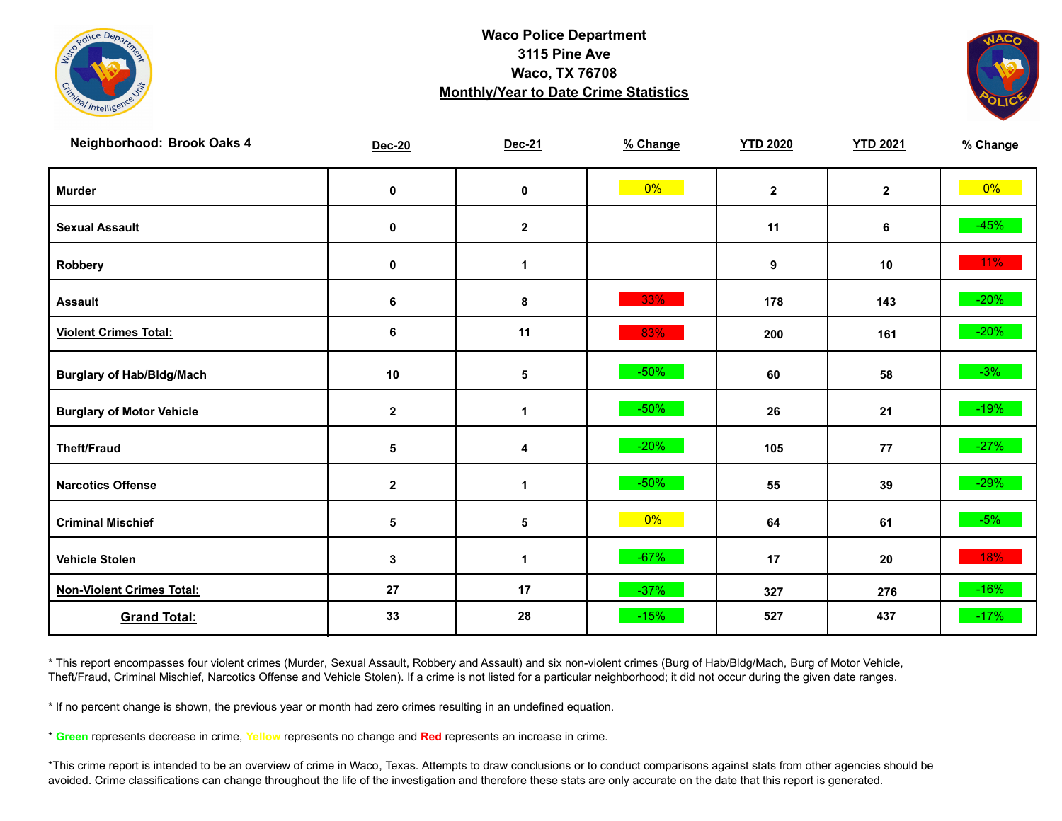# Waco Police Department
## 3115 Pine Ave
## Waco, TX 76708
## Monthly/Year to Date Crime Statistics

| Neighborhood: Brook Oaks 4 | Dec-20 | Dec-21 | % Change | YTD 2020 | YTD 2021 | % Change |
|---|---|---|---|---|---|---|
| Murder | 0 | 0 | 0% | 2 | 2 | 0% |
| Sexual Assault | 0 | 2 | | 11 | 6 | -45% |
| Robbery | 0 | 1 | | 9 | 10 | 11% |
| Assault | 6 | 8 | 33% | 178 | 143 | -20% |
| Violent Crimes Total: | 6 | 11 | 83% | 200 | 161 | -20% |
| Burglary of Hab/Bldg/Mach | 10 | 5 | -50% | 60 | 58 | -3% |
| Burglary of Motor Vehicle | 2 | 1 | -50% | 26 | 21 | -19% |
| Theft/Fraud | 5 | 4 | -20% | 105 | 77 | -27% |
| Narcotics Offense | 2 | 1 | -50% | 55 | 39 | -29% |
| Criminal Mischief | 5 | 5 | 0% | 64 | 61 | -5% |
| Vehicle Stolen | 3 | 1 | -67% | 17 | 20 | 18% |
| Non-Violent Crimes Total: | 27 | 17 | -37% | 327 | 276 | -16% |
| Grand Total: | 33 | 28 | -15% | 527 | 437 | -17% |

* This report encompasses four violent crimes (Murder, Sexual Assault, Robbery and Assault) and six non-violent crimes (Burg of Hab/Bldg/Mach, Burg of Motor Vehicle, Theft/Fraud, Criminal Mischief, Narcotics Offense and Vehicle Stolen). If a crime is not listed for a particular neighborhood; it did not occur during the given date ranges.

* If no percent change is shown, the previous year or month had zero crimes resulting in an undefined equation.

* Green represents decrease in crime, Yellow represents no change and Red represents an increase in crime.

*This crime report is intended to be an overview of crime in Waco, Texas. Attempts to draw conclusions or to conduct comparisons against stats from other agencies should be avoided. Crime classifications can change throughout the life of the investigation and therefore these stats are only accurate on the date that this report is generated.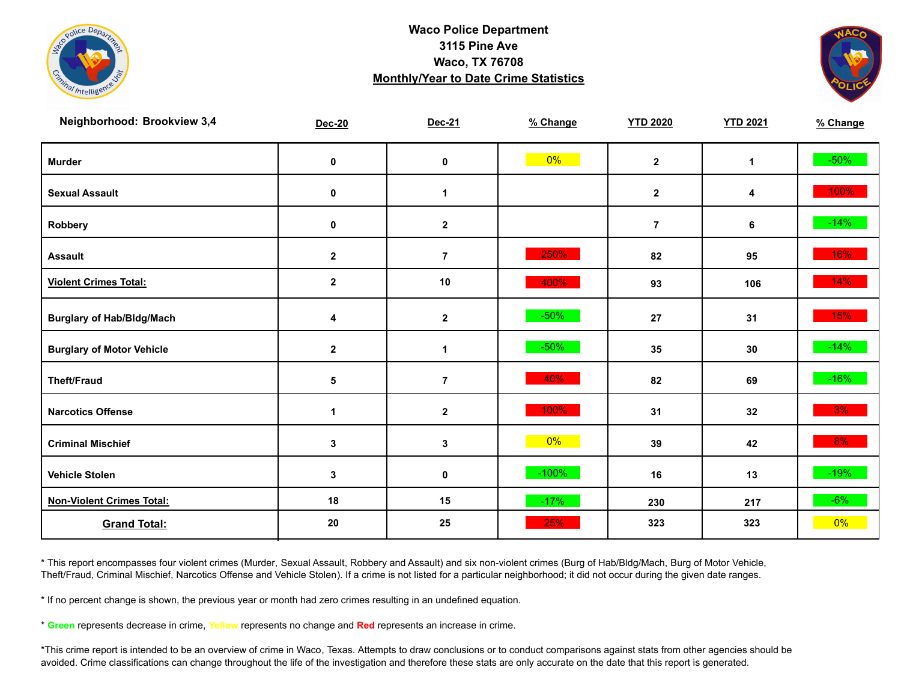**Waco Police Department**
**3115 Pine Ave**
**Waco, TX 76708**
**Monthly/Year to Date Crime Statistics**

**Neighborhood: Brookview 3,4**

| | Dec-20 | Dec-21 | % Change | YTD 2020 | YTD 2021 | % Change |
|---|---|---|---|---|---|---|
| **Murder** | 0 | 0 | 0% | 2 | 1 | -50% |
| **Sexual Assault** | 0 | 1 | | 2 | 4 | 100% |
| **Robbery** | 0 | 2 | | 7 | 6 | -14% |
| **Assault** | 2 | 7 | 250% | 82 | 95 | 16% |
| **Violent Crimes Total:** | 2 | 10 | 400% | 93 | 106 | 14% |
| **Burglary of Hab/Bldg/Mach** | 4 | 2 | -50% | 27 | 31 | 15% |
| **Burglary of Motor Vehicle** | 2 | 1 | -50% | 35 | 30 | -14% |
| **Theft/Fraud** | 5 | 7 | 40% | 82 | 69 | -16% |
| **Narcotics Offense** | 1 | 2 | 100% | 31 | 32 | 3% |
| **Criminal Mischief** | 3 | 3 | 0% | 39 | 42 | 8% |
| **Vehicle Stolen** | 3 | 0 | -100% | 16 | 13 | -19% |
| **Non-Violent Crimes Total:** | 18 | 15 | -17% | 230 | 217 | -6% |
| **Grand Total:** | 20 | 25 | 25% | 323 | 323 | 0% |

* This report encompasses four violent crimes (Murder, Sexual Assault, Robbery and Assault) and six non-violent crimes (Burg of Hab/Bldg/Mach, Burg of Motor Vehicle, Theft/Fraud, Criminal Mischief, Narcotics Offense and Vehicle Stolen). If a crime is not listed for a particular neighborhood; it did not occur during the given date ranges.

* If no percent change is shown, the previous year or month had zero crimes resulting in an undefined equation.

* **Green** represents decrease in crime, **Yellow** represents no change and **Red** represents an increase in crime.

*This crime report is intended to be an overview of crime in Waco, Texas. Attempts to draw conclusions or to conduct comparisons against stats from other agencies should be avoided. Crime classifications can change throughout the life of the investigation and therefore these stats are only accurate on the date that this report is generated.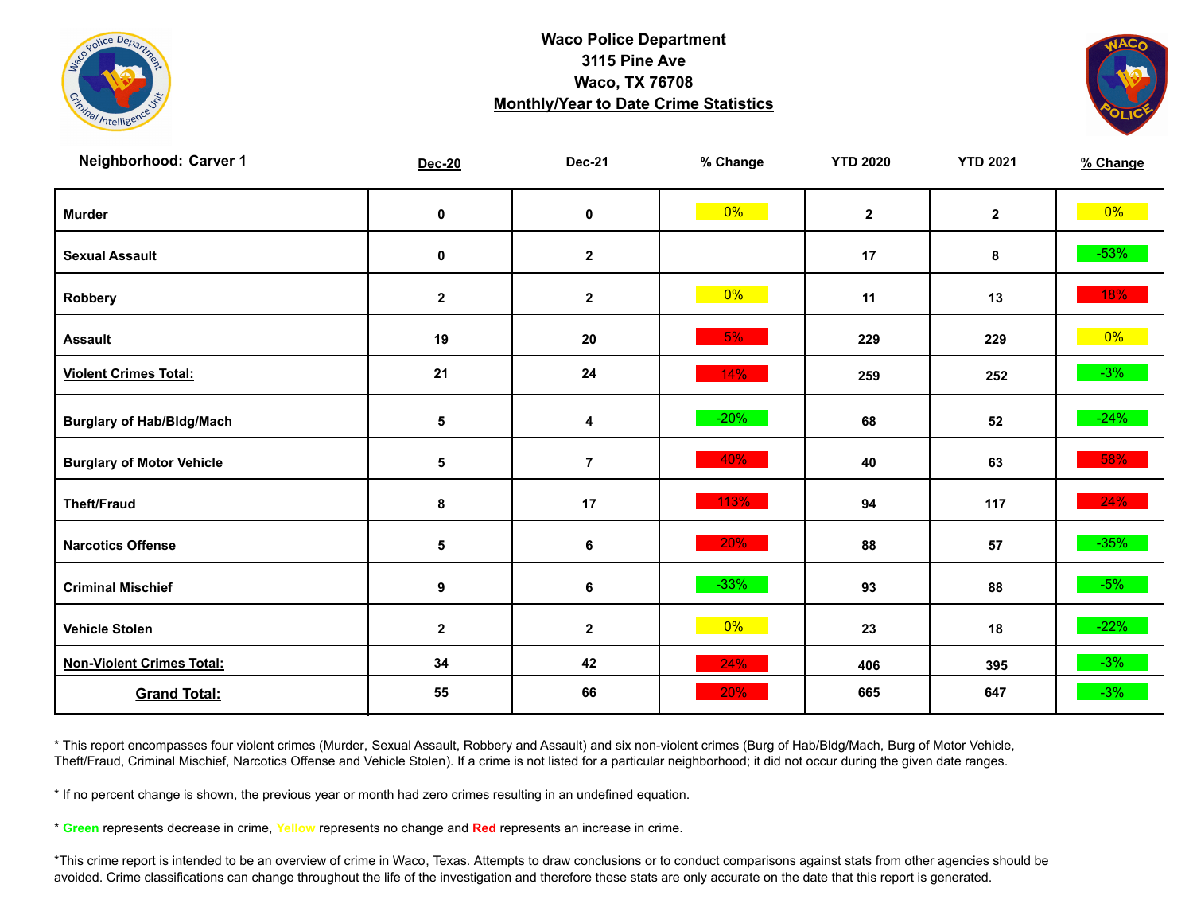**Waco Police Department**
**3115 Pine Ave**
**Waco, TX 76708**
**Monthly/Year to Date Crime Statistics**

| Neighborhood: Carver 1 | Dec-20 | Dec-21 | % Change | YTD 2020 | YTD 2021 | % Change |
|---|---|---|---|---|---|---|
| Murder | 0 | 0 | 0% | 2 | 2 | 0% |
| Sexual Assault | 0 | 2 | | 17 | 8 | -53% |
| Robbery | 2 | 2 | 0% | 11 | 13 | 18% |
| Assault | 19 | 20 | 5% | 229 | 229 | 0% |
| Violent Crimes Total: | 21 | 24 | 14% | 259 | 252 | -3% |
| Burglary of Hab/Bldg/Mach | 5 | 4 | -20% | 68 | 52 | -24% |
| Burglary of Motor Vehicle | 5 | 7 | 40% | 40 | 63 | 58% |
| Theft/Fraud | 8 | 17 | 113% | 94 | 117 | 24% |
| Narcotics Offense | 5 | 6 | 20% | 88 | 57 | -35% |
| Criminal Mischief | 9 | 6 | -33% | 93 | 88 | -5% |
| Vehicle Stolen | 2 | 2 | 0% | 23 | 18 | -22% |
| Non-Violent Crimes Total: | 34 | 42 | 24% | 406 | 395 | -3% |
| Grand Total: | 55 | 66 | 20% | 665 | 647 | -3% |

* This report encompasses four violent crimes (Murder, Sexual Assault, Robbery and Assault) and six non-violent crimes (Burg of Hab/Bldg/Mach, Burg of Motor Vehicle, Theft/Fraud, Criminal Mischief, Narcotics Offense and Vehicle Stolen). If a crime is not listed for a particular neighborhood; it did not occur during the given date ranges.

* If no percent change is shown, the previous year or month had zero crimes resulting in an undefined equation.

* **Green** represents decrease in crime, Yellow represents no change and **Red** represents an increase in crime.

*This crime report is intended to be an overview of crime in Waco, Texas. Attempts to draw conclusions or to conduct comparisons against stats from other agencies should be avoided. Crime classifications can change throughout the life of the investigation and therefore these stats are only accurate on the date that this report is generated.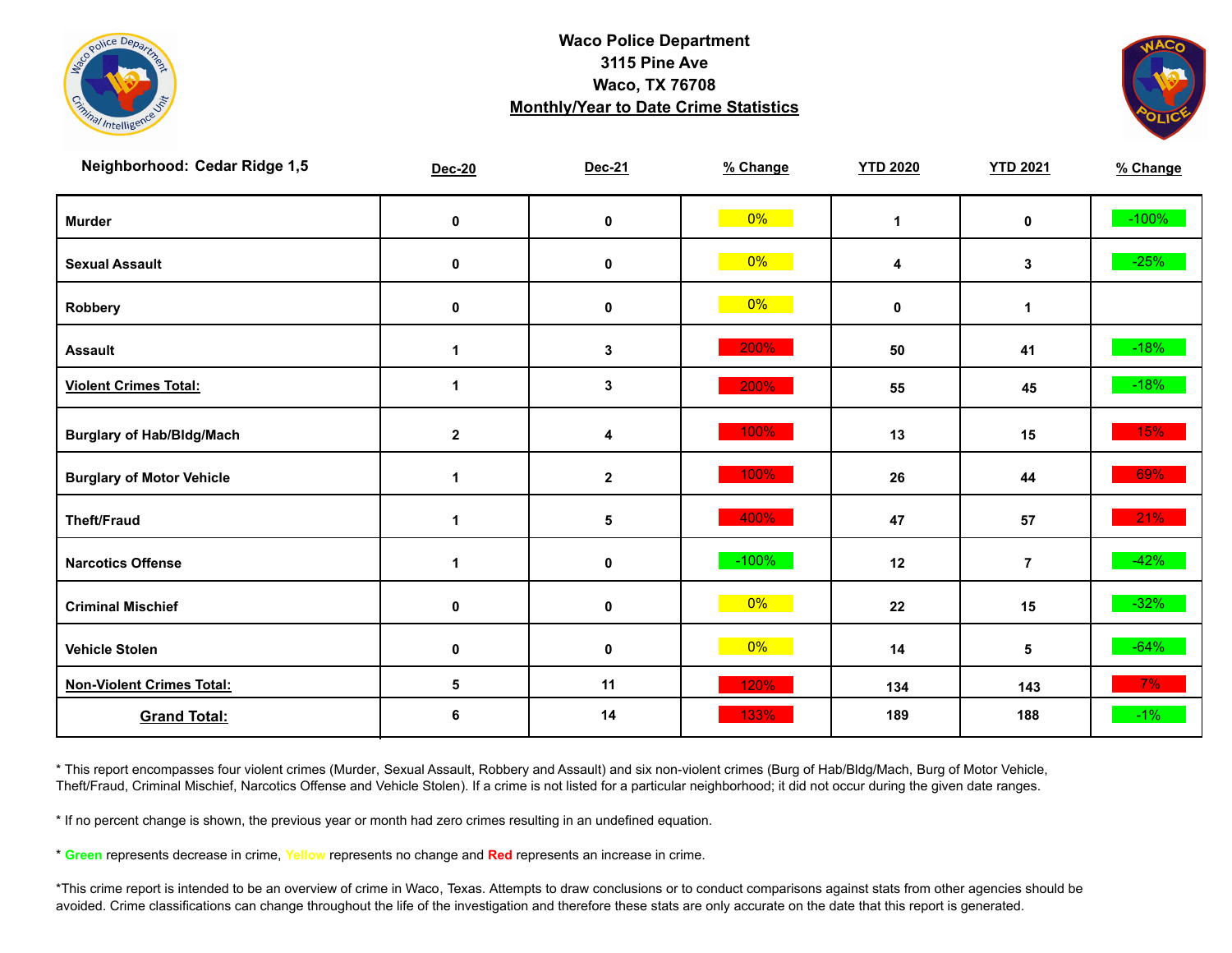# Waco Police Department
## 3115 Pine Ave
## Waco, TX 76708
## Monthly/Year to Date Crime Statistics

| Neighborhood: Cedar Ridge 1,5 | Dec-20 | Dec-21 | % Change | YTD 2020 | YTD 2021 | % Change |
|---|---|---|---|---|---|---|
| Murder | 0 | 0 | 0% | 1 | 0 | -100% |
| Sexual Assault | 0 | 0 | 0% | 4 | 3 | -25% |
| Robbery | 0 | 0 | 0% | 0 | 1 | |
| Assault | 1 | 3 | 200% | 50 | 41 | -18% |
| Violent Crimes Total: | 1 | 3 | 200% | 55 | 45 | -18% |
| Burglary of Hab/Bldg/Mach | 2 | 4 | 100% | 13 | 15 | 15% |
| Burglary of Motor Vehicle | 1 | 2 | 100% | 26 | 44 | 69% |
| Theft/Fraud | 1 | 5 | 400% | 47 | 57 | 21% |
| Narcotics Offense | 1 | 0 | -100% | 12 | 7 | -42% |
| Criminal Mischief | 0 | 0 | 0% | 22 | 15 | -32% |
| Vehicle Stolen | 0 | 0 | 0% | 14 | 5 | -64% |
| Non-Violent Crimes Total: | 5 | 11 | 120% | 134 | 143 | 7% |
| Grand Total: | 6 | 14 | 133% | 189 | 188 | -1% |

* This report encompasses four violent crimes (Murder, Sexual Assault, Robbery and Assault) and six non-violent crimes (Burg of Hab/Bldg/Mach, Burg of Motor Vehicle, Theft/Fraud, Criminal Mischief, Narcotics Offense and Vehicle Stolen). If a crime is not listed for a particular neighborhood; it did not occur during the given date ranges.

* If no percent change is shown, the previous year or month had zero crimes resulting in an undefined equation.

* **Green** represents decrease in crime, **Yellow** represents no change and **Red** represents an increase in crime.

*This crime report is intended to be an overview of crime in Waco, Texas. Attempts to draw conclusions or to conduct comparisons against stats from other agencies should be avoided. Crime classifications can change throughout the life of the investigation and therefore these stats are only accurate on the date that this report is generated.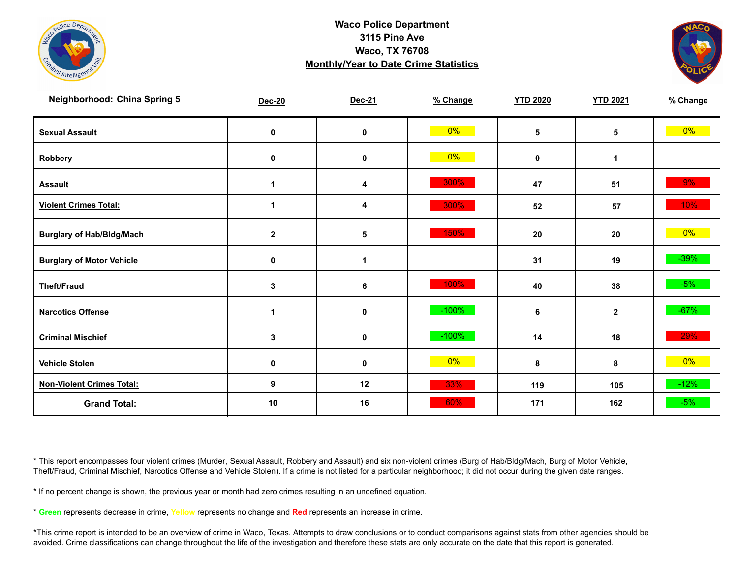# Waco Police Department
## 3115 Pine Ave
## Waco, TX 76708
## Monthly/Year to Date Crime Statistics

| Neighborhood: China Spring 5 | Dec-20 | Dec-21 | % Change | YTD 2020 | YTD 2021 | % Change |
|---|---|---|---|---|---|---|
| Sexual Assault | 0 | 0 | 0% | 5 | 5 | 0% |
| Robbery | 0 | 0 | 0% | 0 | 1 | |
| Assault | 1 | 4 | 300% | 47 | 51 | 9% |
| **Violent Crimes Total:** | 1 | 4 | 300% | 52 | 57 | 10% |
| Burglary of Hab/Bldg/Mach | 2 | 5 | 150% | 20 | 20 | 0% |
| Burglary of Motor Vehicle | 0 | 1 | | 31 | 19 | -39% |
| Theft/Fraud | 3 | 6 | 100% | 40 | 38 | -5% |
| Narcotics Offense | 1 | 0 | -100% | 6 | 2 | -67% |
| Criminal Mischief | 3 | 0 | -100% | 14 | 18 | 29% |
| Vehicle Stolen | 0 | 0 | 0% | 8 | 8 | 0% |
| **Non-Violent Crimes Total:** | 9 | 12 | 33% | 119 | 105 | -12% |
| **Grand Total:** | 10 | 16 | 60% | 171 | 162 | -5% |

* This report encompasses four violent crimes (Murder, Sexual Assault, Robbery and Assault) and six non-violent crimes (Burg of Hab/Bldg/Mach, Burg of Motor Vehicle, Theft/Fraud, Criminal Mischief, Narcotics Offense and Vehicle Stolen). If a crime is not listed for a particular neighborhood; it did not occur during the given date ranges.

* If no percent change is shown, the previous year or month had zero crimes resulting in an undefined equation.

* Green represents decrease in crime, Yellow represents no change and Red represents an increase in crime.

*This crime report is intended to be an overview of crime in Waco, Texas. Attempts to draw conclusions or to conduct comparisons against stats from other agencies should be avoided. Crime classifications can change throughout the life of the investigation and therefore these stats are only accurate on the date that this report is generated.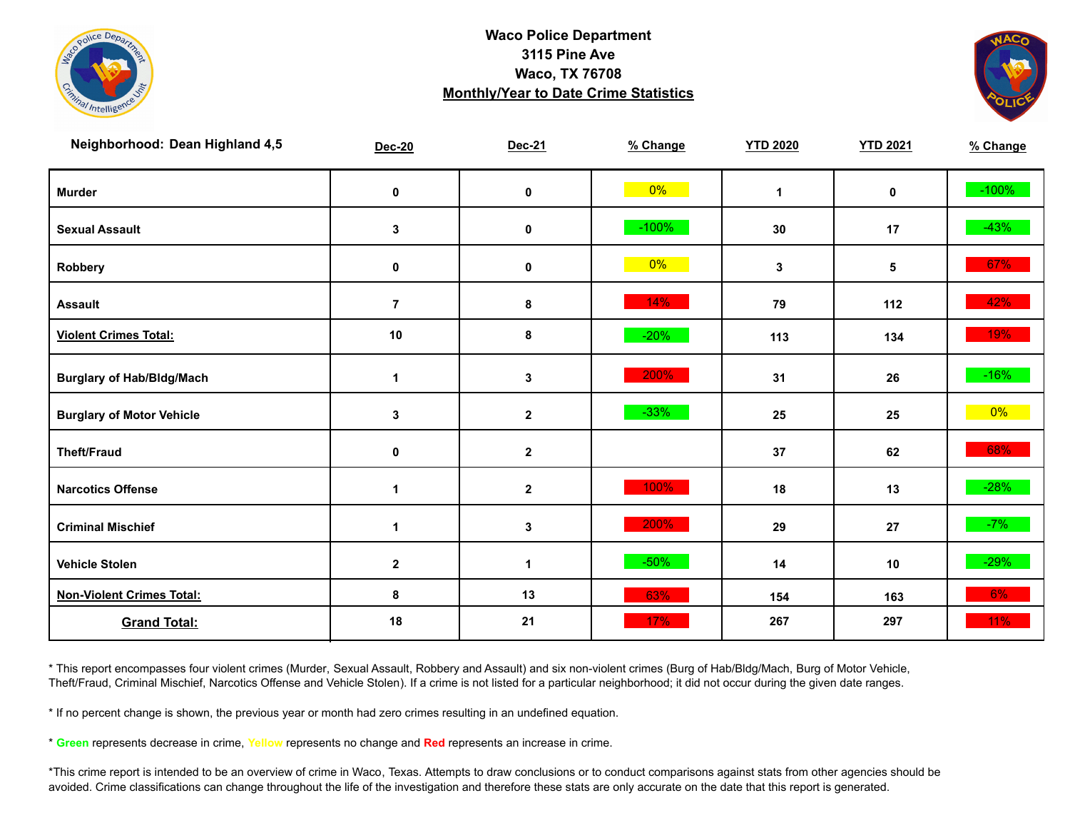# Waco Police Department
## 3115 Pine Ave
## Waco, TX 76708
## Monthly/Year to Date Crime Statistics

| Neighborhood: Dean Highland 4,5 | Dec-20 | Dec-21 | % Change | YTD 2020 | YTD 2021 | % Change |
|---|---|---|---|---|---|---|
| Murder | 0 | 0 | 0% | 1 | 0 | -100% |
| Sexual Assault | 3 | 0 | -100% | 30 | 17 | -43% |
| Robbery | 0 | 0 | 0% | 3 | 5 | 67% |
| Assault | 7 | 8 | 14% | 79 | 112 | 42% |
| Violent Crimes Total: | 10 | 8 | -20% | 113 | 134 | 19% |
| Burglary of Hab/Bldg/Mach | 1 | 3 | 200% | 31 | 26 | -16% |
| Burglary of Motor Vehicle | 3 | 2 | -33% | 25 | 25 | 0% |
| Theft/Fraud | 0 | 2 | | 37 | 62 | 68% |
| Narcotics Offense | 1 | 2 | 100% | 18 | 13 | -28% |
| Criminal Mischief | 1 | 3 | 200% | 29 | 27 | -7% |
| Vehicle Stolen | 2 | 1 | -50% | 14 | 10 | -29% |
| Non-Violent Crimes Total: | 8 | 13 | 63% | 154 | 163 | 6% |
| Grand Total: | 18 | 21 | 17% | 267 | 297 | 11% |

* This report encompasses four violent crimes (Murder, Sexual Assault, Robbery and Assault) and six non-violent crimes (Burg of Hab/Bldg/Mach, Burg of Motor Vehicle, Theft/Fraud, Criminal Mischief, Narcotics Offense and Vehicle Stolen). If a crime is not listed for a particular neighborhood; it did not occur during the given date ranges.

* If no percent change is shown, the previous year or month had zero crimes resulting in an undefined equation.

* Green represents decrease in crime, Yellow represents no change and Red represents an increase in crime.

*This crime report is intended to be an overview of crime in Waco, Texas. Attempts to draw conclusions or to conduct comparisons against stats from other agencies should be avoided. Crime classifications can change throughout the life of the investigation and therefore these stats are only accurate on the date that this report is generated.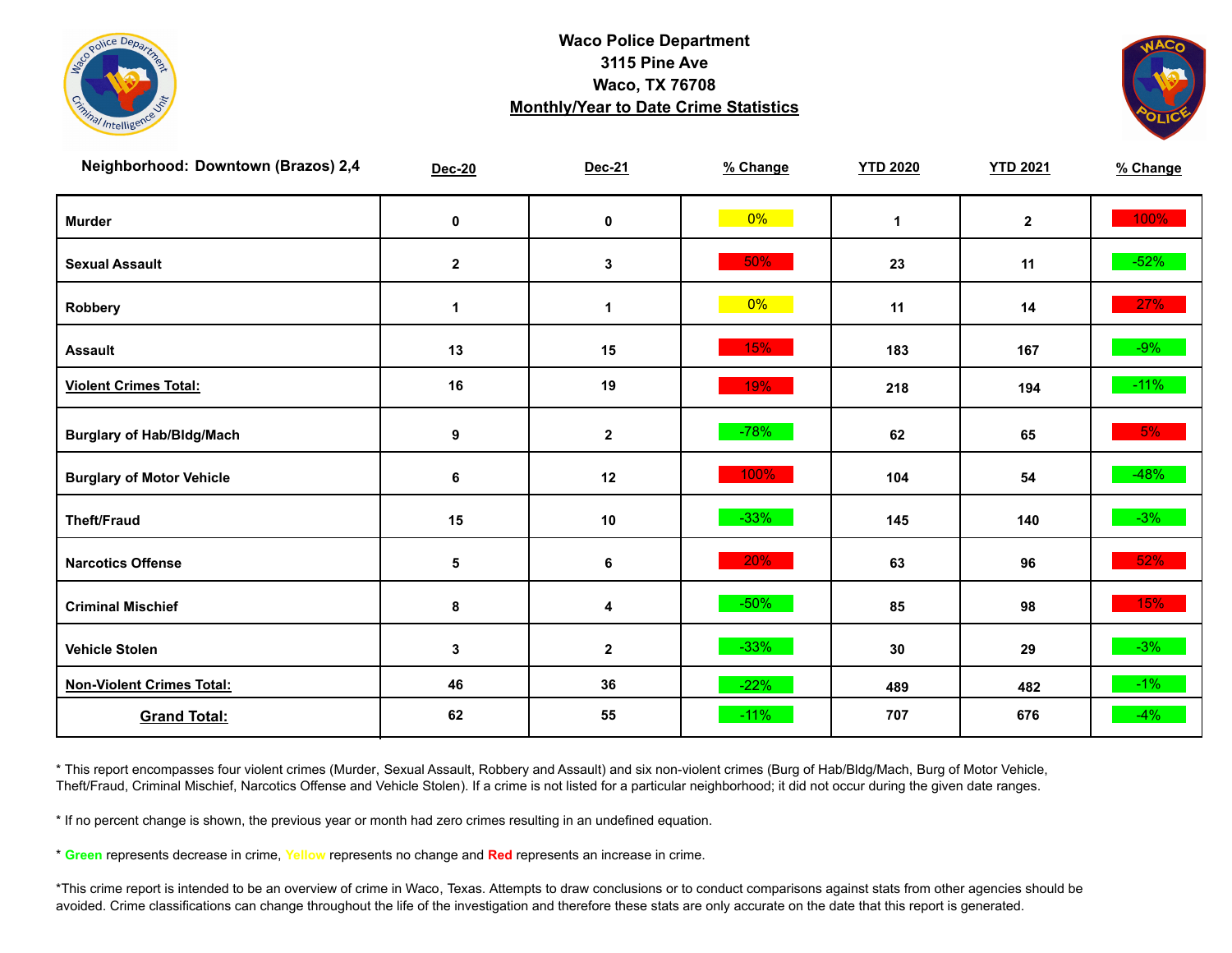# Waco Police Department
## 3115 Pine Ave
## Waco, TX 76708
## Monthly/Year to Date Crime Statistics

| Neighborhood: Downtown (Brazos) 2,4 | Dec-20 | Dec-21 | % Change | YTD 2020 | YTD 2021 | % Change |
|---|---|---|---|---|---|---|
| Murder | 0 | 0 | 0% | 1 | 2 | 100% |
| Sexual Assault | 2 | 3 | 50% | 23 | 11 | -52% |
| Robbery | 1 | 1 | 0% | 11 | 14 | 27% |
| Assault | 13 | 15 | 15% | 183 | 167 | -9% |
| **Violent Crimes Total:** | 16 | 19 | 19% | 218 | 194 | -11% |
| Burglary of Hab/Bldg/Mach | 9 | 2 | -78% | 62 | 65 | 5% |
| Burglary of Motor Vehicle | 6 | 12 | 100% | 104 | 54 | -48% |
| Theft/Fraud | 15 | 10 | -33% | 145 | 140 | -3% |
| Narcotics Offense | 5 | 6 | 20% | 63 | 96 | 52% |
| Criminal Mischief | 8 | 4 | -50% | 85 | 98 | 15% |
| Vehicle Stolen | 3 | 2 | -33% | 30 | 29 | -3% |
| **Non-Violent Crimes Total:** | 46 | 36 | -22% | 489 | 482 | -1% |
| **Grand Total:** | 62 | 55 | -11% | 707 | 676 | -4% |

* This report encompasses four violent crimes (Murder, Sexual Assault, Robbery and Assault) and six non-violent crimes (Burg of Hab/Bldg/Mach, Burg of Motor Vehicle, Theft/Fraud, Criminal Mischief, Narcotics Offense and Vehicle Stolen). If a crime is not listed for a particular neighborhood; it did not occur during the given date ranges.

* If no percent change is shown, the previous year or month had zero crimes resulting in an undefined equation.

* **Green** represents decrease in crime, **Yellow** represents no change and **Red** represents an increase in crime.

*This crime report is intended to be an overview of crime in Waco, Texas. Attempts to draw conclusions or to conduct comparisons against stats from other agencies should be avoided. Crime classifications can change throughout the life of the investigation and therefore these stats are only accurate on the date that this report is generated.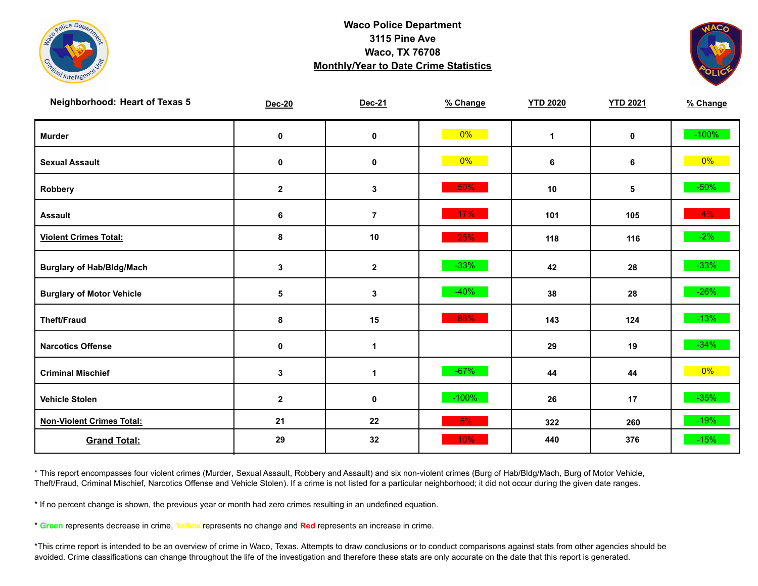**Waco Police Department**
**3115 Pine Ave**
**Waco, TX 76708**
**Monthly/Year to Date Crime Statistics**

| Neighborhood: Heart of Texas 5 | Dec-20 | Dec-21 | % Change | YTD 2020 | YTD 2021 | % Change |
|---|---|---|---|---|---|---|
| Murder | 0 | 0 | 0% | 1 | 0 | -100% |
| Sexual Assault | 0 | 0 | 0% | 6 | 6 | 0% |
| Robbery | 2 | 3 | 50% | 10 | 5 | -50% |
| Assault | 6 | 7 | 17% | 101 | 105 | 4% |
| **Violent Crimes Total:** | 8 | 10 | 25% | 118 | 116 | -2% |
| Burglary of Hab/Bldg/Mach | 3 | 2 | -33% | 42 | 28 | -33% |
| Burglary of Motor Vehicle | 5 | 3 | -40% | 38 | 28 | -26% |
| Theft/Fraud | 8 | 15 | 88% | 143 | 124 | -13% |
| Narcotics Offense | 0 | 1 | | 29 | 19 | -34% |
| Criminal Mischief | 3 | 1 | -67% | 44 | 44 | 0% |
| Vehicle Stolen | 2 | 0 | -100% | 26 | 17 | -35% |
| **Non-Violent Crimes Total:** | 21 | 22 | 5% | 322 | 260 | -19% |
| **Grand Total:** | 29 | 32 | 10% | 440 | 376 | -15% |

* This report encompasses four violent crimes (Murder, Sexual Assault, Robbery and Assault) and six non-violent crimes (Burg of Hab/Bldg/Mach, Burg of Motor Vehicle, Theft/Fraud, Criminal Mischief, Narcotics Offense and Vehicle Stolen). If a crime is not listed for a particular neighborhood; it did not occur during the given date ranges.

* If no percent change is shown, the previous year or month had zero crimes resulting in an undefined equation.

* **Green** represents decrease in crime, Yellow represents no change and **Red** represents an increase in crime.

*This crime report is intended to be an overview of crime in Waco, Texas. Attempts to draw conclusions or to conduct comparisons against stats from other agencies should be avoided. Crime classifications can change throughout the life of the investigation and therefore these stats are only accurate on the date that this report is generated.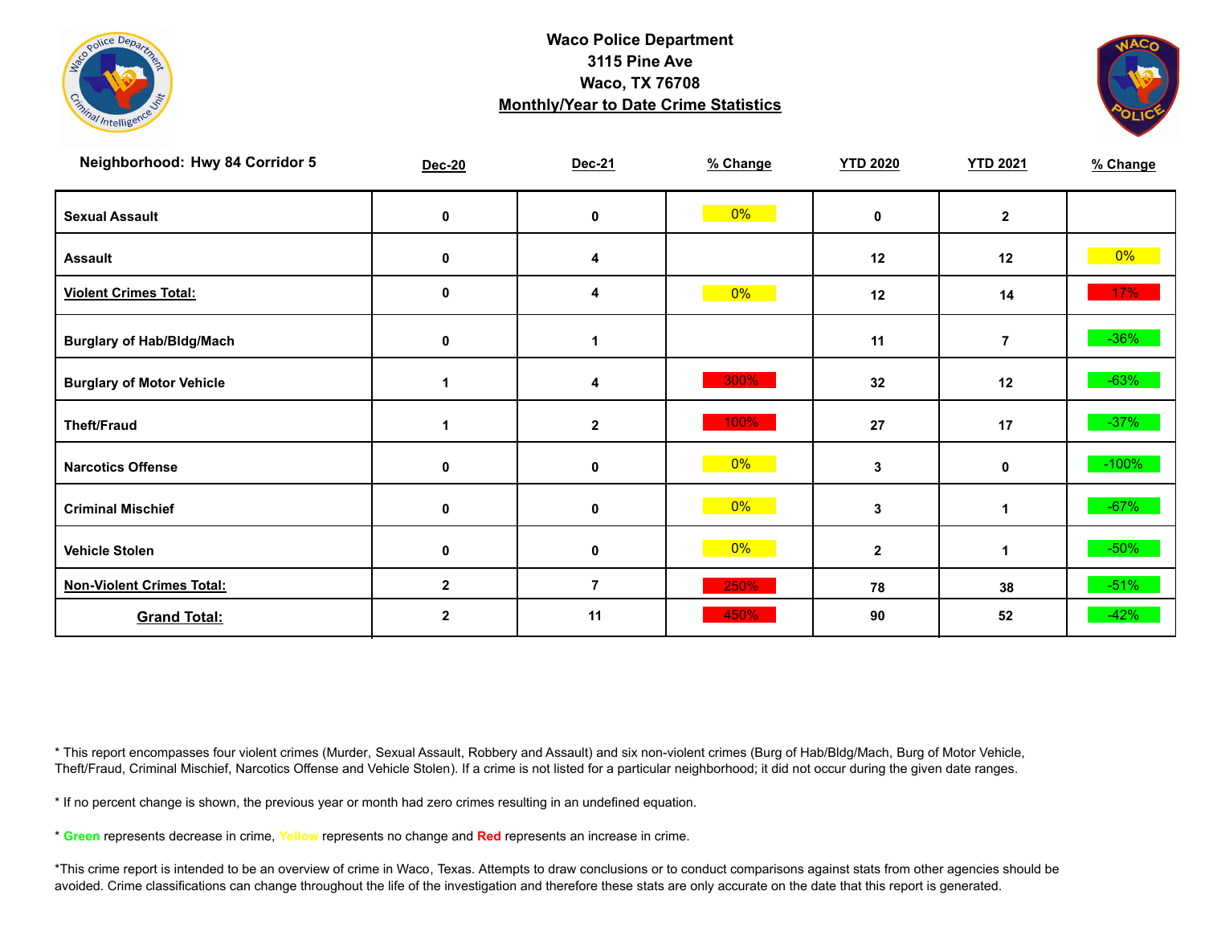**Waco Police Department**
**3115 Pine Ave**
**Waco, TX 76708**
**Monthly/Year to Date Crime Statistics**

| Neighborhood: Hwy 84 Corridor 5 | Dec-20 | Dec-21 | % Change | YTD 2020 | YTD 2021 | % Change |
|---|---|---|---|---|---|---|
| Sexual Assault | 0 | 0 | 0% | 0 | 2 | |
| Assault | 0 | 4 | | 12 | 12 | 0% |
| Violent Crimes Total: | 0 | 4 | 0% | 12 | 14 | 17% |
| Burglary of Hab/Bldg/Mach | 0 | 1 | | 11 | 7 | -36% |
| Burglary of Motor Vehicle | 1 | 4 | 300% | 32 | 12 | -63% |
| Theft/Fraud | 1 | 2 | 100% | 27 | 17 | -37% |
| Narcotics Offense | 0 | 0 | 0% | 3 | 0 | -100% |
| Criminal Mischief | 0 | 0 | 0% | 3 | 1 | -67% |
| Vehicle Stolen | 0 | 0 | 0% | 2 | 1 | -50% |
| Non-Violent Crimes Total: | 2 | 7 | 250% | 78 | 38 | -51% |
| Grand Total: | 2 | 11 | 450% | 90 | 52 | -42% |

* This report encompasses four violent crimes (Murder, Sexual Assault, Robbery and Assault) and six non-violent crimes (Burg of Hab/Bldg/Mach, Burg of Motor Vehicle, Theft/Fraud, Criminal Mischief, Narcotics Offense and Vehicle Stolen). If a crime is not listed for a particular neighborhood; it did not occur during the given date ranges.

* If no percent change is shown, the previous year or month had zero crimes resulting in an undefined equation.

* **Green** represents decrease in crime, Yellow represents no change and **Red** represents an increase in crime.

*This crime report is intended to be an overview of crime in Waco, Texas. Attempts to draw conclusions or to conduct comparisons against stats from other agencies should be avoided. Crime classifications can change throughout the life of the investigation and therefore these stats are only accurate on the date that this report is generated.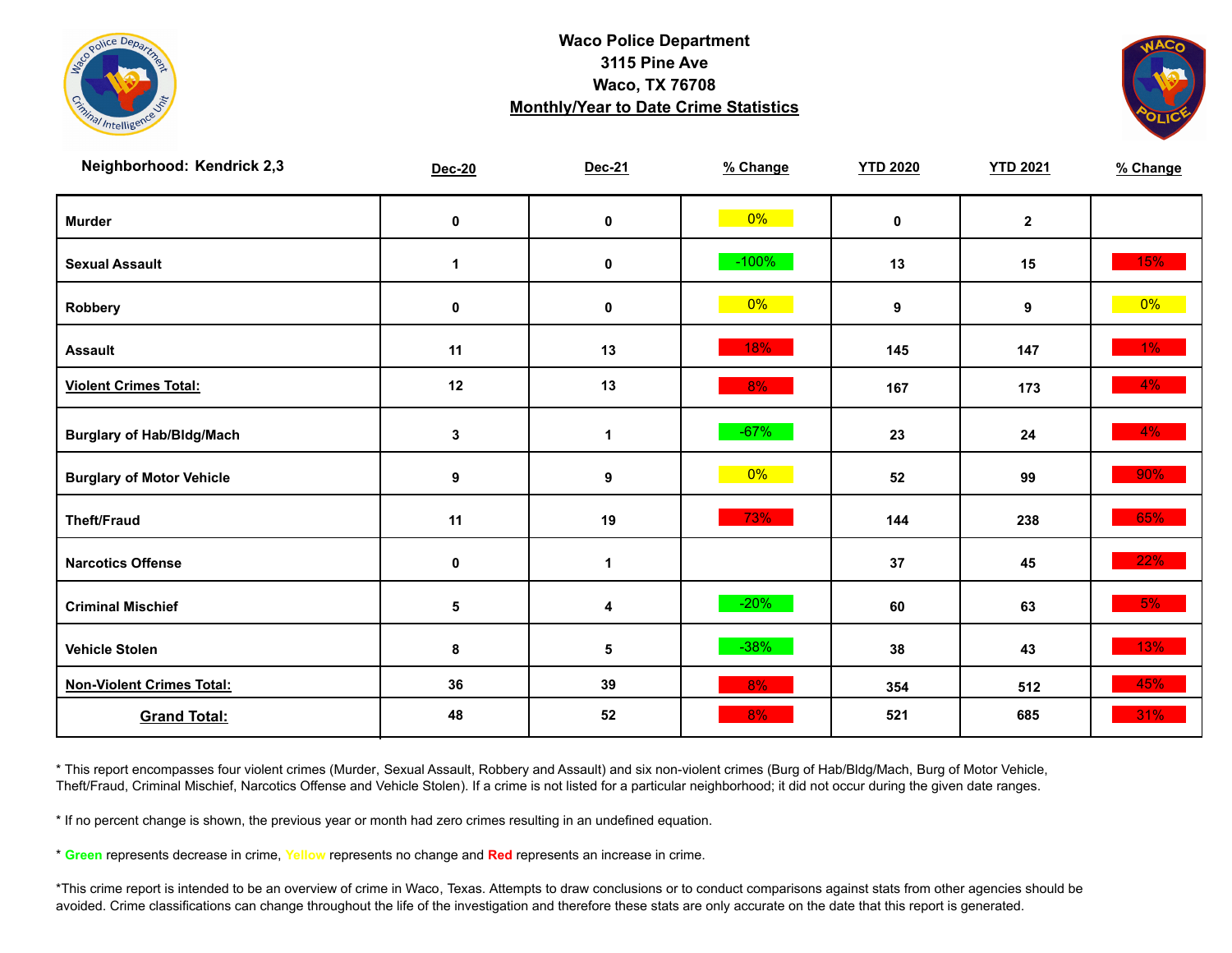# Waco Police Department
## 3115 Pine Ave
## Waco, TX 76708
## Monthly/Year to Date Crime Statistics

| Neighborhood: Kendrick 2,3 | Dec-20 | Dec-21 | % Change | YTD 2020 | YTD 2021 | % Change |
|---|---|---|---|---|---|---|
| Murder | 0 | 0 | 0% | 0 | 2 | |
| Sexual Assault | 1 | 0 | -100% | 13 | 15 | 15% |
| Robbery | 0 | 0 | 0% | 9 | 9 | 0% |
| Assault | 11 | 13 | 18% | 145 | 147 | 1% |
| **Violent Crimes Total:** | 12 | 13 | 8% | 167 | 173 | 4% |
| Burglary of Hab/Bldg/Mach | 3 | 1 | -67% | 23 | 24 | 4% |
| Burglary of Motor Vehicle | 9 | 9 | 0% | 52 | 99 | 90% |
| Theft/Fraud | 11 | 19 | 73% | 144 | 238 | 65% |
| Narcotics Offense | 0 | 1 | | 37 | 45 | 22% |
| Criminal Mischief | 5 | 4 | -20% | 60 | 63 | 5% |
| Vehicle Stolen | 8 | 5 | -38% | 38 | 43 | 13% |
| **Non-Violent Crimes Total:** | 36 | 39 | 8% | 354 | 512 | 45% |
| **Grand Total:** | 48 | 52 | 8% | 521 | 685 | 31% |

* This report encompasses four violent crimes (Murder, Sexual Assault, Robbery and Assault) and six non-violent crimes (Burg of Hab/Bldg/Mach, Burg of Motor Vehicle, Theft/Fraud, Criminal Mischief, Narcotics Offense and Vehicle Stolen). If a crime is not listed for a particular neighborhood; it did not occur during the given date ranges.

* If no percent change is shown, the previous year or month had zero crimes resulting in an undefined equation.

* Green represents decrease in crime, Yellow represents no change and Red represents an increase in crime.

*This crime report is intended to be an overview of crime in Waco, Texas. Attempts to draw conclusions or to conduct comparisons against stats from other agencies should be avoided. Crime classifications can change throughout the life of the investigation and therefore these stats are only accurate on the date that this report is generated.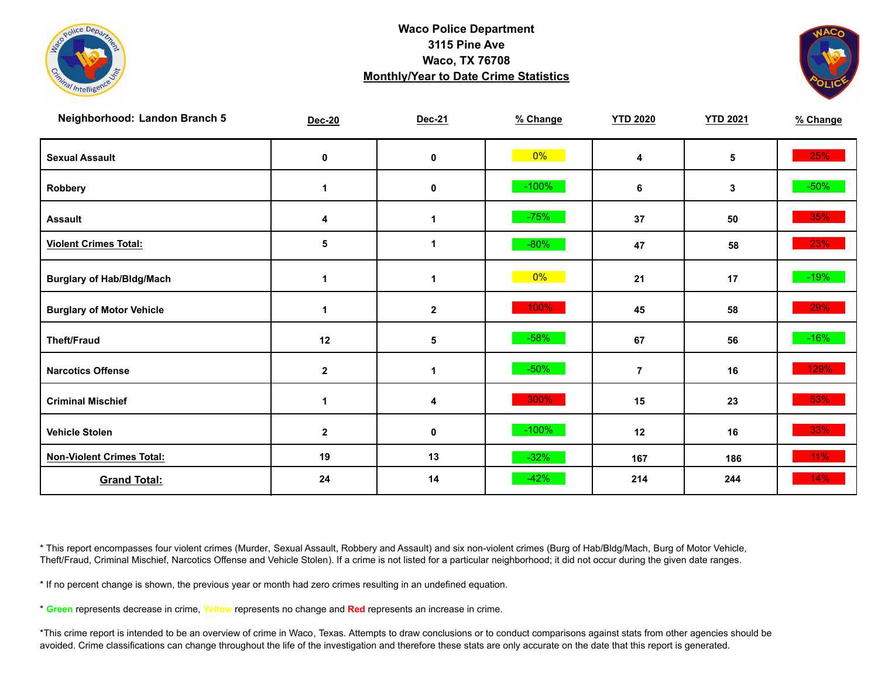**Waco Police Department**
**3115 Pine Ave**
**Waco, TX 76708**
**Monthly/Year to Date Crime Statistics**

| Neighborhood: Landon Branch 5 | Dec-20 | Dec-21 | % Change | YTD 2020 | YTD 2021 | % Change |
|---|---|---|---|---|---|---|
| Sexual Assault | 0 | 0 | 0% | 4 | 5 | 25% |
| Robbery | 1 | 0 | -100% | 6 | 3 | -50% |
| Assault | 4 | 1 | -75% | 37 | 50 | 35% |
| Violent Crimes Total: | 5 | 1 | -80% | 47 | 58 | 23% |
| Burglary of Hab/Bldg/Mach | 1 | 1 | 0% | 21 | 17 | -19% |
| Burglary of Motor Vehicle | 1 | 2 | 100% | 45 | 58 | 29% |
| Theft/Fraud | 12 | 5 | -58% | 67 | 56 | -16% |
| Narcotics Offense | 2 | 1 | -50% | 7 | 16 | 129% |
| Criminal Mischief | 1 | 4 | 300% | 15 | 23 | 53% |
| Vehicle Stolen | 2 | 0 | -100% | 12 | 16 | 33% |
| Non-Violent Crimes Total: | 19 | 13 | -32% | 167 | 186 | 11% |
| Grand Total: | 24 | 14 | -42% | 214 | 244 | 14% |

* This report encompasses four violent crimes (Murder, Sexual Assault, Robbery and Assault) and six non-violent crimes (Burg of Hab/Bldg/Mach, Burg of Motor Vehicle, Theft/Fraud, Criminal Mischief, Narcotics Offense and Vehicle Stolen). If a crime is not listed for a particular neighborhood; it did not occur during the given date ranges.

* If no percent change is shown, the previous year or month had zero crimes resulting in an undefined equation.

* Green represents decrease in crime, Yellow represents no change and Red represents an increase in crime.

*This crime report is intended to be an overview of crime in Waco, Texas. Attempts to draw conclusions or to conduct comparisons against stats from other agencies should be avoided. Crime classifications can change throughout the life of the investigation and therefore these stats are only accurate on the date that this report is generated.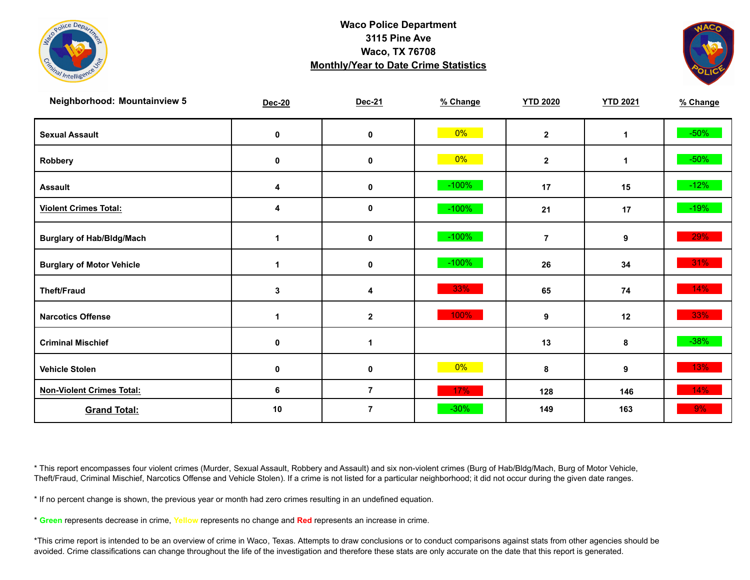**Waco Police Department**
**3115 Pine Ave**
**Waco, TX 76708**
**Monthly/Year to Date Crime Statistics**

| Neighborhood: Mountainview 5 | Dec-20 | Dec-21 | % Change | YTD 2020 | YTD 2021 | % Change |
|---|---|---|---|---|---|---|
| Sexual Assault | 0 | 0 | 0% | 2 | 1 | -50% |
| Robbery | 0 | 0 | 0% | 2 | 1 | -50% |
| Assault | 4 | 0 | -100% | 17 | 15 | -12% |
| Violent Crimes Total: | 4 | 0 | -100% | 21 | 17 | -19% |
| Burglary of Hab/Bldg/Mach | 1 | 0 | -100% | 7 | 9 | 29% |
| Burglary of Motor Vehicle | 1 | 0 | -100% | 26 | 34 | 31% |
| Theft/Fraud | 3 | 4 | 33% | 65 | 74 | 14% |
| Narcotics Offense | 1 | 2 | 100% | 9 | 12 | 33% |
| Criminal Mischief | 0 | 1 | | 13 | 8 | -38% |
| Vehicle Stolen | 0 | 0 | 0% | 8 | 9 | 13% |
| Non-Violent Crimes Total: | 6 | 7 | 17% | 128 | 146 | 14% |
| Grand Total: | 10 | 7 | -30% | 149 | 163 | 9% |

* This report encompasses four violent crimes (Murder, Sexual Assault, Robbery and Assault) and six non-violent crimes (Burg of Hab/Bldg/Mach, Burg of Motor Vehicle, Theft/Fraud, Criminal Mischief, Narcotics Offense and Vehicle Stolen). If a crime is not listed for a particular neighborhood; it did not occur during the given date ranges.

* If no percent change is shown, the previous year or month had zero crimes resulting in an undefined equation.

* Green represents decrease in crime, Yellow represents no change and Red represents an increase in crime.

*This crime report is intended to be an overview of crime in Waco, Texas. Attempts to draw conclusions or to conduct comparisons against stats from other agencies should be avoided. Crime classifications can change throughout the life of the investigation and therefore these stats are only accurate on the date that this report is generated.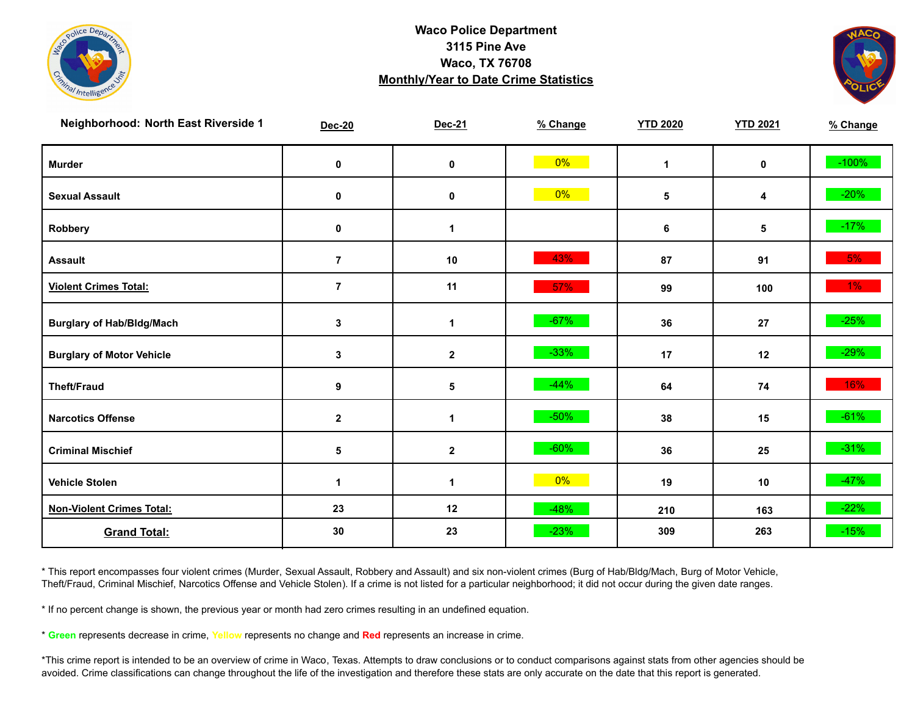**Waco Police Department**
**3115 Pine Ave**
**Waco, TX 76708**
**Monthly/Year to Date Crime Statistics**

| Neighborhood: North East Riverside 1 | Dec-20 | Dec-21 | % Change | YTD 2020 | YTD 2021 | % Change |
|---|---|---|---|---|---|---|
| Murder | 0 | 0 | 0% | 1 | 0 | -100% |
| Sexual Assault | 0 | 0 | 0% | 5 | 4 | -20% |
| Robbery | 0 | 1 | | 6 | 5 | -17% |
| Assault | 7 | 10 | 43% | 87 | 91 | 5% |
| **Violent Crimes Total:** | 7 | 11 | 57% | 99 | 100 | 1% |
| Burglary of Hab/Bldg/Mach | 3 | 1 | -67% | 36 | 27 | -25% |
| Burglary of Motor Vehicle | 3 | 2 | -33% | 17 | 12 | -29% |
| Theft/Fraud | 9 | 5 | -44% | 64 | 74 | 16% |
| Narcotics Offense | 2 | 1 | -50% | 38 | 15 | -61% |
| Criminal Mischief | 5 | 2 | -60% | 36 | 25 | -31% |
| Vehicle Stolen | 1 | 1 | 0% | 19 | 10 | -47% |
| **Non-Violent Crimes Total:** | 23 | 12 | -48% | 210 | 163 | -22% |
| **Grand Total:** | 30 | 23 | -23% | 309 | 263 | -15% |

* This report encompasses four violent crimes (Murder, Sexual Assault, Robbery and Assault) and six non-violent crimes (Burg of Hab/Bldg/Mach, Burg of Motor Vehicle, Theft/Fraud, Criminal Mischief, Narcotics Offense and Vehicle Stolen). If a crime is not listed for a particular neighborhood; it did not occur during the given date ranges.

* If no percent change is shown, the previous year or month had zero crimes resulting in an undefined equation.

* **Green** represents decrease in crime, **Yellow** represents no change and **Red** represents an increase in crime.

*This crime report is intended to be an overview of crime in Waco, Texas. Attempts to draw conclusions or to conduct comparisons against stats from other agencies should be avoided. Crime classifications can change throughout the life of the investigation and therefore these stats are only accurate on the date that this report is generated.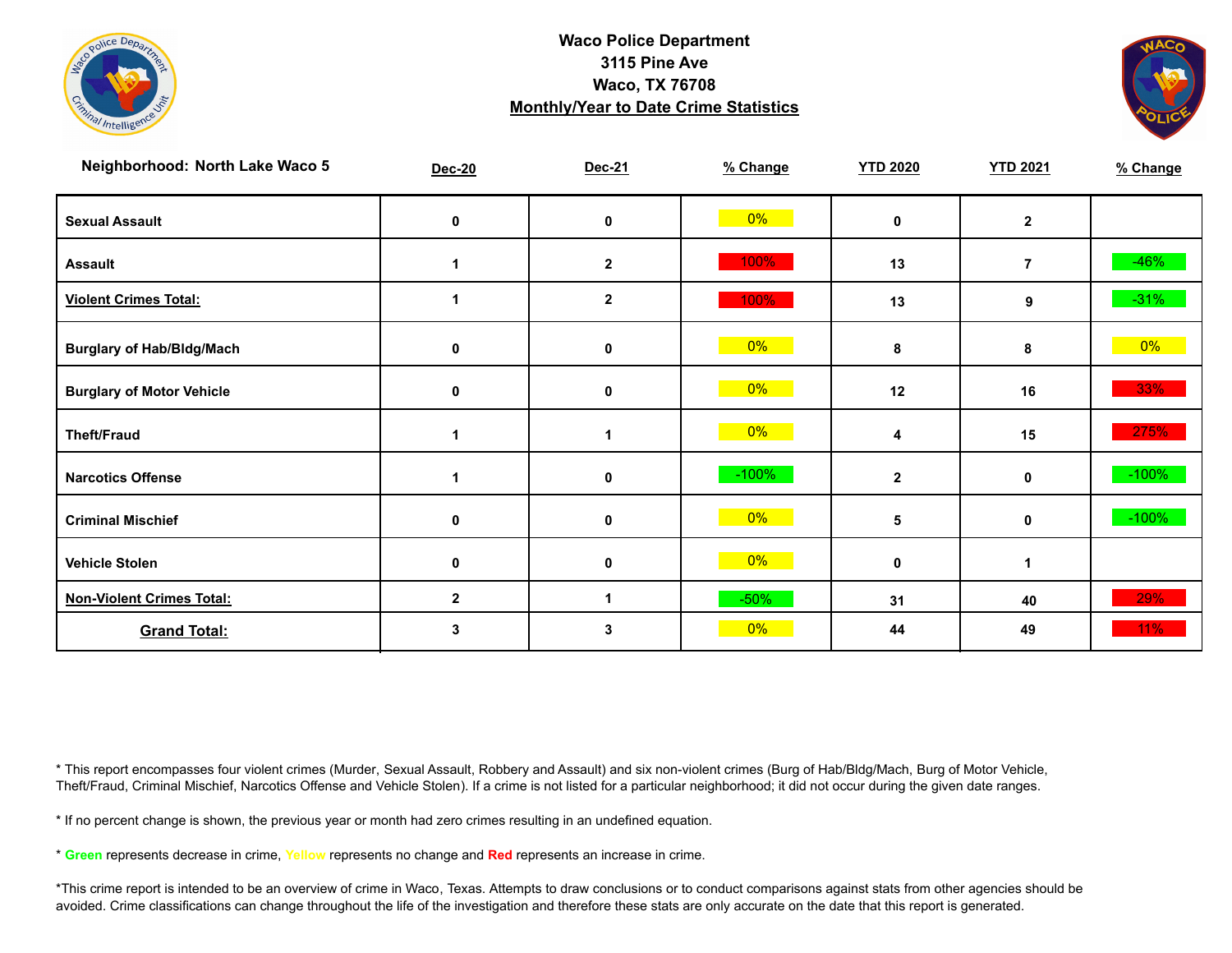**Waco Police Department**
**3115 Pine Ave**
**Waco, TX 76708**
**Monthly/Year to Date Crime Statistics**

| Neighborhood: North Lake Waco 5 | Dec-20 | Dec-21 | % Change | YTD 2020 | YTD 2021 | % Change |
|---|---|---|---|---|---|---|
| Sexual Assault | 0 | 0 | 0% | 0 | 2 | |
| Assault | 1 | 2 | 100% | 13 | 7 | -46% |
| Violent Crimes Total: | 1 | 2 | 100% | 13 | 9 | -31% |
| Burglary of Hab/Bldg/Mach | 0 | 0 | 0% | 8 | 8 | 0% |
| Burglary of Motor Vehicle | 0 | 0 | 0% | 12 | 16 | 33% |
| Theft/Fraud | 1 | 1 | 0% | 4 | 15 | 275% |
| Narcotics Offense | 1 | 0 | -100% | 2 | 0 | -100% |
| Criminal Mischief | 0 | 0 | 0% | 5 | 0 | -100% |
| Vehicle Stolen | 0 | 0 | 0% | 0 | 1 | |
| Non-Violent Crimes Total: | 2 | 1 | -50% | 31 | 40 | 29% |
| Grand Total: | 3 | 3 | 0% | 44 | 49 | 11% |

* This report encompasses four violent crimes (Murder, Sexual Assault, Robbery and Assault) and six non-violent crimes (Burg of Hab/Bldg/Mach, Burg of Motor Vehicle, Theft/Fraud, Criminal Mischief, Narcotics Offense and Vehicle Stolen). If a crime is not listed for a particular neighborhood; it did not occur during the given date ranges.

* If no percent change is shown, the previous year or month had zero crimes resulting in an undefined equation.

* Green represents decrease in crime, Yellow represents no change and Red represents an increase in crime.

*This crime report is intended to be an overview of crime in Waco, Texas. Attempts to draw conclusions or to conduct comparisons against stats from other agencies should be avoided. Crime classifications can change throughout the life of the investigation and therefore these stats are only accurate on the date that this report is generated.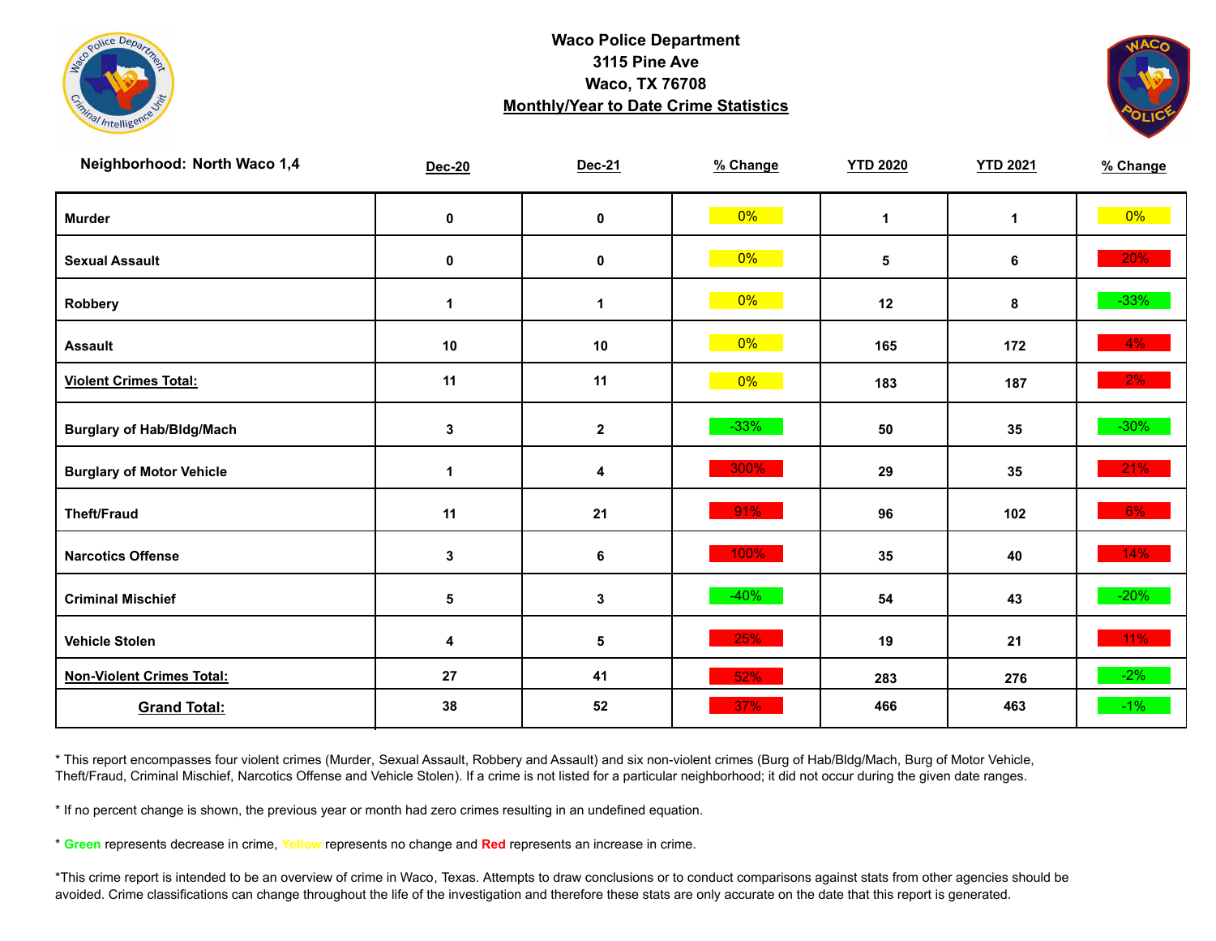**Waco Police Department**
**3115 Pine Ave**
**Waco, TX 76708**
**Monthly/Year to Date Crime Statistics**

| Neighborhood: North Waco 1,4 | Dec-20 | Dec-21 | % Change | YTD 2020 | YTD 2021 | % Change |
|---|---|---|---|---|---|---|
| Murder | 0 | 0 | 0% | 1 | 1 | 0% |
| Sexual Assault | 0 | 0 | 0% | 5 | 6 | 20% |
| Robbery | 1 | 1 | 0% | 12 | 8 | -33% |
| Assault | 10 | 10 | 0% | 165 | 172 | 4% |
| **Violent Crimes Total:** | 11 | 11 | 0% | 183 | 187 | 2% |
| Burglary of Hab/Bldg/Mach | 3 | 2 | -33% | 50 | 35 | -30% |
| Burglary of Motor Vehicle | 1 | 4 | 300% | 29 | 35 | 21% |
| Theft/Fraud | 11 | 21 | 91% | 96 | 102 | 6% |
| Narcotics Offense | 3 | 6 | 100% | 35 | 40 | 14% |
| Criminal Mischief | 5 | 3 | -40% | 54 | 43 | -20% |
| Vehicle Stolen | 4 | 5 | 25% | 19 | 21 | 11% |
| **Non-Violent Crimes Total:** | 27 | 41 | 52% | 283 | 276 | -2% |
| **Grand Total:** | 38 | 52 | 37% | 466 | 463 | -1% |

* This report encompasses four violent crimes (Murder, Sexual Assault, Robbery and Assault) and six non-violent crimes (Burg of Hab/Bldg/Mach, Burg of Motor Vehicle, Theft/Fraud, Criminal Mischief, Narcotics Offense and Vehicle Stolen). If a crime is not listed for a particular neighborhood; it did not occur during the given date ranges.

* If no percent change is shown, the previous year or month had zero crimes resulting in an undefined equation.

* **Green** represents decrease in crime, Yellow represents no change and **Red** represents an increase in crime.

*This crime report is intended to be an overview of crime in Waco, Texas. Attempts to draw conclusions or to conduct comparisons against stats from other agencies should be avoided. Crime classifications can change throughout the life of the investigation and therefore these stats are only accurate on the date that this report is generated.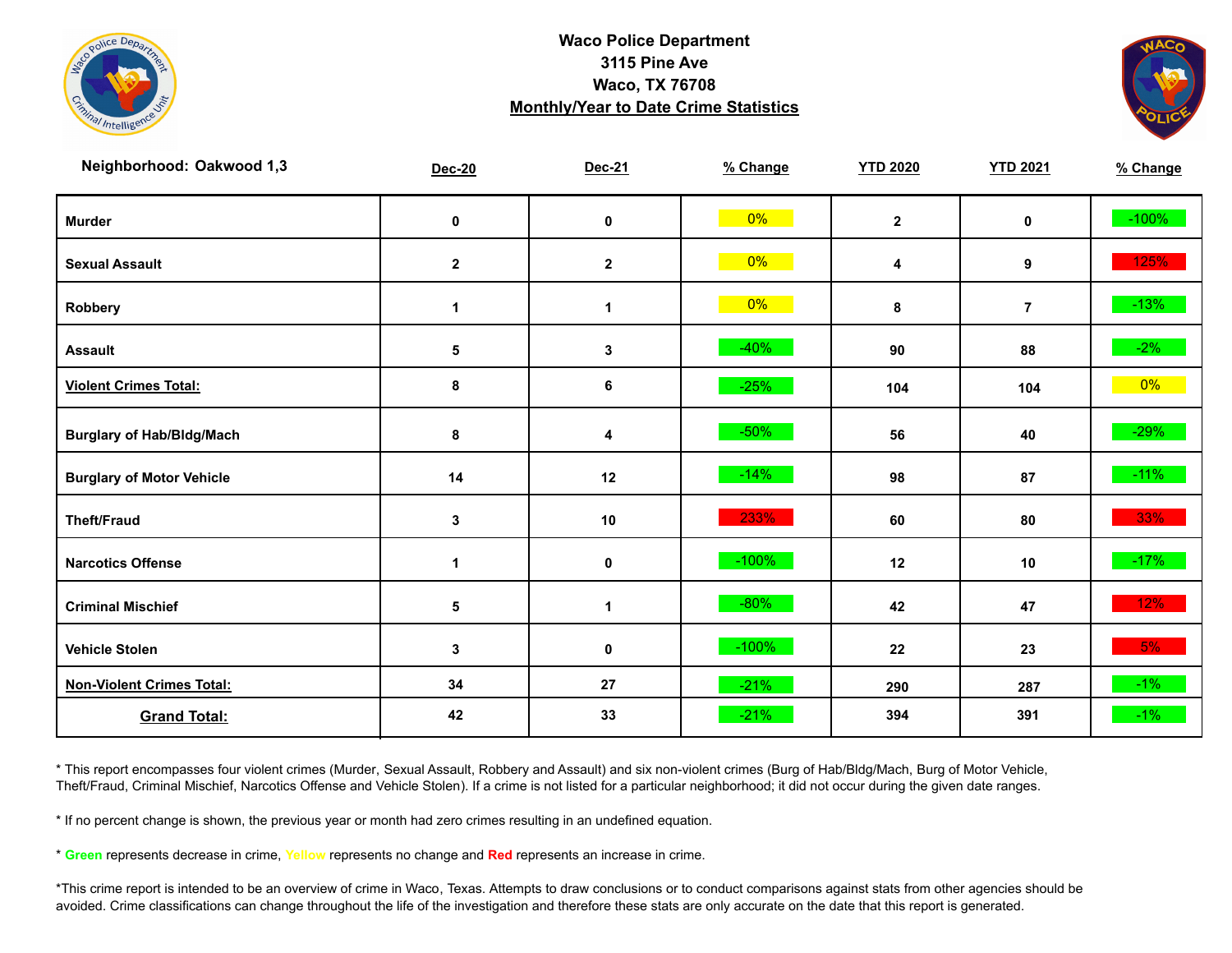**Waco Police Department**
**3115 Pine Ave**
**Waco, TX 76708**
**Monthly/Year to Date Crime Statistics**

| Neighborhood: Oakwood 1,3 | Dec-20 | Dec-21 | % Change | YTD 2020 | YTD 2021 | % Change |
|---|---|---|---|---|---|---|
| Murder | 0 | 0 | 0% | 2 | 0 | -100% |
| Sexual Assault | 2 | 2 | 0% | 4 | 9 | 125% |
| Robbery | 1 | 1 | 0% | 8 | 7 | -13% |
| Assault | 5 | 3 | -40% | 90 | 88 | -2% |
| Violent Crimes Total: | 8 | 6 | -25% | 104 | 104 | 0% |
| Burglary of Hab/Bldg/Mach | 8 | 4 | -50% | 56 | 40 | -29% |
| Burglary of Motor Vehicle | 14 | 12 | -14% | 98 | 87 | -11% |
| Theft/Fraud | 3 | 10 | 233% | 60 | 80 | 33% |
| Narcotics Offense | 1 | 0 | -100% | 12 | 10 | -17% |
| Criminal Mischief | 5 | 1 | -80% | 42 | 47 | 12% |
| Vehicle Stolen | 3 | 0 | -100% | 22 | 23 | 5% |
| Non-Violent Crimes Total: | 34 | 27 | -21% | 290 | 287 | -1% |
| Grand Total: | 42 | 33 | -21% | 394 | 391 | -1% |

* This report encompasses four violent crimes (Murder, Sexual Assault, Robbery and Assault) and six non-violent crimes (Burg of Hab/Bldg/Mach, Burg of Motor Vehicle, Theft/Fraud, Criminal Mischief, Narcotics Offense and Vehicle Stolen). If a crime is not listed for a particular neighborhood; it did not occur during the given date ranges.

* If no percent change is shown, the previous year or month had zero crimes resulting in an undefined equation.

* Green represents decrease in crime, Yellow represents no change and Red represents an increase in crime.

*This crime report is intended to be an overview of crime in Waco, Texas. Attempts to draw conclusions or to conduct comparisons against stats from other agencies should be avoided. Crime classifications can change throughout the life of the investigation and therefore these stats are only accurate on the date that this report is generated.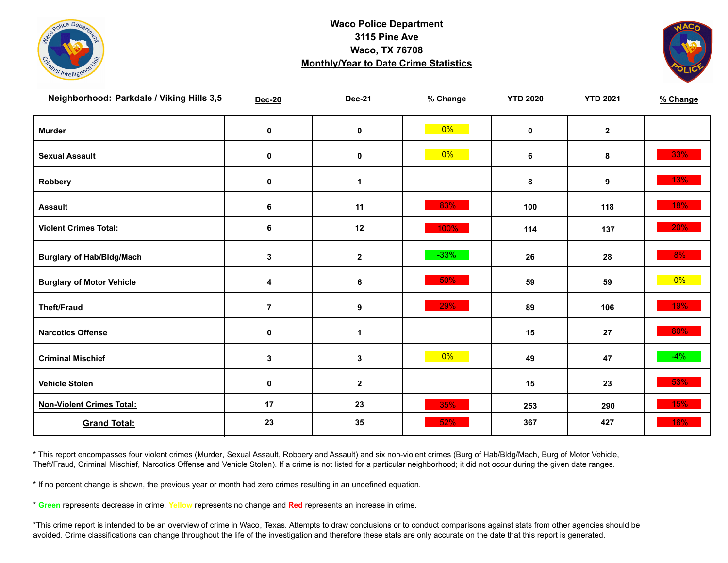**Waco Police Department**
**3115 Pine Ave**
**Waco, TX 76708**
**Monthly/Year to Date Crime Statistics**

| Neighborhood: Parkdale / Viking Hills 3,5 | Dec-20 | Dec-21 | % Change | YTD 2020 | YTD 2021 | % Change |
|---|---|---|---|---|---|---|
| Murder | 0 | 0 | 0% | 0 | 2 | |
| Sexual Assault | 0 | 0 | 0% | 6 | 8 | 33% |
| Robbery | 0 | 1 | | 8 | 9 | 13% |
| Assault | 6 | 11 | 83% | 100 | 118 | 18% |
| Violent Crimes Total: | 6 | 12 | 100% | 114 | 137 | 20% |
| Burglary of Hab/Bldg/Mach | 3 | 2 | -33% | 26 | 28 | 8% |
| Burglary of Motor Vehicle | 4 | 6 | 50% | 59 | 59 | 0% |
| Theft/Fraud | 7 | 9 | 29% | 89 | 106 | 19% |
| Narcotics Offense | 0 | 1 | | 15 | 27 | 80% |
| Criminal Mischief | 3 | 3 | 0% | 49 | 47 | -4% |
| Vehicle Stolen | 0 | 2 | | 15 | 23 | 53% |
| Non-Violent Crimes Total: | 17 | 23 | 35% | 253 | 290 | 15% |
| Grand Total: | 23 | 35 | 52% | 367 | 427 | 16% |

* This report encompasses four violent crimes (Murder, Sexual Assault, Robbery and Assault) and six non-violent crimes (Burg of Hab/Bldg/Mach, Burg of Motor Vehicle, Theft/Fraud, Criminal Mischief, Narcotics Offense and Vehicle Stolen). If a crime is not listed for a particular neighborhood; it did not occur during the given date ranges.

* If no percent change is shown, the previous year or month had zero crimes resulting in an undefined equation.

* Green represents decrease in crime, Yellow represents no change and Red represents an increase in crime.

*This crime report is intended to be an overview of crime in Waco, Texas. Attempts to draw conclusions or to conduct comparisons against stats from other agencies should be avoided. Crime classifications can change throughout the life of the investigation and therefore these stats are only accurate on the date that this report is generated.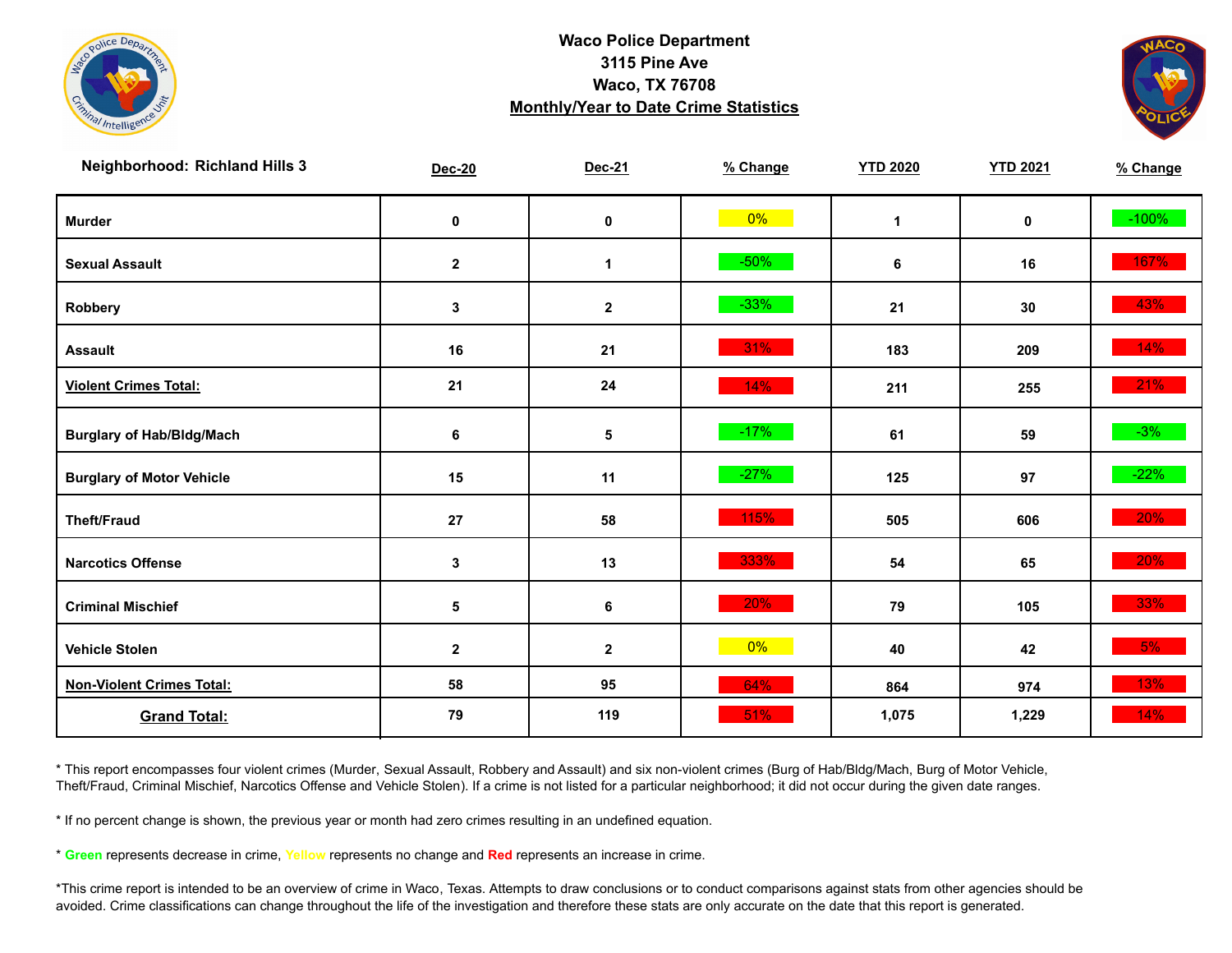**Waco Police Department**
**3115 Pine Ave**
**Waco, TX 76708**
**Monthly/Year to Date Crime Statistics**

| Neighborhood: Richland Hills 3 | Dec-20 | Dec-21 | % Change | YTD 2020 | YTD 2021 | % Change |
|---|---|---|---|---|---|---|
| Murder | 0 | 0 | 0% | 1 | 0 | -100% |
| Sexual Assault | 2 | 1 | -50% | 6 | 16 | 167% |
| Robbery | 3 | 2 | -33% | 21 | 30 | 43% |
| Assault | 16 | 21 | 31% | 183 | 209 | 14% |
| **Violent Crimes Total:** | 21 | 24 | 14% | 211 | 255 | 21% |
| Burglary of Hab/Bldg/Mach | 6 | 5 | -17% | 61 | 59 | -3% |
| Burglary of Motor Vehicle | 15 | 11 | -27% | 125 | 97 | -22% |
| Theft/Fraud | 27 | 58 | 115% | 505 | 606 | 20% |
| Narcotics Offense | 3 | 13 | 333% | 54 | 65 | 20% |
| Criminal Mischief | 5 | 6 | 20% | 79 | 105 | 33% |
| Vehicle Stolen | 2 | 2 | 0% | 40 | 42 | 5% |
| **Non-Violent Crimes Total:** | 58 | 95 | 64% | 864 | 974 | 13% |
| **Grand Total:** | 79 | 119 | 51% | 1,075 | 1,229 | 14% |

* This report encompasses four violent crimes (Murder, Sexual Assault, Robbery and Assault) and six non-violent crimes (Burg of Hab/Bldg/Mach, Burg of Motor Vehicle, Theft/Fraud, Criminal Mischief, Narcotics Offense and Vehicle Stolen). If a crime is not listed for a particular neighborhood; it did not occur during the given date ranges.

* If no percent change is shown, the previous year or month had zero crimes resulting in an undefined equation.

* **Green** represents decrease in crime, Yellow represents no change and **Red** represents an increase in crime.

*This crime report is intended to be an overview of crime in Waco, Texas. Attempts to draw conclusions or to conduct comparisons against stats from other agencies should be avoided. Crime classifications can change throughout the life of the investigation and therefore these stats are only accurate on the date that this report is generated.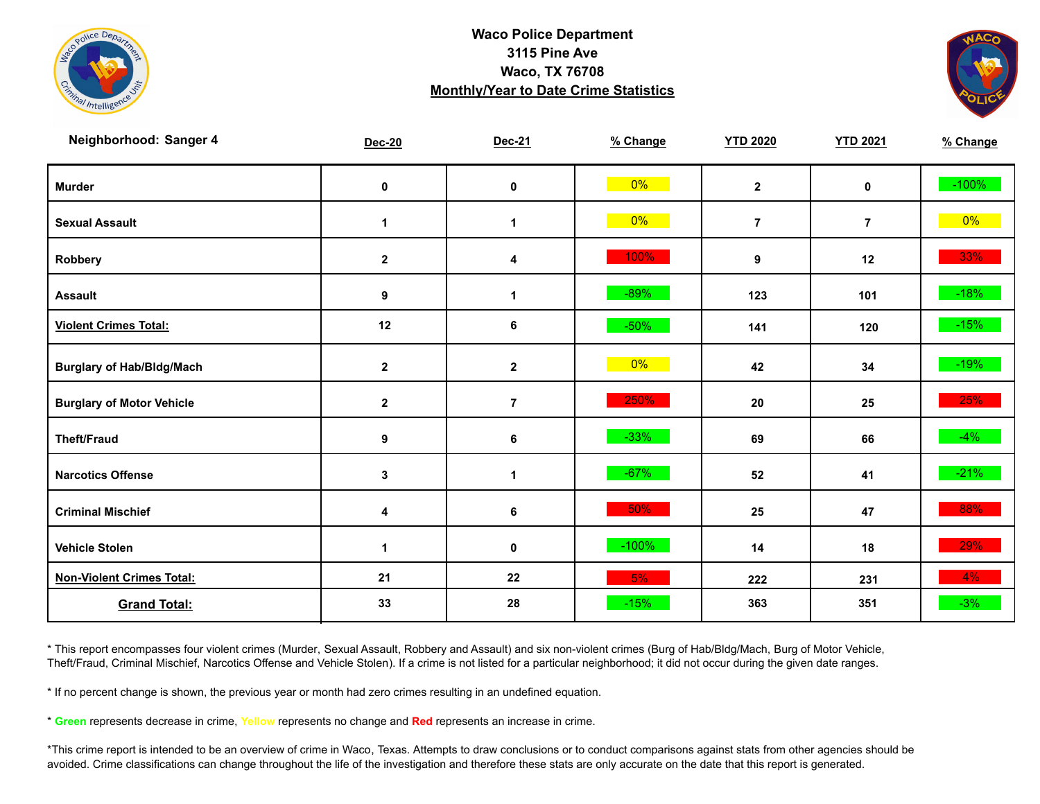# Waco Police Department
## 3115 Pine Ave
## Waco, TX 76708
## Monthly/Year to Date Crime Statistics

| Neighborhood: Sanger 4 | Dec-20 | Dec-21 | % Change | YTD 2020 | YTD 2021 | % Change |
|---|---|---|---|---|---|---|
| Murder | 0 | 0 | 0% | 2 | 0 | -100% |
| Sexual Assault | 1 | 1 | 0% | 7 | 7 | 0% |
| Robbery | 2 | 4 | 100% | 9 | 12 | 33% |
| Assault | 9 | 1 | -89% | 123 | 101 | -18% |
| Violent Crimes Total: | 12 | 6 | -50% | 141 | 120 | -15% |
| Burglary of Hab/Bldg/Mach | 2 | 2 | 0% | 42 | 34 | -19% |
| Burglary of Motor Vehicle | 2 | 7 | 250% | 20 | 25 | 25% |
| Theft/Fraud | 9 | 6 | -33% | 69 | 66 | -4% |
| Narcotics Offense | 3 | 1 | -67% | 52 | 41 | -21% |
| Criminal Mischief | 4 | 6 | 50% | 25 | 47 | 88% |
| Vehicle Stolen | 1 | 0 | -100% | 14 | 18 | 29% |
| Non-Violent Crimes Total: | 21 | 22 | 5% | 222 | 231 | 4% |
| Grand Total: | 33 | 28 | -15% | 363 | 351 | -3% |

* This report encompasses four violent crimes (Murder, Sexual Assault, Robbery and Assault) and six non-violent crimes (Burg of Hab/Bldg/Mach, Burg of Motor Vehicle, Theft/Fraud, Criminal Mischief, Narcotics Offense and Vehicle Stolen). If a crime is not listed for a particular neighborhood; it did not occur during the given date ranges.

* If no percent change is shown, the previous year or month had zero crimes resulting in an undefined equation.

* **Green** represents decrease in crime, **Yellow** represents no change and **Red** represents an increase in crime.

*This crime report is intended to be an overview of crime in Waco, Texas. Attempts to draw conclusions or to conduct comparisons against stats from other agencies should be avoided. Crime classifications can change throughout the life of the investigation and therefore these stats are only accurate on the date that this report is generated.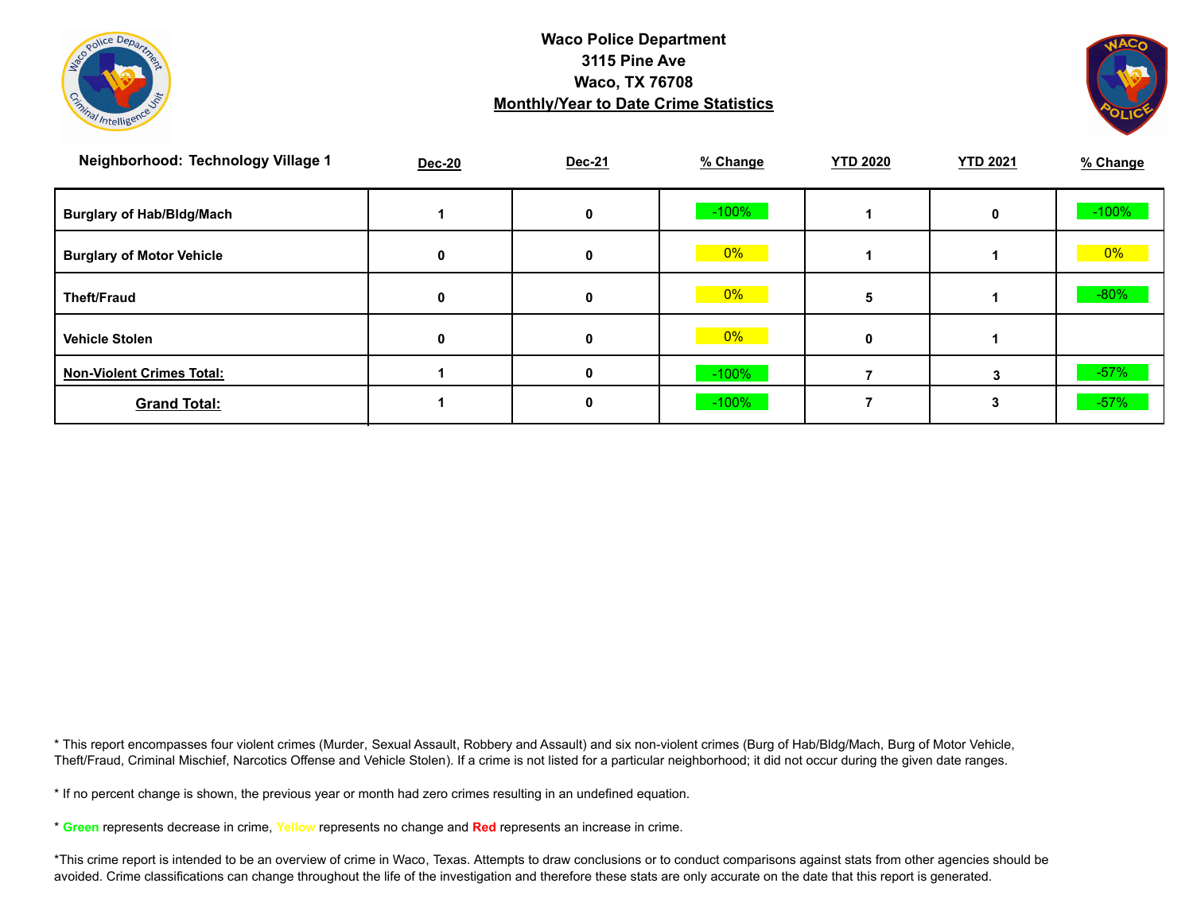**Waco Police Department**
**3115 Pine Ave**
**Waco, TX 76708**
**Monthly/Year to Date Crime Statistics**

| Neighborhood: Technology Village 1 | Dec-20 | Dec-21 | % Change | YTD 2020 | YTD 2021 | % Change |
|---|---|---|---|---|---|---|
| Burglary of Hab/Bldg/Mach | 1 | 0 | -100% | 1 | 0 | -100% |
| Burglary of Motor Vehicle | 0 | 0 | 0% | 1 | 1 | 0% |
| Theft/Fraud | 0 | 0 | 0% | 5 | 1 | -80% |
| Vehicle Stolen | 0 | 0 | 0% | 0 | 1 | |
| Non-Violent Crimes Total: | 1 | 0 | -100% | 7 | 3 | -57% |
| Grand Total: | 1 | 0 | -100% | 7 | 3 | -57% |

* This report encompasses four violent crimes (Murder, Sexual Assault, Robbery and Assault) and six non-violent crimes (Burg of Hab/Bldg/Mach, Burg of Motor Vehicle, Theft/Fraud, Criminal Mischief, Narcotics Offense and Vehicle Stolen). If a crime is not listed for a particular neighborhood; it did not occur during the given date ranges.

* If no percent change is shown, the previous year or month had zero crimes resulting in an undefined equation.

* Green represents decrease in crime, Yellow represents no change and Red represents an increase in crime.

*This crime report is intended to be an overview of crime in Waco, Texas. Attempts to draw conclusions or to conduct comparisons against stats from other agencies should be avoided. Crime classifications can change throughout the life of the investigation and therefore these stats are only accurate on the date that this report is generated.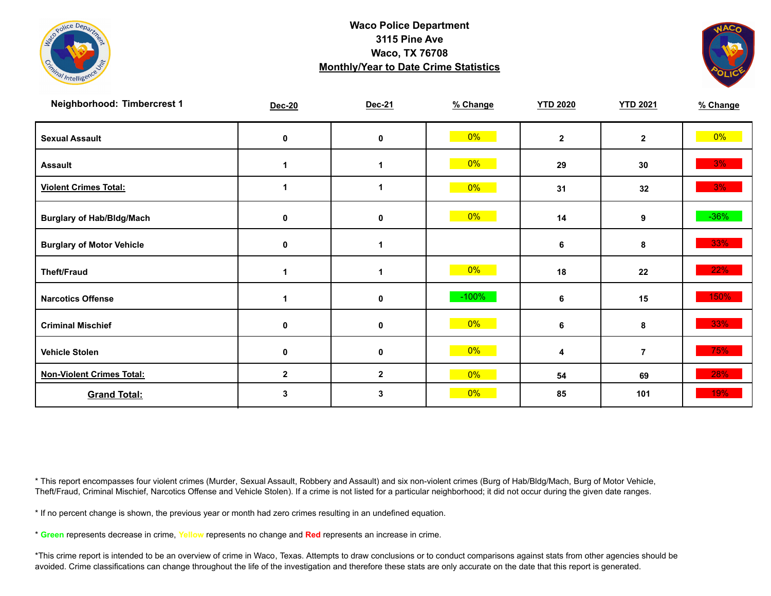# Waco Police Department
## 3115 Pine Ave
## Waco, TX 76708
## Monthly/Year to Date Crime Statistics

| Neighborhood: Timbercrest 1 | Dec-20 | Dec-21 | % Change | YTD 2020 | YTD 2021 | % Change |
|---|---|---|---|---|---|---|
| Sexual Assault | 0 | 0 | 0% | 2 | 2 | 0% |
| Assault | 1 | 1 | 0% | 29 | 30 | 3% |
| **Violent Crimes Total:** | 1 | 1 | 0% | 31 | 32 | 3% |
| Burglary of Hab/Bldg/Mach | 0 | 0 | 0% | 14 | 9 | -36% |
| Burglary of Motor Vehicle | 0 | 1 | | 6 | 8 | 33% |
| Theft/Fraud | 1 | 1 | 0% | 18 | 22 | 22% |
| Narcotics Offense | 1 | 0 | -100% | 6 | 15 | 150% |
| Criminal Mischief | 0 | 0 | 0% | 6 | 8 | 33% |
| Vehicle Stolen | 0 | 0 | 0% | 4 | 7 | 75% |
| **Non-Violent Crimes Total:** | 2 | 2 | 0% | 54 | 69 | 28% |
| **Grand Total:** | 3 | 3 | 0% | 85 | 101 | 19% |

* This report encompasses four violent crimes (Murder, Sexual Assault, Robbery and Assault) and six non-violent crimes (Burg of Hab/Bldg/Mach, Burg of Motor Vehicle, Theft/Fraud, Criminal Mischief, Narcotics Offense and Vehicle Stolen). If a crime is not listed for a particular neighborhood; it did not occur during the given date ranges.

* If no percent change is shown, the previous year or month had zero crimes resulting in an undefined equation.

* Green represents decrease in crime, Yellow represents no change and Red represents an increase in crime.

*This crime report is intended to be an overview of crime in Waco, Texas. Attempts to draw conclusions or to conduct comparisons against stats from other agencies should be avoided. Crime classifications can change throughout the life of the investigation and therefore these stats are only accurate on the date that this report is generated.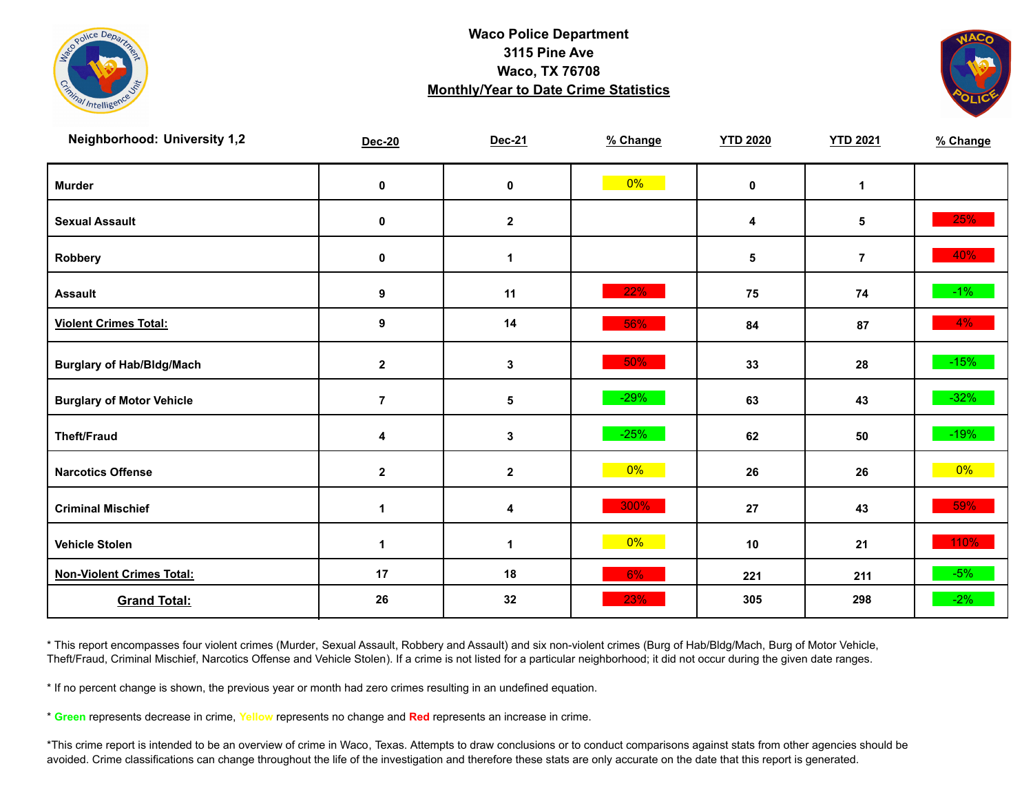**Waco Police Department**
**3115 Pine Ave**
**Waco, TX 76708**
**Monthly/Year to Date Crime Statistics**

| Neighborhood: University 1,2 | Dec-20 | Dec-21 | % Change | YTD 2020 | YTD 2021 | % Change |
|---|---|---|---|---|---|---|
| Murder | 0 | 0 | 0% | 0 | 1 | |
| Sexual Assault | 0 | 2 | | 4 | 5 | 25% |
| Robbery | 0 | 1 | | 5 | 7 | 40% |
| Assault | 9 | 11 | 22% | 75 | 74 | -1% |
| Violent Crimes Total: | 9 | 14 | 56% | 84 | 87 | 4% |
| Burglary of Hab/Bldg/Mach | 2 | 3 | 50% | 33 | 28 | -15% |
| Burglary of Motor Vehicle | 7 | 5 | -29% | 63 | 43 | -32% |
| Theft/Fraud | 4 | 3 | -25% | 62 | 50 | -19% |
| Narcotics Offense | 2 | 2 | 0% | 26 | 26 | 0% |
| Criminal Mischief | 1 | 4 | 300% | 27 | 43 | 59% |
| Vehicle Stolen | 1 | 1 | 0% | 10 | 21 | 110% |
| Non-Violent Crimes Total: | 17 | 18 | 6% | 221 | 211 | -5% |
| Grand Total: | 26 | 32 | 23% | 305 | 298 | -2% |

* This report encompasses four violent crimes (Murder, Sexual Assault, Robbery and Assault) and six non-violent crimes (Burg of Hab/Bldg/Mach, Burg of Motor Vehicle, Theft/Fraud, Criminal Mischief, Narcotics Offense and Vehicle Stolen). If a crime is not listed for a particular neighborhood; it did not occur during the given date ranges.

* If no percent change is shown, the previous year or month had zero crimes resulting in an undefined equation.

* **Green** represents decrease in crime, **Yellow** represents no change and **Red** represents an increase in crime.

*This crime report is intended to be an overview of crime in Waco, Texas. Attempts to draw conclusions or to conduct comparisons against stats from other agencies should be avoided. Crime classifications can change throughout the life of the investigation and therefore these stats are only accurate on the date that this report is generated.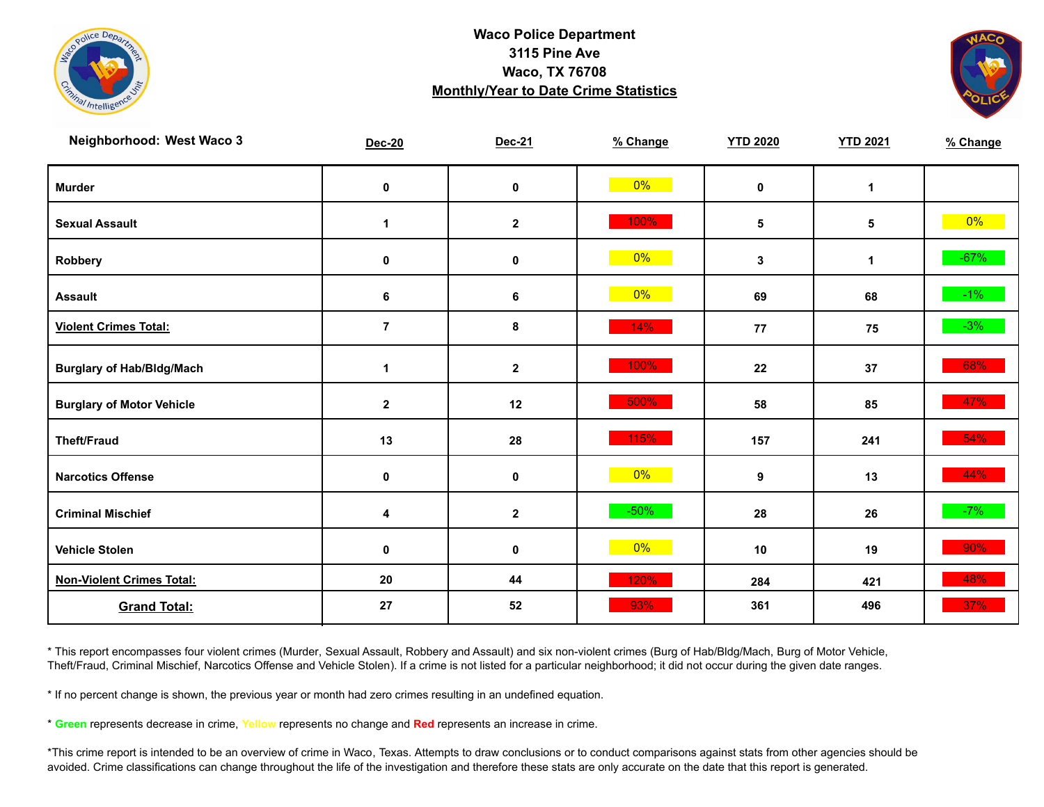**Waco Police Department**
**3115 Pine Ave**
**Waco, TX 76708**
**Monthly/Year to Date Crime Statistics**

| Neighborhood: West Waco 3 | Dec-20 | Dec-21 | % Change | YTD 2020 | YTD 2021 | % Change |
|---|---|---|---|---|---|---|
| Murder | 0 | 0 | 0% | 0 | 1 | |
| Sexual Assault | 1 | 2 | 100% | 5 | 5 | 0% |
| Robbery | 0 | 0 | 0% | 3 | 1 | -67% |
| Assault | 6 | 6 | 0% | 69 | 68 | -1% |
| **Violent Crimes Total:** | 7 | 8 | 14% | 77 | 75 | -3% |
| Burglary of Hab/Bldg/Mach | 1 | 2 | 100% | 22 | 37 | 68% |
| Burglary of Motor Vehicle | 2 | 12 | 500% | 58 | 85 | 47% |
| Theft/Fraud | 13 | 28 | 115% | 157 | 241 | 54% |
| Narcotics Offense | 0 | 0 | 0% | 9 | 13 | 44% |
| Criminal Mischief | 4 | 2 | -50% | 28 | 26 | -7% |
| Vehicle Stolen | 0 | 0 | 0% | 10 | 19 | 90% |
| **Non-Violent Crimes Total:** | 20 | 44 | 120% | 284 | 421 | 48% |
| **Grand Total:** | 27 | 52 | 93% | 361 | 496 | 37% |

* This report encompasses four violent crimes (Murder, Sexual Assault, Robbery and Assault) and six non-violent crimes (Burg of Hab/Bldg/Mach, Burg of Motor Vehicle, Theft/Fraud, Criminal Mischief, Narcotics Offense and Vehicle Stolen). If a crime is not listed for a particular neighborhood; it did not occur during the given date ranges.

* If no percent change is shown, the previous year or month had zero crimes resulting in an undefined equation.

* **Green** represents decrease in crime, **Yellow** represents no change and **Red** represents an increase in crime.

*This crime report is intended to be an overview of crime in Waco, Texas. Attempts to draw conclusions or to conduct comparisons against stats from other agencies should be avoided. Crime classifications can change throughout the life of the investigation and therefore these stats are only accurate on the date that this report is generated.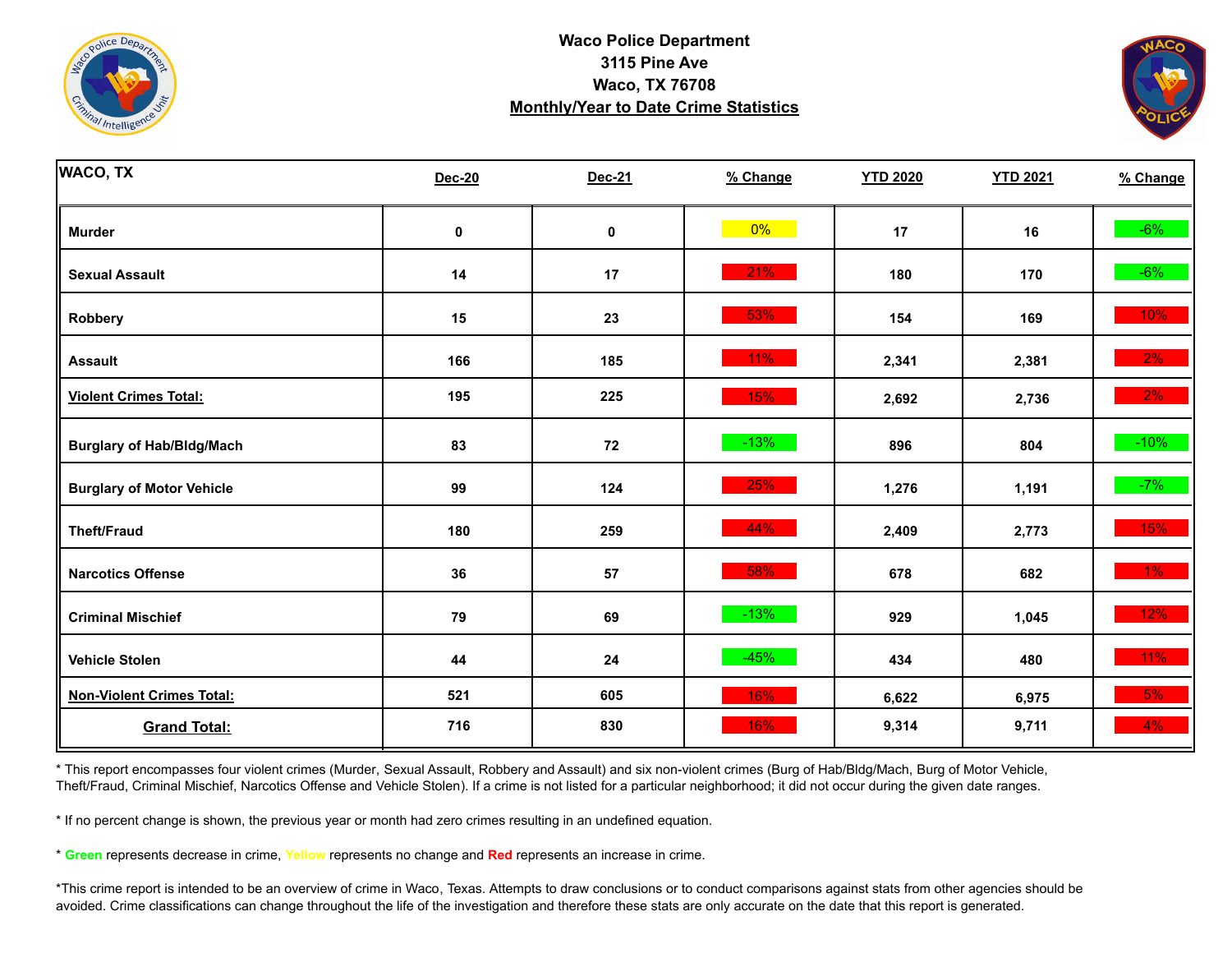**Waco Police Department**
**3115 Pine Ave**
**Waco, TX 76708**
**Monthly/Year to Date Crime Statistics**

| WACO, TX | Dec-20 | Dec-21 | % Change | YTD 2020 | YTD 2021 | % Change |
|---|---|---|---|---|---|---|
| **Murder** | 0 | 0 | 0% | 17 | 16 | -6% |
| **Sexual Assault** | 14 | 17 | 21% | 180 | 170 | -6% |
| **Robbery** | 15 | 23 | 53% | 154 | 169 | 10% |
| **Assault** | 166 | 185 | 11% | 2,341 | 2,381 | 2% |
| **Violent Crimes Total:** | 195 | 225 | 15% | 2,692 | 2,736 | 2% |
| **Burglary of Hab/Bldg/Mach** | 83 | 72 | -13% | 896 | 804 | -10% |
| **Burglary of Motor Vehicle** | 99 | 124 | 25% | 1,276 | 1,191 | -7% |
| **Theft/Fraud** | 180 | 259 | 44% | 2,409 | 2,773 | 15% |
| **Narcotics Offense** | 36 | 57 | 58% | 678 | 682 | 1% |
| **Criminal Mischief** | 79 | 69 | -13% | 929 | 1,045 | 12% |
| **Vehicle Stolen** | 44 | 24 | -45% | 434 | 480 | 11% |
| **Non-Violent Crimes Total:** | 521 | 605 | 16% | 6,622 | 6,975 | 5% |
| **Grand Total:** | 716 | 830 | 16% | 9,314 | 9,711 | 4% |

* This report encompasses four violent crimes (Murder, Sexual Assault, Robbery and Assault) and six non-violent crimes (Burg of Hab/Bldg/Mach, Burg of Motor Vehicle, Theft/Fraud, Criminal Mischief, Narcotics Offense and Vehicle Stolen). If a crime is not listed for a particular neighborhood; it did not occur during the given date ranges.

* If no percent change is shown, the previous year or month had zero crimes resulting in an undefined equation.

* **Green** represents decrease in crime, Yellow represents no change and **Red** represents an increase in crime.

*This crime report is intended to be an overview of crime in Waco, Texas. Attempts to draw conclusions or to conduct comparisons against stats from other agencies should be avoided. Crime classifications can change throughout the life of the investigation and therefore these stats are only accurate on the date that this report is generated.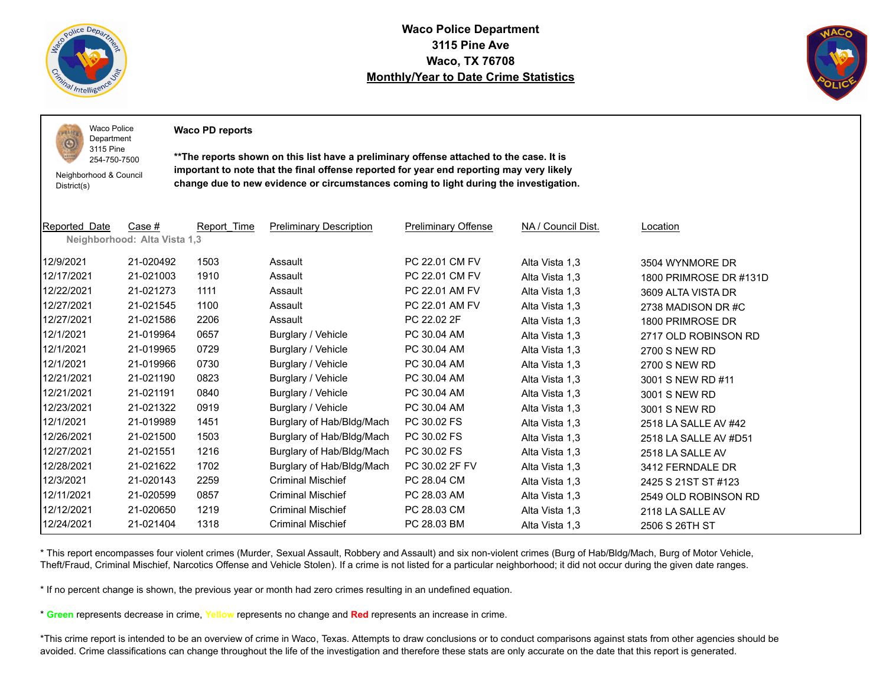# Waco Police Department
## 3115 Pine Ave
## Waco, TX 76708
## Monthly/Year to Date Crime Statistics

Waco Police Department
3115 Pine
254-750-7500

Neighborhood & Council District(s)

**Waco PD reports**

****The reports shown on this list have a preliminary offense attached to the case. It is important to note that the final offense reported for year end reporting may very likely change due to new evidence or circumstances coming to light during the investigation.**

| Reported_Date | Case # | Report_Time | Preliminary Description | Preliminary Offense | NA / Council Dist. | Location |
|---|---|---|---|---|---|---|
| **Neighborhood: Alta Vista 1,3** | | | | | | |
| 12/9/2021 | 21-020492 | 1503 | Assault | PC 22.01 CM FV | Alta Vista 1,3 | 3504 WYNMORE DR |
| 12/17/2021 | 21-021003 | 1910 | Assault | PC 22.01 CM FV | Alta Vista 1,3 | 1800 PRIMROSE DR #131D |
| 12/22/2021 | 21-021273 | 1111 | Assault | PC 22.01 AM FV | Alta Vista 1,3 | 3609 ALTA VISTA DR |
| 12/27/2021 | 21-021545 | 1100 | Assault | PC 22.01 AM FV | Alta Vista 1,3 | 2738 MADISON DR #C |
| 12/27/2021 | 21-021586 | 2206 | Assault | PC 22.02 2F | Alta Vista 1,3 | 1800 PRIMROSE DR |
| 12/1/2021 | 21-019964 | 0657 | Burglary / Vehicle | PC 30.04 AM | Alta Vista 1,3 | 2717 OLD ROBINSON RD |
| 12/1/2021 | 21-019965 | 0729 | Burglary / Vehicle | PC 30.04 AM | Alta Vista 1,3 | 2700 S NEW RD |
| 12/1/2021 | 21-019966 | 0730 | Burglary / Vehicle | PC 30.04 AM | Alta Vista 1,3 | 2700 S NEW RD |
| 12/21/2021 | 21-021190 | 0823 | Burglary / Vehicle | PC 30.04 AM | Alta Vista 1,3 | 3001 S NEW RD #11 |
| 12/21/2021 | 21-021191 | 0840 | Burglary / Vehicle | PC 30.04 AM | Alta Vista 1,3 | 3001 S NEW RD |
| 12/23/2021 | 21-021322 | 0919 | Burglary / Vehicle | PC 30.04 AM | Alta Vista 1,3 | 3001 S NEW RD |
| 12/1/2021 | 21-019989 | 1451 | Burglary of Hab/Bldg/Mach | PC 30.02 FS | Alta Vista 1,3 | 2518 LA SALLE AV #42 |
| 12/26/2021 | 21-021500 | 1503 | Burglary of Hab/Bldg/Mach | PC 30.02 FS | Alta Vista 1,3 | 2518 LA SALLE AV #D51 |
| 12/27/2021 | 21-021551 | 1216 | Burglary of Hab/Bldg/Mach | PC 30.02 FS | Alta Vista 1,3 | 2518 LA SALLE AV |
| 12/28/2021 | 21-021622 | 1702 | Burglary of Hab/Bldg/Mach | PC 30.02 2F FV | Alta Vista 1,3 | 3412 FERNDALE DR |
| 12/3/2021 | 21-020143 | 2259 | Criminal Mischief | PC 28.04 CM | Alta Vista 1,3 | 2425 S 21ST ST #123 |
| 12/11/2021 | 21-020599 | 0857 | Criminal Mischief | PC 28.03 AM | Alta Vista 1,3 | 2549 OLD ROBINSON RD |
| 12/12/2021 | 21-020650 | 1219 | Criminal Mischief | PC 28.03 CM | Alta Vista 1,3 | 2118 LA SALLE AV |
| 12/24/2021 | 21-021404 | 1318 | Criminal Mischief | PC 28.03 BM | Alta Vista 1,3 | 2506 S 26TH ST |

* This report encompasses four violent crimes (Murder, Sexual Assault, Robbery and Assault) and six non-violent crimes (Burg of Hab/Bldg/Mach, Burg of Motor Vehicle, Theft/Fraud, Criminal Mischief, Narcotics Offense and Vehicle Stolen). If a crime is not listed for a particular neighborhood; it did not occur during the given date ranges.

* If no percent change is shown, the previous year or month had zero crimes resulting in an undefined equation.

* **Green** represents decrease in crime, Yellow represents no change and **Red** represents an increase in crime.

*This crime report is intended to be an overview of crime in Waco, Texas. Attempts to draw conclusions or to conduct comparisons against stats from other agencies should be avoided. Crime classifications can change throughout the life of the investigation and therefore these stats are only accurate on the date that this report is generated.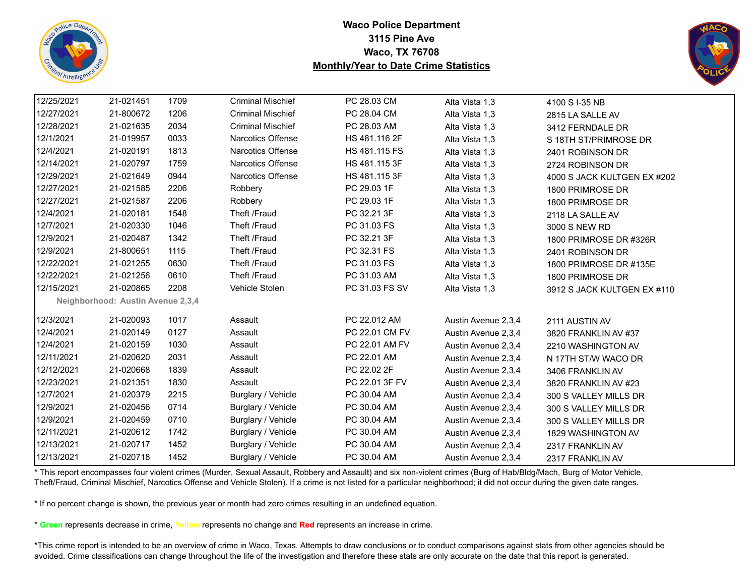# Waco Police Department
## 3115 Pine Ave
## Waco, TX 76708
## Monthly/Year to Date Crime Statistics

| | | | | | | |
|---|---|---|---|---|---|---|
| 12/25/2021 | 21-021451 | 1709 | Criminal Mischief | PC 28.03 CM | Alta Vista 1,3 | 4100 S I-35 NB |
| 12/27/2021 | 21-800672 | 1206 | Criminal Mischief | PC 28.04 CM | Alta Vista 1,3 | 2815 LA SALLE AV |
| 12/28/2021 | 21-021635 | 2034 | Criminal Mischief | PC 28.03 AM | Alta Vista 1,3 | 3412 FERNDALE DR |
| 12/1/2021 | 21-019957 | 0033 | Narcotics Offense | HS 481.116 2F | Alta Vista 1,3 | S 18TH ST/PRIMROSE DR |
| 12/4/2021 | 21-020191 | 1813 | Narcotics Offense | HS 481.115 FS | Alta Vista 1,3 | 2401 ROBINSON DR |
| 12/14/2021 | 21-020797 | 1759 | Narcotics Offense | HS 481.115 3F | Alta Vista 1,3 | 2724 ROBINSON DR |
| 12/29/2021 | 21-021649 | 0944 | Narcotics Offense | HS 481.115 3F | Alta Vista 1,3 | 4000 S JACK KULTGEN EX #202 |
| 12/27/2021 | 21-021585 | 2206 | Robbery | PC 29.03 1F | Alta Vista 1,3 | 1800 PRIMROSE DR |
| 12/27/2021 | 21-021587 | 2206 | Robbery | PC 29.03 1F | Alta Vista 1,3 | 1800 PRIMROSE DR |
| 12/4/2021 | 21-020181 | 1548 | Theft /Fraud | PC 32.21 3F | Alta Vista 1,3 | 2118 LA SALLE AV |
| 12/7/2021 | 21-020330 | 1046 | Theft /Fraud | PC 31.03 FS | Alta Vista 1,3 | 3000 S NEW RD |
| 12/9/2021 | 21-020487 | 1342 | Theft /Fraud | PC 32.21 3F | Alta Vista 1,3 | 1800 PRIMROSE DR #326R |
| 12/9/2021 | 21-800651 | 1115 | Theft /Fraud | PC 32.31 FS | Alta Vista 1,3 | 2401 ROBINSON DR |
| 12/22/2021 | 21-021255 | 0630 | Theft /Fraud | PC 31.03 FS | Alta Vista 1,3 | 1800 PRIMROSE DR #135E |
| 12/22/2021 | 21-021256 | 0610 | Theft /Fraud | PC 31.03 AM | Alta Vista 1,3 | 1800 PRIMROSE DR |
| 12/15/2021 | 21-020865 | 2208 | Vehicle Stolen | PC 31.03 FS SV | Alta Vista 1,3 | 3912 S JACK KULTGEN EX #110 |
| **Neighborhood: Austin Avenue 2,3,4** | | | | | | |
| 12/3/2021 | 21-020093 | 1017 | Assault | PC 22.012 AM | Austin Avenue 2,3,4 | 2111 AUSTIN AV |
| 12/4/2021 | 21-020149 | 0127 | Assault | PC 22.01 CM FV | Austin Avenue 2,3,4 | 3820 FRANKLIN AV #37 |
| 12/4/2021 | 21-020159 | 1030 | Assault | PC 22.01 AM FV | Austin Avenue 2,3,4 | 2210 WASHINGTON AV |
| 12/11/2021 | 21-020620 | 2031 | Assault | PC 22.01 AM | Austin Avenue 2,3,4 | N 17TH ST/W WACO DR |
| 12/12/2021 | 21-020668 | 1839 | Assault | PC 22.02 2F | Austin Avenue 2,3,4 | 3406 FRANKLIN AV |
| 12/23/2021 | 21-021351 | 1830 | Assault | PC 22.01 3F FV | Austin Avenue 2,3,4 | 3820 FRANKLIN AV #23 |
| 12/7/2021 | 21-020379 | 2215 | Burglary / Vehicle | PC 30.04 AM | Austin Avenue 2,3,4 | 300 S VALLEY MILLS DR |
| 12/9/2021 | 21-020456 | 0714 | Burglary / Vehicle | PC 30.04 AM | Austin Avenue 2,3,4 | 300 S VALLEY MILLS DR |
| 12/9/2021 | 21-020459 | 0710 | Burglary / Vehicle | PC 30.04 AM | Austin Avenue 2,3,4 | 300 S VALLEY MILLS DR |
| 12/11/2021 | 21-020612 | 1742 | Burglary / Vehicle | PC 30.04 AM | Austin Avenue 2,3,4 | 1829 WASHINGTON AV |
| 12/13/2021 | 21-020717 | 1452 | Burglary / Vehicle | PC 30.04 AM | Austin Avenue 2,3,4 | 2317 FRANKLIN AV |
| 12/13/2021 | 21-020718 | 1452 | Burglary / Vehicle | PC 30.04 AM | Austin Avenue 2,3,4 | 2317 FRANKLIN AV |

* This report encompasses four violent crimes (Murder, Sexual Assault, Robbery and Assault) and six non-violent crimes (Burg of Hab/Bldg/Mach, Burg of Motor Vehicle, Theft/Fraud, Criminal Mischief, Narcotics Offense and Vehicle Stolen). If a crime is not listed for a particular neighborhood; it did not occur during the given date ranges.

* If no percent change is shown, the previous year or month had zero crimes resulting in an undefined equation.

* **Green** represents decrease in crime, **Yellow** represents no change and **Red** represents an increase in crime.

*This crime report is intended to be an overview of crime in Waco, Texas. Attempts to draw conclusions or to conduct comparisons against stats from other agencies should be avoided. Crime classifications can change throughout the life of the investigation and therefore these stats are only accurate on the date that this report is generated.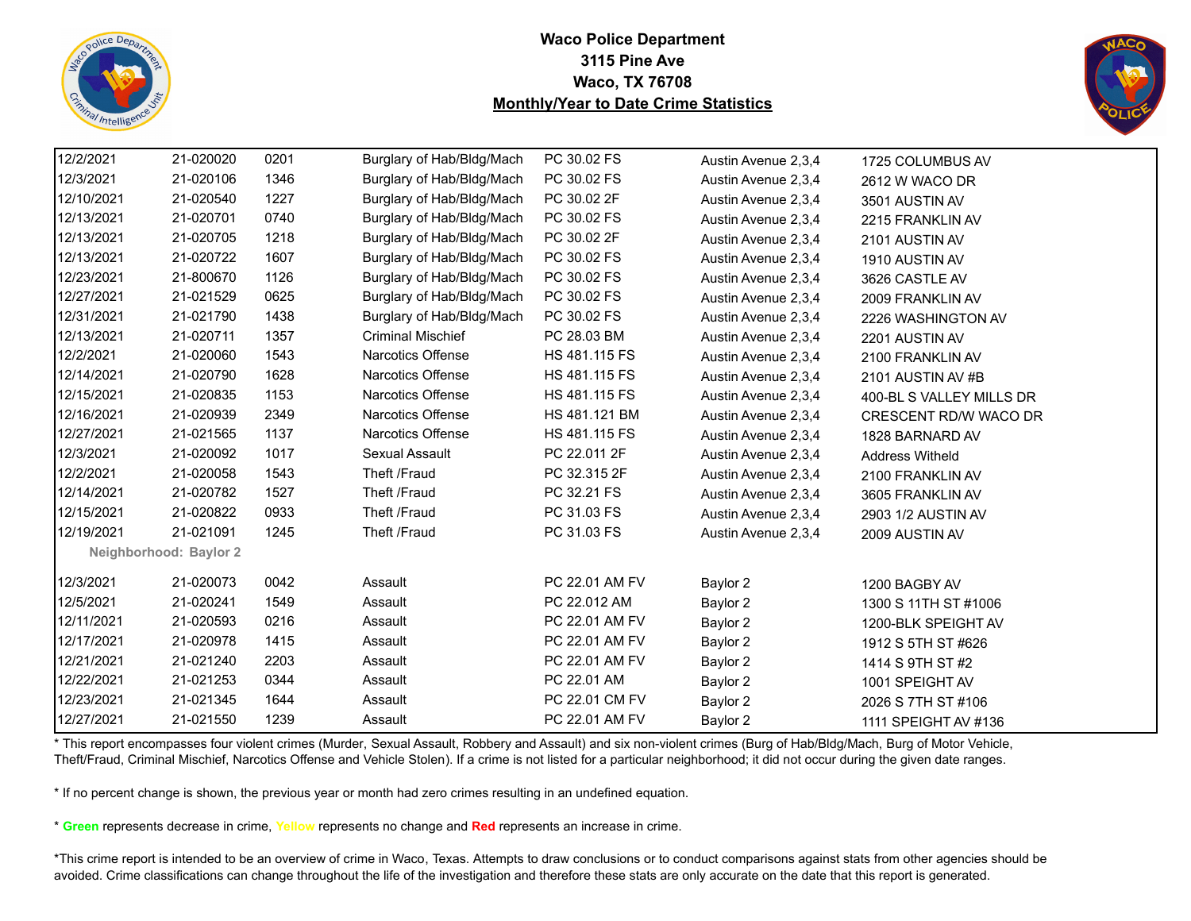# Waco Police Department
## 3115 Pine Ave
## Waco, TX 76708
## Monthly/Year to Date Crime Statistics

| | | | | | | |
|---|---|---|---|---|---|---|
| 12/2/2021 | 21-020020 | 0201 | Burglary of Hab/Bldg/Mach | PC 30.02 FS | Austin Avenue 2,3,4 | 1725 COLUMBUS AV |
| 12/3/2021 | 21-020106 | 1346 | Burglary of Hab/Bldg/Mach | PC 30.02 FS | Austin Avenue 2,3,4 | 2612 W WACO DR |
| 12/10/2021 | 21-020540 | 1227 | Burglary of Hab/Bldg/Mach | PC 30.02 2F | Austin Avenue 2,3,4 | 3501 AUSTIN AV |
| 12/13/2021 | 21-020701 | 0740 | Burglary of Hab/Bldg/Mach | PC 30.02 FS | Austin Avenue 2,3,4 | 2215 FRANKLIN AV |
| 12/13/2021 | 21-020705 | 1218 | Burglary of Hab/Bldg/Mach | PC 30.02 2F | Austin Avenue 2,3,4 | 2101 AUSTIN AV |
| 12/13/2021 | 21-020722 | 1607 | Burglary of Hab/Bldg/Mach | PC 30.02 FS | Austin Avenue 2,3,4 | 1910 AUSTIN AV |
| 12/23/2021 | 21-800670 | 1126 | Burglary of Hab/Bldg/Mach | PC 30.02 FS | Austin Avenue 2,3,4 | 3626 CASTLE AV |
| 12/27/2021 | 21-021529 | 0625 | Burglary of Hab/Bldg/Mach | PC 30.02 FS | Austin Avenue 2,3,4 | 2009 FRANKLIN AV |
| 12/31/2021 | 21-021790 | 1438 | Burglary of Hab/Bldg/Mach | PC 30.02 FS | Austin Avenue 2,3,4 | 2226 WASHINGTON AV |
| 12/13/2021 | 21-020711 | 1357 | Criminal Mischief | PC 28.03 BM | Austin Avenue 2,3,4 | 2201 AUSTIN AV |
| 12/2/2021 | 21-020060 | 1543 | Narcotics Offense | HS 481.115 FS | Austin Avenue 2,3,4 | 2100 FRANKLIN AV |
| 12/14/2021 | 21-020790 | 1628 | Narcotics Offense | HS 481.115 FS | Austin Avenue 2,3,4 | 2101 AUSTIN AV #B |
| 12/15/2021 | 21-020835 | 1153 | Narcotics Offense | HS 481.115 FS | Austin Avenue 2,3,4 | 400-BL S VALLEY MILLS DR |
| 12/16/2021 | 21-020939 | 2349 | Narcotics Offense | HS 481.121 BM | Austin Avenue 2,3,4 | CRESCENT RD/W WACO DR |
| 12/27/2021 | 21-021565 | 1137 | Narcotics Offense | HS 481.115 FS | Austin Avenue 2,3,4 | 1828 BARNARD AV |
| 12/3/2021 | 21-020092 | 1017 | Sexual Assault | PC 22.011 2F | Austin Avenue 2,3,4 | Address Witheld |
| 12/2/2021 | 21-020058 | 1543 | Theft /Fraud | PC 32.315 2F | Austin Avenue 2,3,4 | 2100 FRANKLIN AV |
| 12/14/2021 | 21-020782 | 1527 | Theft /Fraud | PC 32.21 FS | Austin Avenue 2,3,4 | 3605 FRANKLIN AV |
| 12/15/2021 | 21-020822 | 0933 | Theft /Fraud | PC 31.03 FS | Austin Avenue 2,3,4 | 2903 1/2 AUSTIN AV |
| 12/19/2021 | 21-021091 | 1245 | Theft /Fraud | PC 31.03 FS | Austin Avenue 2,3,4 | 2009 AUSTIN AV |
| **Neighborhood: Baylor 2** | | | | | | |
| 12/3/2021 | 21-020073 | 0042 | Assault | PC 22.01 AM FV | Baylor 2 | 1200 BAGBY AV |
| 12/5/2021 | 21-020241 | 1549 | Assault | PC 22.012 AM | Baylor 2 | 1300 S 11TH ST #1006 |
| 12/11/2021 | 21-020593 | 0216 | Assault | PC 22.01 AM FV | Baylor 2 | 1200-BLK SPEIGHT AV |
| 12/17/2021 | 21-020978 | 1415 | Assault | PC 22.01 AM FV | Baylor 2 | 1912 S 5TH ST #626 |
| 12/21/2021 | 21-021240 | 2203 | Assault | PC 22.01 AM FV | Baylor 2 | 1414 S 9TH ST #2 |
| 12/22/2021 | 21-021253 | 0344 | Assault | PC 22.01 AM | Baylor 2 | 1001 SPEIGHT AV |
| 12/23/2021 | 21-021345 | 1644 | Assault | PC 22.01 CM FV | Baylor 2 | 2026 S 7TH ST #106 |
| 12/27/2021 | 21-021550 | 1239 | Assault | PC 22.01 AM FV | Baylor 2 | 1111 SPEIGHT AV #136 |

* This report encompasses four violent crimes (Murder, Sexual Assault, Robbery and Assault) and six non-violent crimes (Burg of Hab/Bldg/Mach, Burg of Motor Vehicle, Theft/Fraud, Criminal Mischief, Narcotics Offense and Vehicle Stolen). If a crime is not listed for a particular neighborhood; it did not occur during the given date ranges.

* If no percent change is shown, the previous year or month had zero crimes resulting in an undefined equation.

* **Green** represents decrease in crime, **Yellow** represents no change and **Red** represents an increase in crime.

*This crime report is intended to be an overview of crime in Waco, Texas. Attempts to draw conclusions or to conduct comparisons against stats from other agencies should be avoided. Crime classifications can change throughout the life of the investigation and therefore these stats are only accurate on the date that this report is generated.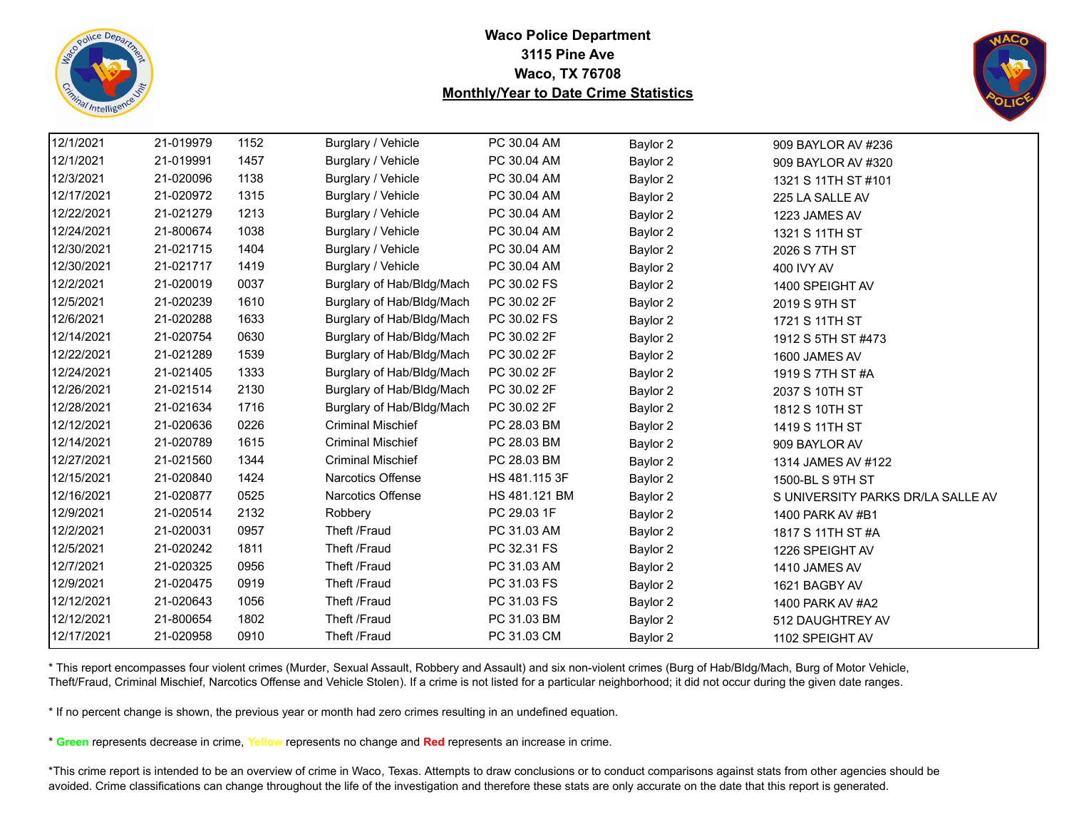**Waco Police Department**
**3115 Pine Ave**
**Waco, TX 76708**
**Monthly/Year to Date Crime Statistics**

| | | | | | | |
|---|---|---|---|---|---|---|
| 12/1/2021 | 21-019979 | 1152 | Burglary / Vehicle | PC 30.04 AM | Baylor 2 | 909 BAYLOR AV #236 |
| 12/1/2021 | 21-019991 | 1457 | Burglary / Vehicle | PC 30.04 AM | Baylor 2 | 909 BAYLOR AV #320 |
| 12/3/2021 | 21-020096 | 1138 | Burglary / Vehicle | PC 30.04 AM | Baylor 2 | 1321 S 11TH ST #101 |
| 12/17/2021 | 21-020972 | 1315 | Burglary / Vehicle | PC 30.04 AM | Baylor 2 | 225 LA SALLE AV |
| 12/22/2021 | 21-021279 | 1213 | Burglary / Vehicle | PC 30.04 AM | Baylor 2 | 1223 JAMES AV |
| 12/24/2021 | 21-800674 | 1038 | Burglary / Vehicle | PC 30.04 AM | Baylor 2 | 1321 S 11TH ST |
| 12/30/2021 | 21-021715 | 1404 | Burglary / Vehicle | PC 30.04 AM | Baylor 2 | 2026 S 7TH ST |
| 12/30/2021 | 21-021717 | 1419 | Burglary / Vehicle | PC 30.04 AM | Baylor 2 | 400 IVY AV |
| 12/2/2021 | 21-020019 | 0037 | Burglary of Hab/Bldg/Mach | PC 30.02 FS | Baylor 2 | 1400 SPEIGHT AV |
| 12/5/2021 | 21-020239 | 1610 | Burglary of Hab/Bldg/Mach | PC 30.02 2F | Baylor 2 | 2019 S 9TH ST |
| 12/6/2021 | 21-020288 | 1633 | Burglary of Hab/Bldg/Mach | PC 30.02 FS | Baylor 2 | 1721 S 11TH ST |
| 12/14/2021 | 21-020754 | 0630 | Burglary of Hab/Bldg/Mach | PC 30.02 2F | Baylor 2 | 1912 S 5TH ST #473 |
| 12/22/2021 | 21-021289 | 1539 | Burglary of Hab/Bldg/Mach | PC 30.02 2F | Baylor 2 | 1600 JAMES AV |
| 12/24/2021 | 21-021405 | 1333 | Burglary of Hab/Bldg/Mach | PC 30.02 2F | Baylor 2 | 1919 S 7TH ST #A |
| 12/26/2021 | 21-021514 | 2130 | Burglary of Hab/Bldg/Mach | PC 30.02 2F | Baylor 2 | 2037 S 10TH ST |
| 12/28/2021 | 21-021634 | 1716 | Burglary of Hab/Bldg/Mach | PC 30.02 2F | Baylor 2 | 1812 S 10TH ST |
| 12/12/2021 | 21-020636 | 0226 | Criminal Mischief | PC 28.03 BM | Baylor 2 | 1419 S 11TH ST |
| 12/14/2021 | 21-020789 | 1615 | Criminal Mischief | PC 28.03 BM | Baylor 2 | 909 BAYLOR AV |
| 12/27/2021 | 21-021560 | 1344 | Criminal Mischief | PC 28.03 BM | Baylor 2 | 1314 JAMES AV #122 |
| 12/15/2021 | 21-020840 | 1424 | Narcotics Offense | HS 481.115 3F | Baylor 2 | 1500-BL S 9TH ST |
| 12/16/2021 | 21-020877 | 0525 | Narcotics Offense | HS 481.121 BM | Baylor 2 | S UNIVERSITY PARKS DR/LA SALLE AV |
| 12/9/2021 | 21-020514 | 2132 | Robbery | PC 29.03 1F | Baylor 2 | 1400 PARK AV #B1 |
| 12/2/2021 | 21-020031 | 0957 | Theft /Fraud | PC 31.03 AM | Baylor 2 | 1817 S 11TH ST #A |
| 12/5/2021 | 21-020242 | 1811 | Theft /Fraud | PC 32.31 FS | Baylor 2 | 1226 SPEIGHT AV |
| 12/7/2021 | 21-020325 | 0956 | Theft /Fraud | PC 31.03 AM | Baylor 2 | 1410 JAMES AV |
| 12/9/2021 | 21-020475 | 0919 | Theft /Fraud | PC 31.03 FS | Baylor 2 | 1621 BAGBY AV |
| 12/12/2021 | 21-020643 | 1056 | Theft /Fraud | PC 31.03 FS | Baylor 2 | 1400 PARK AV #A2 |
| 12/12/2021 | 21-800654 | 1802 | Theft /Fraud | PC 31.03 BM | Baylor 2 | 512 DAUGHTREY AV |
| 12/17/2021 | 21-020958 | 0910 | Theft /Fraud | PC 31.03 CM | Baylor 2 | 1102 SPEIGHT AV |

* This report encompasses four violent crimes (Murder, Sexual Assault, Robbery and Assault) and six non-violent crimes (Burg of Hab/Bldg/Mach, Burg of Motor Vehicle, Theft/Fraud, Criminal Mischief, Narcotics Offense and Vehicle Stolen). If a crime is not listed for a particular neighborhood; it did not occur during the given date ranges.

* If no percent change is shown, the previous year or month had zero crimes resulting in an undefined equation.

* **Green** represents decrease in crime, **Yellow** represents no change and **Red** represents an increase in crime.

*This crime report is intended to be an overview of crime in Waco, Texas. Attempts to draw conclusions or to conduct comparisons against stats from other agencies should be avoided. Crime classifications can change throughout the life of the investigation and therefore these stats are only accurate on the date that this report is generated.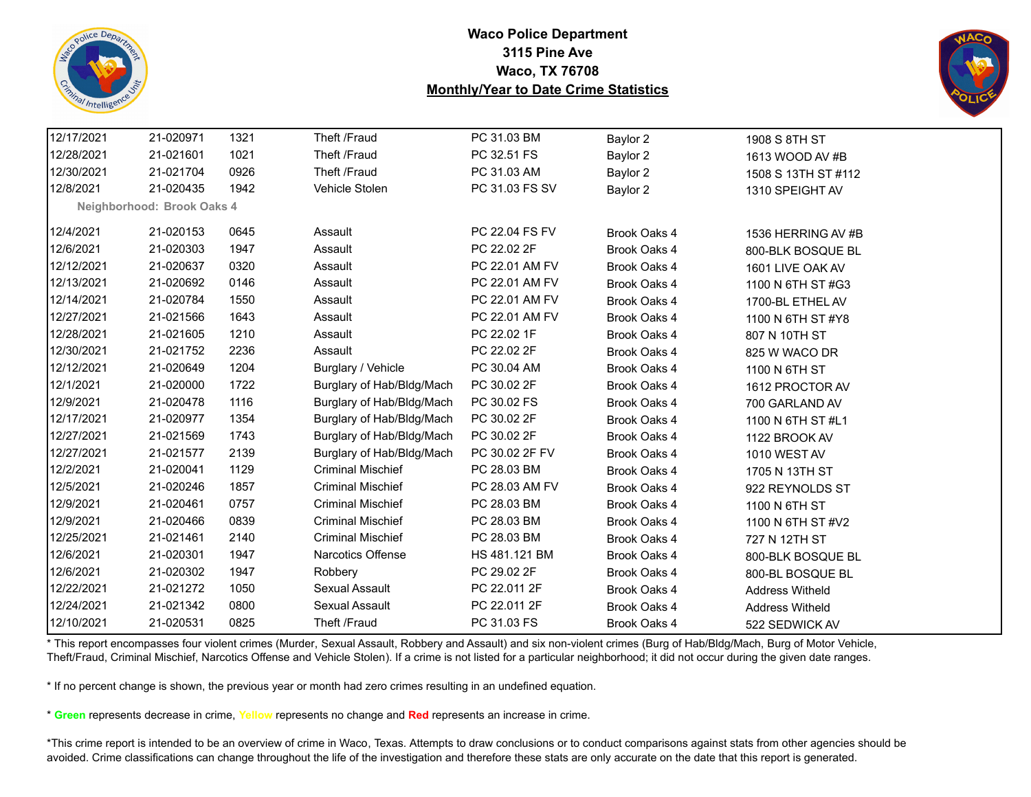**Waco Police Department**
**3115 Pine Ave**
**Waco, TX 76708**
**Monthly/Year to Date Crime Statistics**

| | | | | | | |
|---|---|---|---|---|---|---|
| 12/17/2021 | 21-020971 | 1321 | Theft /Fraud | PC 31.03 BM | Baylor 2 | 1908 S 8TH ST |
| 12/28/2021 | 21-021601 | 1021 | Theft /Fraud | PC 32.51 FS | Baylor 2 | 1613 WOOD AV #B |
| 12/30/2021 | 21-021704 | 0926 | Theft /Fraud | PC 31.03 AM | Baylor 2 | 1508 S 13TH ST #112 |
| 12/8/2021 | 21-020435 | 1942 | Vehicle Stolen | PC 31.03 FS SV | Baylor 2 | 1310 SPEIGHT AV |

**Neighborhood: Brook Oaks 4**

| | | | | | | |
|---|---|---|---|---|---|---|
| 12/4/2021 | 21-020153 | 0645 | Assault | PC 22.04 FS FV | Brook Oaks 4 | 1536 HERRING AV #B |
| 12/6/2021 | 21-020303 | 1947 | Assault | PC 22.02 2F | Brook Oaks 4 | 800-BLK BOSQUE BL |
| 12/12/2021 | 21-020637 | 0320 | Assault | PC 22.01 AM FV | Brook Oaks 4 | 1601 LIVE OAK AV |
| 12/13/2021 | 21-020692 | 0146 | Assault | PC 22.01 AM FV | Brook Oaks 4 | 1100 N 6TH ST #G3 |
| 12/14/2021 | 21-020784 | 1550 | Assault | PC 22.01 AM FV | Brook Oaks 4 | 1700-BL ETHEL AV |
| 12/27/2021 | 21-021566 | 1643 | Assault | PC 22.01 AM FV | Brook Oaks 4 | 1100 N 6TH ST #Y8 |
| 12/28/2021 | 21-021605 | 1210 | Assault | PC 22.02 1F | Brook Oaks 4 | 807 N 10TH ST |
| 12/30/2021 | 21-021752 | 2236 | Assault | PC 22.02 2F | Brook Oaks 4 | 825 W WACO DR |
| 12/12/2021 | 21-020649 | 1204 | Burglary / Vehicle | PC 30.04 AM | Brook Oaks 4 | 1100 N 6TH ST |
| 12/1/2021 | 21-020000 | 1722 | Burglary of Hab/Bldg/Mach | PC 30.02 2F | Brook Oaks 4 | 1612 PROCTOR AV |
| 12/9/2021 | 21-020478 | 1116 | Burglary of Hab/Bldg/Mach | PC 30.02 FS | Brook Oaks 4 | 700 GARLAND AV |
| 12/17/2021 | 21-020977 | 1354 | Burglary of Hab/Bldg/Mach | PC 30.02 2F | Brook Oaks 4 | 1100 N 6TH ST #L1 |
| 12/27/2021 | 21-021569 | 1743 | Burglary of Hab/Bldg/Mach | PC 30.02 2F | Brook Oaks 4 | 1122 BROOK AV |
| 12/27/2021 | 21-021577 | 2139 | Burglary of Hab/Bldg/Mach | PC 30.02 2F FV | Brook Oaks 4 | 1010 WEST AV |
| 12/2/2021 | 21-020041 | 1129 | Criminal Mischief | PC 28.03 BM | Brook Oaks 4 | 1705 N 13TH ST |
| 12/5/2021 | 21-020246 | 1857 | Criminal Mischief | PC 28.03 AM FV | Brook Oaks 4 | 922 REYNOLDS ST |
| 12/9/2021 | 21-020461 | 0757 | Criminal Mischief | PC 28.03 BM | Brook Oaks 4 | 1100 N 6TH ST |
| 12/9/2021 | 21-020466 | 0839 | Criminal Mischief | PC 28.03 BM | Brook Oaks 4 | 1100 N 6TH ST #V2 |
| 12/25/2021 | 21-021461 | 2140 | Criminal Mischief | PC 28.03 BM | Brook Oaks 4 | 727 N 12TH ST |
| 12/6/2021 | 21-020301 | 1947 | Narcotics Offense | HS 481.121 BM | Brook Oaks 4 | 800-BLK BOSQUE BL |
| 12/6/2021 | 21-020302 | 1947 | Robbery | PC 29.02 2F | Brook Oaks 4 | 800-BL BOSQUE BL |
| 12/22/2021 | 21-021272 | 1050 | Sexual Assault | PC 22.011 2F | Brook Oaks 4 | Address Witheld |
| 12/24/2021 | 21-021342 | 0800 | Sexual Assault | PC 22.011 2F | Brook Oaks 4 | Address Witheld |
| 12/10/2021 | 21-020531 | 0825 | Theft /Fraud | PC 31.03 FS | Brook Oaks 4 | 522 SEDWICK AV |

* This report encompasses four violent crimes (Murder, Sexual Assault, Robbery and Assault) and six non-violent crimes (Burg of Hab/Bldg/Mach, Burg of Motor Vehicle, Theft/Fraud, Criminal Mischief, Narcotics Offense and Vehicle Stolen). If a crime is not listed for a particular neighborhood; it did not occur during the given date ranges.

* If no percent change is shown, the previous year or month had zero crimes resulting in an undefined equation.

* **Green** represents decrease in crime, **Yellow** represents no change and **Red** represents an increase in crime.

*This crime report is intended to be an overview of crime in Waco, Texas. Attempts to draw conclusions or to conduct comparisons against stats from other agencies should be avoided. Crime classifications can change throughout the life of the investigation and therefore these stats are only accurate on the date that this report is generated.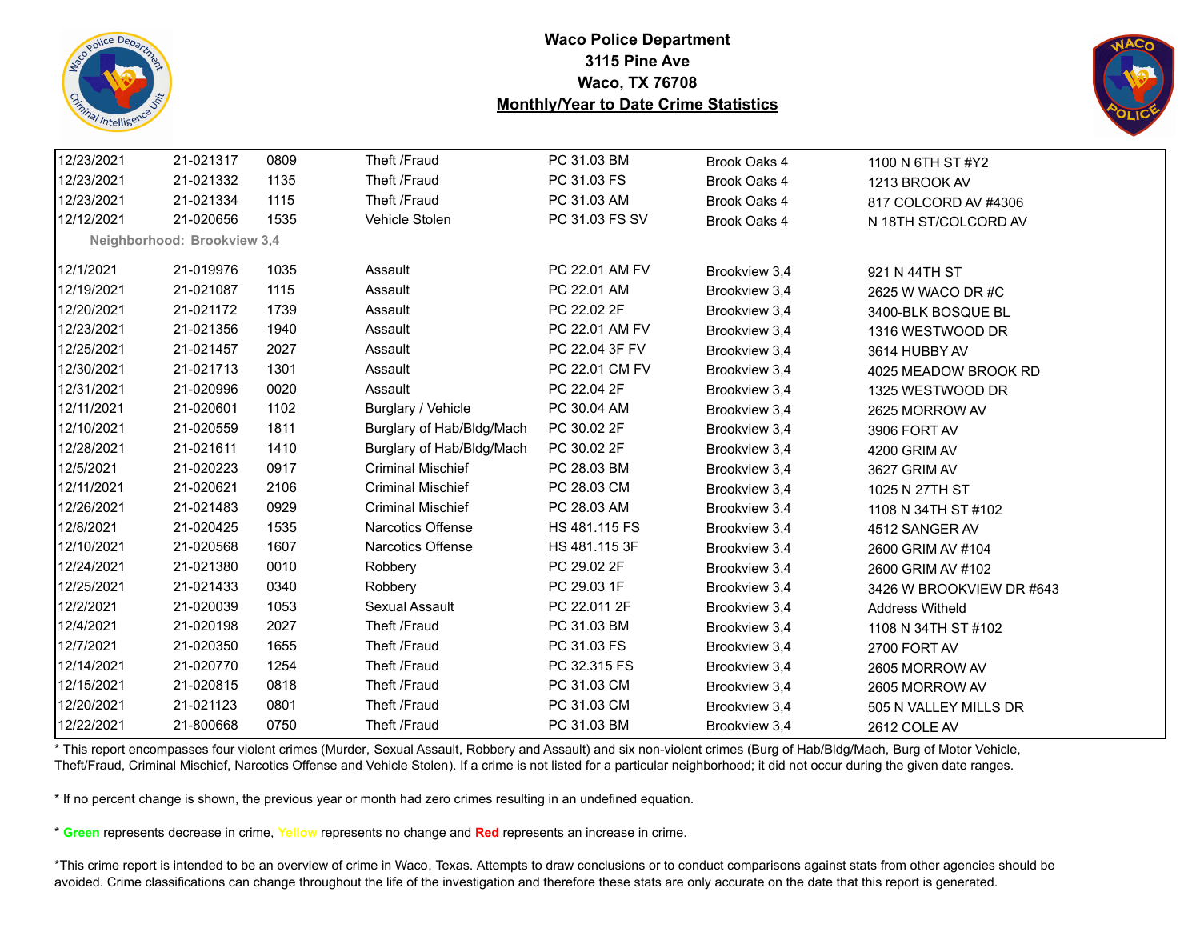# Waco Police Department
## 3115 Pine Ave
## Waco, TX 76708
## Monthly/Year to Date Crime Statistics

| | | | | | | |
|---|---|---|---|---|---|---|
| 12/23/2021 | 21-021317 | 0809 | Theft /Fraud | PC 31.03 BM | Brook Oaks 4 | 1100 N 6TH ST #Y2 |
| 12/23/2021 | 21-021332 | 1135 | Theft /Fraud | PC 31.03 FS | Brook Oaks 4 | 1213 BROOK AV |
| 12/23/2021 | 21-021334 | 1115 | Theft /Fraud | PC 31.03 AM | Brook Oaks 4 | 817 COLCORD AV #4306 |
| 12/12/2021 | 21-020656 | 1535 | Vehicle Stolen | PC 31.03 FS SV | Brook Oaks 4 | N 18TH ST/COLCORD AV |

**Neighborhood: Brookview 3,4**

| | | | | | | |
|---|---|---|---|---|---|---|
| 12/1/2021 | 21-019976 | 1035 | Assault | PC 22.01 AM FV | Brookview 3,4 | 921 N 44TH ST |
| 12/19/2021 | 21-021087 | 1115 | Assault | PC 22.01 AM | Brookview 3,4 | 2625 W WACO DR #C |
| 12/20/2021 | 21-021172 | 1739 | Assault | PC 22.02 2F | Brookview 3,4 | 3400-BLK BOSQUE BL |
| 12/23/2021 | 21-021356 | 1940 | Assault | PC 22.01 AM FV | Brookview 3,4 | 1316 WESTWOOD DR |
| 12/25/2021 | 21-021457 | 2027 | Assault | PC 22.04 3F FV | Brookview 3,4 | 3614 HUBBY AV |
| 12/30/2021 | 21-021713 | 1301 | Assault | PC 22.01 CM FV | Brookview 3,4 | 4025 MEADOW BROOK RD |
| 12/31/2021 | 21-020996 | 0020 | Assault | PC 22.04 2F | Brookview 3,4 | 1325 WESTWOOD DR |
| 12/11/2021 | 21-020601 | 1102 | Burglary / Vehicle | PC 30.04 AM | Brookview 3,4 | 2625 MORROW AV |
| 12/10/2021 | 21-020559 | 1811 | Burglary of Hab/Bldg/Mach | PC 30.02 2F | Brookview 3,4 | 3906 FORT AV |
| 12/28/2021 | 21-021611 | 1410 | Burglary of Hab/Bldg/Mach | PC 30.02 2F | Brookview 3,4 | 4200 GRIM AV |
| 12/5/2021 | 21-020223 | 0917 | Criminal Mischief | PC 28.03 BM | Brookview 3,4 | 3627 GRIM AV |
| 12/11/2021 | 21-020621 | 2106 | Criminal Mischief | PC 28.03 CM | Brookview 3,4 | 1025 N 27TH ST |
| 12/26/2021 | 21-021483 | 0929 | Criminal Mischief | PC 28.03 AM | Brookview 3,4 | 1108 N 34TH ST #102 |
| 12/8/2021 | 21-020425 | 1535 | Narcotics Offense | HS 481.115 FS | Brookview 3,4 | 4512 SANGER AV |
| 12/10/2021 | 21-020568 | 1607 | Narcotics Offense | HS 481.115 3F | Brookview 3,4 | 2600 GRIM AV #104 |
| 12/24/2021 | 21-021380 | 0010 | Robbery | PC 29.02 2F | Brookview 3,4 | 2600 GRIM AV #102 |
| 12/25/2021 | 21-021433 | 0340 | Robbery | PC 29.03 1F | Brookview 3,4 | 3426 W BROOKVIEW DR #643 |
| 12/2/2021 | 21-020039 | 1053 | Sexual Assault | PC 22.011 2F | Brookview 3,4 | Address Witheld |
| 12/4/2021 | 21-020198 | 2027 | Theft /Fraud | PC 31.03 BM | Brookview 3,4 | 1108 N 34TH ST #102 |
| 12/7/2021 | 21-020350 | 1655 | Theft /Fraud | PC 31.03 FS | Brookview 3,4 | 2700 FORT AV |
| 12/14/2021 | 21-020770 | 1254 | Theft /Fraud | PC 32.315 FS | Brookview 3,4 | 2605 MORROW AV |
| 12/15/2021 | 21-020815 | 0818 | Theft /Fraud | PC 31.03 CM | Brookview 3,4 | 2605 MORROW AV |
| 12/20/2021 | 21-021123 | 0801 | Theft /Fraud | PC 31.03 CM | Brookview 3,4 | 505 N VALLEY MILLS DR |
| 12/22/2021 | 21-800668 | 0750 | Theft /Fraud | PC 31.03 BM | Brookview 3,4 | 2612 COLE AV |

* This report encompasses four violent crimes (Murder, Sexual Assault, Robbery and Assault) and six non-violent crimes (Burg of Hab/Bldg/Mach, Burg of Motor Vehicle, Theft/Fraud, Criminal Mischief, Narcotics Offense and Vehicle Stolen). If a crime is not listed for a particular neighborhood; it did not occur during the given date ranges.

* If no percent change is shown, the previous year or month had zero crimes resulting in an undefined equation.

* **Green** represents decrease in crime, **Yellow** represents no change and **Red** represents an increase in crime.

*This crime report is intended to be an overview of crime in Waco, Texas. Attempts to draw conclusions or to conduct comparisons against stats from other agencies should be avoided. Crime classifications can change throughout the life of the investigation and therefore these stats are only accurate on the date that this report is generated.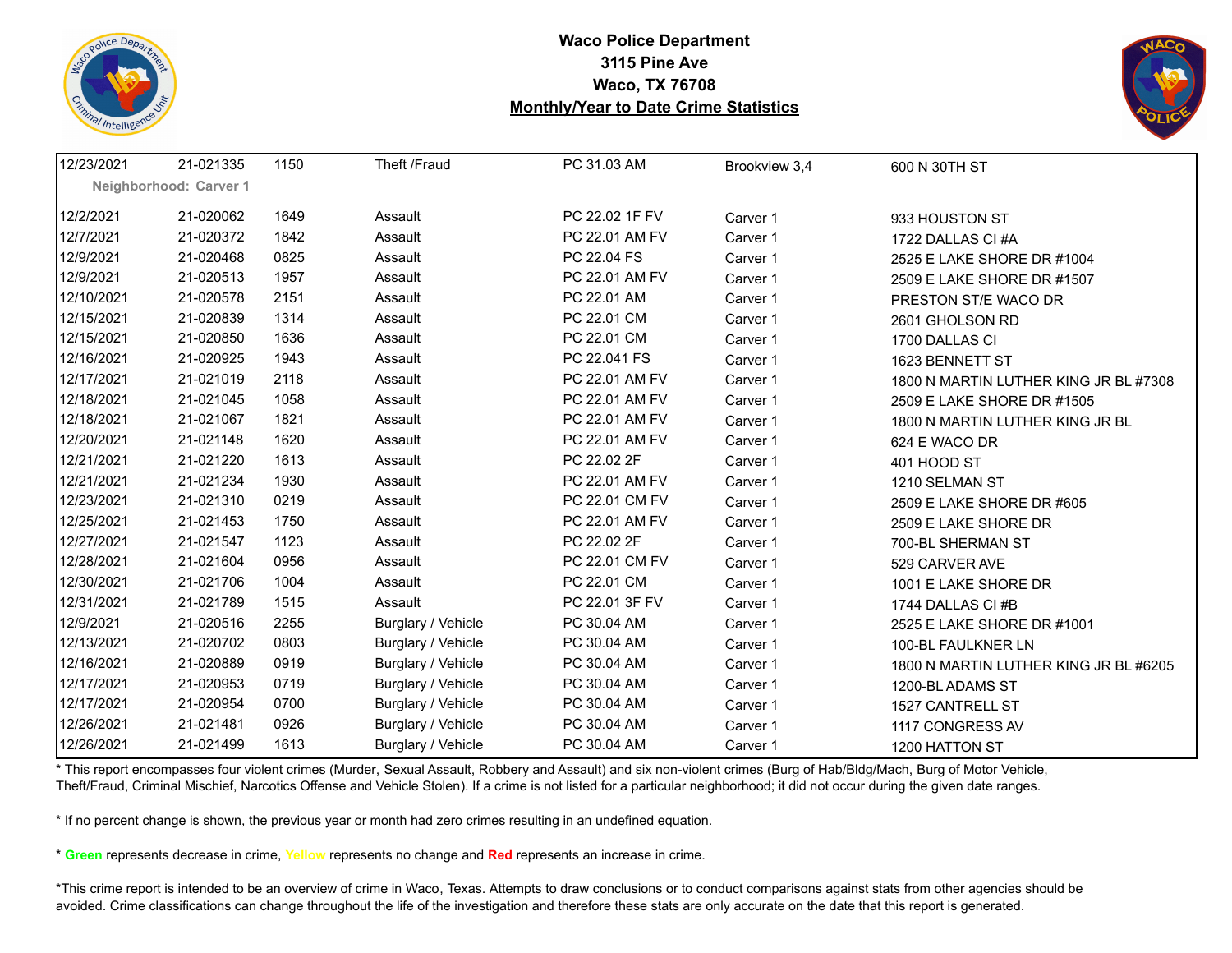**Waco Police Department**
**3115 Pine Ave**
**Waco, TX 76708**
**Monthly/Year to Date Crime Statistics**

| | | | | | | |
|---|---|---|---|---|---|---|
| 12/23/2021 | 21-021335 | 1150 | Theft /Fraud | PC 31.03 AM | Brookview 3,4 | 600 N 30TH ST |
| **Neighborhood: Carver 1** | | | | | | |
| 12/2/2021 | 21-020062 | 1649 | Assault | PC 22.02 1F FV | Carver 1 | 933 HOUSTON ST |
| 12/7/2021 | 21-020372 | 1842 | Assault | PC 22.01 AM FV | Carver 1 | 1722 DALLAS CI #A |
| 12/9/2021 | 21-020468 | 0825 | Assault | PC 22.04 FS | Carver 1 | 2525 E LAKE SHORE DR #1004 |
| 12/9/2021 | 21-020513 | 1957 | Assault | PC 22.01 AM FV | Carver 1 | 2509 E LAKE SHORE DR #1507 |
| 12/10/2021 | 21-020578 | 2151 | Assault | PC 22.01 AM | Carver 1 | PRESTON ST/E WACO DR |
| 12/15/2021 | 21-020839 | 1314 | Assault | PC 22.01 CM | Carver 1 | 2601 GHOLSON RD |
| 12/15/2021 | 21-020850 | 1636 | Assault | PC 22.01 CM | Carver 1 | 1700 DALLAS CI |
| 12/16/2021 | 21-020925 | 1943 | Assault | PC 22.041 FS | Carver 1 | 1623 BENNETT ST |
| 12/17/2021 | 21-021019 | 2118 | Assault | PC 22.01 AM FV | Carver 1 | 1800 N MARTIN LUTHER KING JR BL #7308 |
| 12/18/2021 | 21-021045 | 1058 | Assault | PC 22.01 AM FV | Carver 1 | 2509 E LAKE SHORE DR #1505 |
| 12/18/2021 | 21-021067 | 1821 | Assault | PC 22.01 AM FV | Carver 1 | 1800 N MARTIN LUTHER KING JR BL |
| 12/20/2021 | 21-021148 | 1620 | Assault | PC 22.01 AM FV | Carver 1 | 624 E WACO DR |
| 12/21/2021 | 21-021220 | 1613 | Assault | PC 22.02 2F | Carver 1 | 401 HOOD ST |
| 12/21/2021 | 21-021234 | 1930 | Assault | PC 22.01 AM FV | Carver 1 | 1210 SELMAN ST |
| 12/23/2021 | 21-021310 | 0219 | Assault | PC 22.01 CM FV | Carver 1 | 2509 E LAKE SHORE DR #605 |
| 12/25/2021 | 21-021453 | 1750 | Assault | PC 22.01 AM FV | Carver 1 | 2509 E LAKE SHORE DR |
| 12/27/2021 | 21-021547 | 1123 | Assault | PC 22.02 2F | Carver 1 | 700-BL SHERMAN ST |
| 12/28/2021 | 21-021604 | 0956 | Assault | PC 22.01 CM FV | Carver 1 | 529 CARVER AVE |
| 12/30/2021 | 21-021706 | 1004 | Assault | PC 22.01 CM | Carver 1 | 1001 E LAKE SHORE DR |
| 12/31/2021 | 21-021789 | 1515 | Assault | PC 22.01 3F FV | Carver 1 | 1744 DALLAS CI #B |
| 12/9/2021 | 21-020516 | 2255 | Burglary / Vehicle | PC 30.04 AM | Carver 1 | 2525 E LAKE SHORE DR #1001 |
| 12/13/2021 | 21-020702 | 0803 | Burglary / Vehicle | PC 30.04 AM | Carver 1 | 100-BL FAULKNER LN |
| 12/16/2021 | 21-020889 | 0919 | Burglary / Vehicle | PC 30.04 AM | Carver 1 | 1800 N MARTIN LUTHER KING JR BL #6205 |
| 12/17/2021 | 21-020953 | 0719 | Burglary / Vehicle | PC 30.04 AM | Carver 1 | 1200-BL ADAMS ST |
| 12/17/2021 | 21-020954 | 0700 | Burglary / Vehicle | PC 30.04 AM | Carver 1 | 1527 CANTRELL ST |
| 12/26/2021 | 21-021481 | 0926 | Burglary / Vehicle | PC 30.04 AM | Carver 1 | 1117 CONGRESS AV |
| 12/26/2021 | 21-021499 | 1613 | Burglary / Vehicle | PC 30.04 AM | Carver 1 | 1200 HATTON ST |

* This report encompasses four violent crimes (Murder, Sexual Assault, Robbery and Assault) and six non-violent crimes (Burg of Hab/Bldg/Mach, Burg of Motor Vehicle, Theft/Fraud, Criminal Mischief, Narcotics Offense and Vehicle Stolen). If a crime is not listed for a particular neighborhood; it did not occur during the given date ranges.

* If no percent change is shown, the previous year or month had zero crimes resulting in an undefined equation.

* **Green** represents decrease in crime, **Yellow** represents no change and **Red** represents an increase in crime.

*This crime report is intended to be an overview of crime in Waco, Texas. Attempts to draw conclusions or to conduct comparisons against stats from other agencies should be avoided. Crime classifications can change throughout the life of the investigation and therefore these stats are only accurate on the date that this report is generated.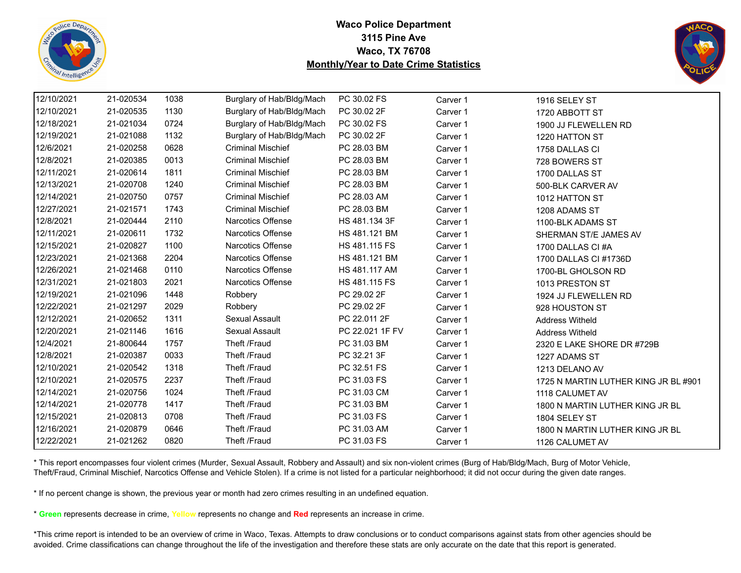**Waco Police Department**
**3115 Pine Ave**
**Waco, TX 76708**
**Monthly/Year to Date Crime Statistics**

| | | | | | | |
|---|---|---|---|---|---|---|
| 12/10/2021 | 21-020534 | 1038 | Burglary of Hab/Bldg/Mach | PC 30.02 FS | Carver 1 | 1916 SELEY ST |
| 12/10/2021 | 21-020535 | 1130 | Burglary of Hab/Bldg/Mach | PC 30.02 2F | Carver 1 | 1720 ABBOTT ST |
| 12/18/2021 | 21-021034 | 0724 | Burglary of Hab/Bldg/Mach | PC 30.02 FS | Carver 1 | 1900 JJ FLEWELLEN RD |
| 12/19/2021 | 21-021088 | 1132 | Burglary of Hab/Bldg/Mach | PC 30.02 2F | Carver 1 | 1220 HATTON ST |
| 12/6/2021 | 21-020258 | 0628 | Criminal Mischief | PC 28.03 BM | Carver 1 | 1758 DALLAS CI |
| 12/8/2021 | 21-020385 | 0013 | Criminal Mischief | PC 28.03 BM | Carver 1 | 728 BOWERS ST |
| 12/11/2021 | 21-020614 | 1811 | Criminal Mischief | PC 28.03 BM | Carver 1 | 1700 DALLAS ST |
| 12/13/2021 | 21-020708 | 1240 | Criminal Mischief | PC 28.03 BM | Carver 1 | 500-BLK CARVER AV |
| 12/14/2021 | 21-020750 | 0757 | Criminal Mischief | PC 28.03 BM | Carver 1 | 1012 HATTON ST |
| 12/27/2021 | 21-021571 | 1743 | Criminal Mischief | PC 28.03 AM | Carver 1 | 1208 ADAMS ST |
| 12/8/2021 | 21-020444 | 2110 | Narcotics Offense | HS 481.134 3F | Carver 1 | 1100-BLK ADAMS ST |
| 12/11/2021 | 21-020611 | 1732 | Narcotics Offense | HS 481.121 BM | Carver 1 | SHERMAN ST/E JAMES AV |
| 12/15/2021 | 21-020827 | 1100 | Narcotics Offense | HS 481.115 FS | Carver 1 | 1700 DALLAS CI #A |
| 12/23/2021 | 21-021368 | 2204 | Narcotics Offense | HS 481.121 BM | Carver 1 | 1700 DALLAS CI #1736D |
| 12/26/2021 | 21-021468 | 0110 | Narcotics Offense | HS 481.117 AM | Carver 1 | 1700-BL GHOLSON RD |
| 12/31/2021 | 21-021803 | 2021 | Narcotics Offense | HS 481.115 FS | Carver 1 | 1013 PRESTON ST |
| 12/19/2021 | 21-021096 | 1448 | Robbery | PC 29.02 2F | Carver 1 | 1924 JJ FLEWELLEN RD |
| 12/22/2021 | 21-021297 | 2029 | Robbery | PC 29.02 2F | Carver 1 | 928 HOUSTON ST |
| 12/12/2021 | 21-020652 | 1311 | Sexual Assault | PC 22.011 2F | Carver 1 | Address Witheld |
| 12/20/2021 | 21-021146 | 1616 | Sexual Assault | PC 22.021 1F FV | Carver 1 | Address Witheld |
| 12/4/2021 | 21-800644 | 1757 | Theft /Fraud | PC 31.03 BM | Carver 1 | 2320 E LAKE SHORE DR #729B |
| 12/8/2021 | 21-020387 | 0033 | Theft /Fraud | PC 32.21 3F | Carver 1 | 1227 ADAMS ST |
| 12/10/2021 | 21-020542 | 1318 | Theft /Fraud | PC 32.51 FS | Carver 1 | 1213 DELANO AV |
| 12/10/2021 | 21-020575 | 2237 | Theft /Fraud | PC 31.03 FS | Carver 1 | 1725 N MARTIN LUTHER KING JR BL #901 |
| 12/14/2021 | 21-020756 | 1024 | Theft /Fraud | PC 31.03 CM | Carver 1 | 1118 CALUMET AV |
| 12/14/2021 | 21-020778 | 1417 | Theft /Fraud | PC 31.03 BM | Carver 1 | 1800 N MARTIN LUTHER KING JR BL |
| 12/15/2021 | 21-020813 | 0708 | Theft /Fraud | PC 31.03 FS | Carver 1 | 1804 SELEY ST |
| 12/16/2021 | 21-020879 | 0646 | Theft /Fraud | PC 31.03 AM | Carver 1 | 1800 N MARTIN LUTHER KING JR BL |
| 12/22/2021 | 21-021262 | 0820 | Theft /Fraud | PC 31.03 FS | Carver 1 | 1126 CALUMET AV |

* This report encompasses four violent crimes (Murder, Sexual Assault, Robbery and Assault) and six non-violent crimes (Burg of Hab/Bldg/Mach, Burg of Motor Vehicle, Theft/Fraud, Criminal Mischief, Narcotics Offense and Vehicle Stolen). If a crime is not listed for a particular neighborhood; it did not occur during the given date ranges.

* If no percent change is shown, the previous year or month had zero crimes resulting in an undefined equation.

* **Green** represents decrease in crime, **Yellow** represents no change and **Red** represents an increase in crime.

*This crime report is intended to be an overview of crime in Waco, Texas. Attempts to draw conclusions or to conduct comparisons against stats from other agencies should be avoided. Crime classifications can change throughout the life of the investigation and therefore these stats are only accurate on the date that this report is generated.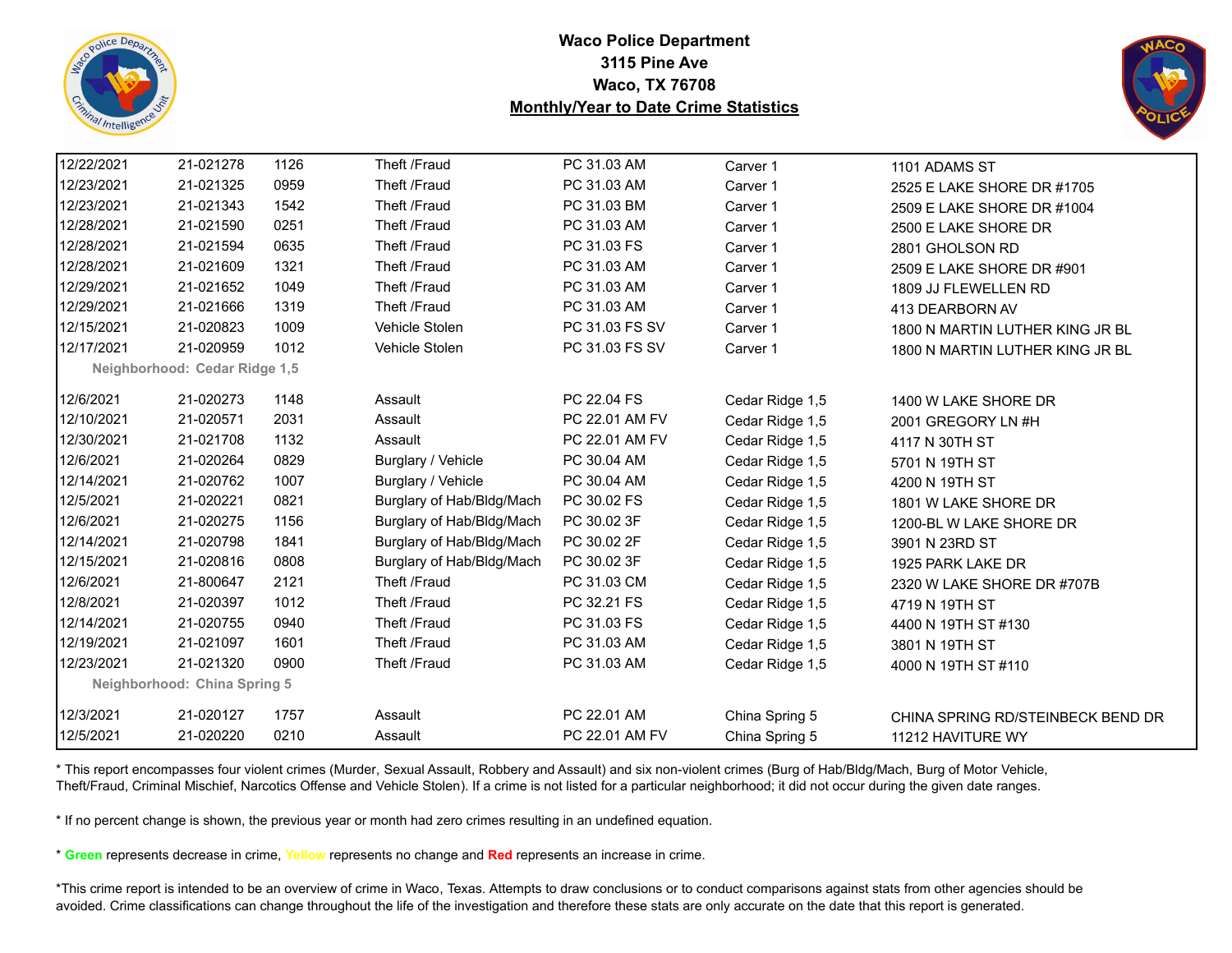**Waco Police Department**
**3115 Pine Ave**
**Waco, TX 76708**
**Monthly/Year to Date Crime Statistics**

| | | | | | | |
|---|---|---|---|---|---|---|
| 12/22/2021 | 21-021278 | 1126 | Theft /Fraud | PC 31.03 AM | Carver 1 | 1101 ADAMS ST |
| 12/23/2021 | 21-021325 | 0959 | Theft /Fraud | PC 31.03 AM | Carver 1 | 2525 E LAKE SHORE DR #1705 |
| 12/23/2021 | 21-021343 | 1542 | Theft /Fraud | PC 31.03 BM | Carver 1 | 2509 E LAKE SHORE DR #1004 |
| 12/28/2021 | 21-021590 | 0251 | Theft /Fraud | PC 31.03 AM | Carver 1 | 2500 E LAKE SHORE DR |
| 12/28/2021 | 21-021594 | 0635 | Theft /Fraud | PC 31.03 FS | Carver 1 | 2801 GHOLSON RD |
| 12/28/2021 | 21-021609 | 1321 | Theft /Fraud | PC 31.03 AM | Carver 1 | 2509 E LAKE SHORE DR #901 |
| 12/29/2021 | 21-021652 | 1049 | Theft /Fraud | PC 31.03 AM | Carver 1 | 1809 JJ FLEWELLEN RD |
| 12/29/2021 | 21-021666 | 1319 | Theft /Fraud | PC 31.03 AM | Carver 1 | 413 DEARBORN AV |
| 12/15/2021 | 21-020823 | 1009 | Vehicle Stolen | PC 31.03 FS SV | Carver 1 | 1800 N MARTIN LUTHER KING JR BL |
| 12/17/2021 | 21-020959 | 1012 | Vehicle Stolen | PC 31.03 FS SV | Carver 1 | 1800 N MARTIN LUTHER KING JR BL |
| **Neighborhood: Cedar Ridge 1,5** | | | | | | |
| 12/6/2021 | 21-020273 | 1148 | Assault | PC 22.04 FS | Cedar Ridge 1,5 | 1400 W LAKE SHORE DR |
| 12/10/2021 | 21-020571 | 2031 | Assault | PC 22.01 AM FV | Cedar Ridge 1,5 | 2001 GREGORY LN #H |
| 12/30/2021 | 21-021708 | 1132 | Assault | PC 22.01 AM FV | Cedar Ridge 1,5 | 4117 N 30TH ST |
| 12/6/2021 | 21-020264 | 0829 | Burglary / Vehicle | PC 30.04 AM | Cedar Ridge 1,5 | 5701 N 19TH ST |
| 12/14/2021 | 21-020762 | 1007 | Burglary / Vehicle | PC 30.04 AM | Cedar Ridge 1,5 | 4200 N 19TH ST |
| 12/5/2021 | 21-020221 | 0821 | Burglary of Hab/Bldg/Mach | PC 30.02 FS | Cedar Ridge 1,5 | 1801 W LAKE SHORE DR |
| 12/6/2021 | 21-020275 | 1156 | Burglary of Hab/Bldg/Mach | PC 30.02 3F | Cedar Ridge 1,5 | 1200-BL W LAKE SHORE DR |
| 12/14/2021 | 21-020798 | 1841 | Burglary of Hab/Bldg/Mach | PC 30.02 2F | Cedar Ridge 1,5 | 3901 N 23RD ST |
| 12/15/2021 | 21-020816 | 0808 | Burglary of Hab/Bldg/Mach | PC 30.02 3F | Cedar Ridge 1,5 | 1925 PARK LAKE DR |
| 12/6/2021 | 21-800647 | 2121 | Theft /Fraud | PC 31.03 CM | Cedar Ridge 1,5 | 2320 W LAKE SHORE DR #707B |
| 12/8/2021 | 21-020397 | 1012 | Theft /Fraud | PC 32.21 FS | Cedar Ridge 1,5 | 4719 N 19TH ST |
| 12/14/2021 | 21-020755 | 0940 | Theft /Fraud | PC 31.03 FS | Cedar Ridge 1,5 | 4400 N 19TH ST #130 |
| 12/19/2021 | 21-021097 | 1601 | Theft /Fraud | PC 31.03 AM | Cedar Ridge 1,5 | 3801 N 19TH ST |
| 12/23/2021 | 21-021320 | 0900 | Theft /Fraud | PC 31.03 AM | Cedar Ridge 1,5 | 4000 N 19TH ST #110 |
| **Neighborhood: China Spring 5** | | | | | | |
| 12/3/2021 | 21-020127 | 1757 | Assault | PC 22.01 AM | China Spring 5 | CHINA SPRING RD/STEINBECK BEND DR |
| 12/5/2021 | 21-020220 | 0210 | Assault | PC 22.01 AM FV | China Spring 5 | 11212 HAVITURE WY |

* This report encompasses four violent crimes (Murder, Sexual Assault, Robbery and Assault) and six non-violent crimes (Burg of Hab/Bldg/Mach, Burg of Motor Vehicle, Theft/Fraud, Criminal Mischief, Narcotics Offense and Vehicle Stolen). If a crime is not listed for a particular neighborhood; it did not occur during the given date ranges.

* If no percent change is shown, the previous year or month had zero crimes resulting in an undefined equation.

* **Green** represents decrease in crime, Yellow represents no change and **Red** represents an increase in crime.

*This crime report is intended to be an overview of crime in Waco, Texas. Attempts to draw conclusions or to conduct comparisons against stats from other agencies should be avoided. Crime classifications can change throughout the life of the investigation and therefore these stats are only accurate on the date that this report is generated.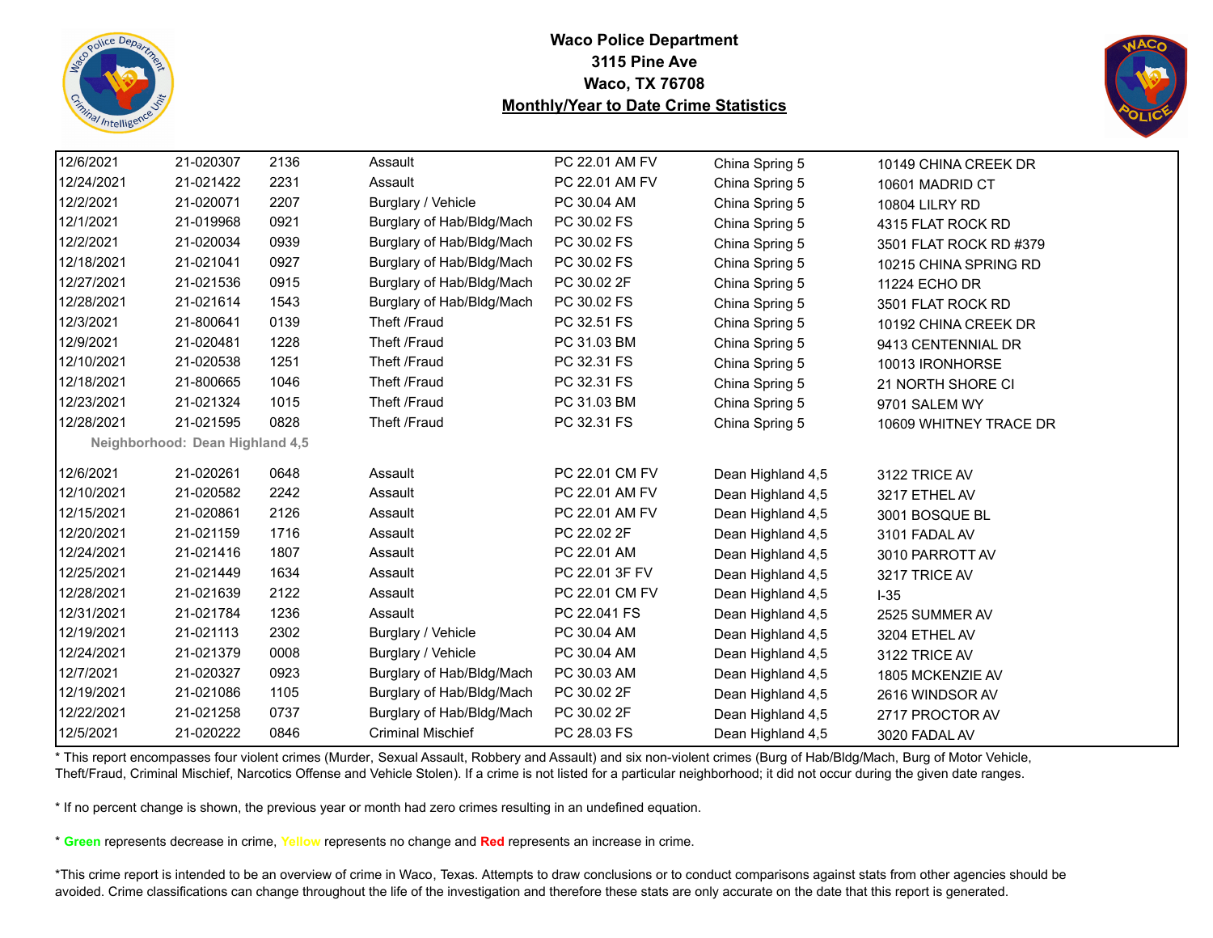**Waco Police Department**
**3115 Pine Ave**
**Waco, TX 76708**
**Monthly/Year to Date Crime Statistics**

| | | | | | | |
|---|---|---|---|---|---|---|
| 12/6/2021 | 21-020307 | 2136 | Assault | PC 22.01 AM FV | China Spring 5 | 10149 CHINA CREEK DR |
| 12/24/2021 | 21-021422 | 2231 | Assault | PC 22.01 AM FV | China Spring 5 | 10601 MADRID CT |
| 12/2/2021 | 21-020071 | 2207 | Burglary / Vehicle | PC 30.04 AM | China Spring 5 | 10804 LILRY RD |
| 12/1/2021 | 21-019968 | 0921 | Burglary of Hab/Bldg/Mach | PC 30.02 FS | China Spring 5 | 4315 FLAT ROCK RD |
| 12/2/2021 | 21-020034 | 0939 | Burglary of Hab/Bldg/Mach | PC 30.02 FS | China Spring 5 | 3501 FLAT ROCK RD #379 |
| 12/18/2021 | 21-021041 | 0927 | Burglary of Hab/Bldg/Mach | PC 30.02 FS | China Spring 5 | 10215 CHINA SPRING RD |
| 12/27/2021 | 21-021536 | 0915 | Burglary of Hab/Bldg/Mach | PC 30.02 2F | China Spring 5 | 11224 ECHO DR |
| 12/28/2021 | 21-021614 | 1543 | Burglary of Hab/Bldg/Mach | PC 30.02 FS | China Spring 5 | 3501 FLAT ROCK RD |
| 12/3/2021 | 21-800641 | 0139 | Theft /Fraud | PC 32.51 FS | China Spring 5 | 10192 CHINA CREEK DR |
| 12/9/2021 | 21-020481 | 1228 | Theft /Fraud | PC 31.03 BM | China Spring 5 | 9413 CENTENNIAL DR |
| 12/10/2021 | 21-020538 | 1251 | Theft /Fraud | PC 32.31 FS | China Spring 5 | 10013 IRONHORSE |
| 12/18/2021 | 21-800665 | 1046 | Theft /Fraud | PC 32.31 FS | China Spring 5 | 21 NORTH SHORE CI |
| 12/23/2021 | 21-021324 | 1015 | Theft /Fraud | PC 31.03 BM | China Spring 5 | 9701 SALEM WY |
| 12/28/2021 | 21-021595 | 0828 | Theft /Fraud | PC 32.31 FS | China Spring 5 | 10609 WHITNEY TRACE DR |
| **Neighborhood: Dean Highland 4,5** | | | | | | |
| 12/6/2021 | 21-020261 | 0648 | Assault | PC 22.01 CM FV | Dean Highland 4,5 | 3122 TRICE AV |
| 12/10/2021 | 21-020582 | 2242 | Assault | PC 22.01 AM FV | Dean Highland 4,5 | 3217 ETHEL AV |
| 12/15/2021 | 21-020861 | 2126 | Assault | PC 22.01 AM FV | Dean Highland 4,5 | 3001 BOSQUE BL |
| 12/20/2021 | 21-021159 | 1716 | Assault | PC 22.02 2F | Dean Highland 4,5 | 3101 FADAL AV |
| 12/24/2021 | 21-021416 | 1807 | Assault | PC 22.01 AM | Dean Highland 4,5 | 3010 PARROTT AV |
| 12/25/2021 | 21-021449 | 1634 | Assault | PC 22.01 3F FV | Dean Highland 4,5 | 3217 TRICE AV |
| 12/28/2021 | 21-021639 | 2122 | Assault | PC 22.01 CM FV | Dean Highland 4,5 | I-35 |
| 12/31/2021 | 21-021784 | 1236 | Assault | PC 22.041 FS | Dean Highland 4,5 | 2525 SUMMER AV |
| 12/19/2021 | 21-021113 | 2302 | Burglary / Vehicle | PC 30.04 AM | Dean Highland 4,5 | 3204 ETHEL AV |
| 12/24/2021 | 21-021379 | 0008 | Burglary / Vehicle | PC 30.04 AM | Dean Highland 4,5 | 3122 TRICE AV |
| 12/7/2021 | 21-020327 | 0923 | Burglary of Hab/Bldg/Mach | PC 30.03 AM | Dean Highland 4,5 | 1805 MCKENZIE AV |
| 12/19/2021 | 21-021086 | 1105 | Burglary of Hab/Bldg/Mach | PC 30.02 2F | Dean Highland 4,5 | 2616 WINDSOR AV |
| 12/22/2021 | 21-021258 | 0737 | Burglary of Hab/Bldg/Mach | PC 30.02 2F | Dean Highland 4,5 | 2717 PROCTOR AV |
| 12/5/2021 | 21-020222 | 0846 | Criminal Mischief | PC 28.03 FS | Dean Highland 4,5 | 3020 FADAL AV |

* This report encompasses four violent crimes (Murder, Sexual Assault, Robbery and Assault) and six non-violent crimes (Burg of Hab/Bldg/Mach, Burg of Motor Vehicle, Theft/Fraud, Criminal Mischief, Narcotics Offense and Vehicle Stolen). If a crime is not listed for a particular neighborhood; it did not occur during the given date ranges.

* If no percent change is shown, the previous year or month had zero crimes resulting in an undefined equation.

* **Green** represents decrease in crime, **Yellow** represents no change and **Red** represents an increase in crime.

*This crime report is intended to be an overview of crime in Waco, Texas. Attempts to draw conclusions or to conduct comparisons against stats from other agencies should be avoided. Crime classifications can change throughout the life of the investigation and therefore these stats are only accurate on the date that this report is generated.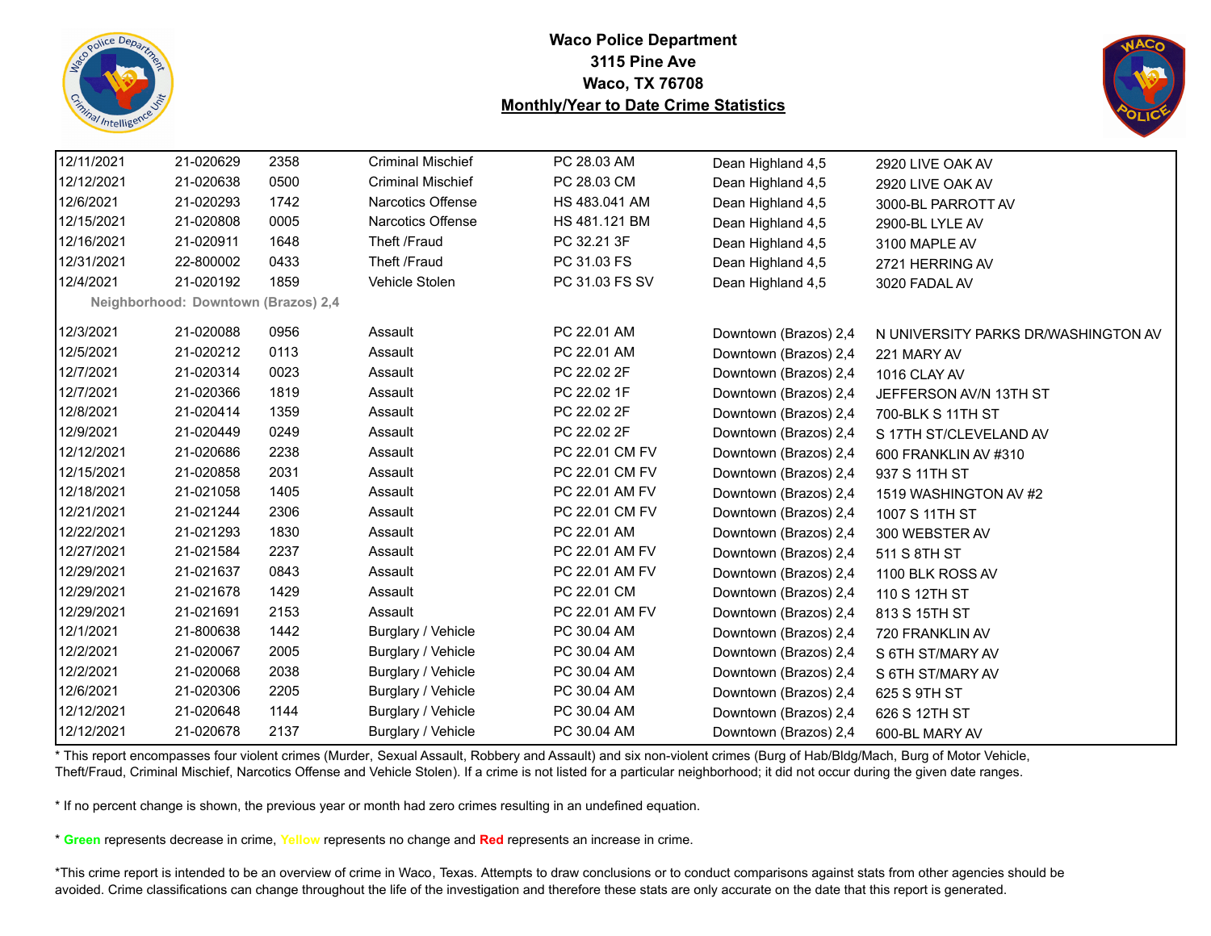**Waco Police Department**
**3115 Pine Ave**
**Waco, TX 76708**
**Monthly/Year to Date Crime Statistics**

| | | | | | | |
|---|---|---|---|---|---|---|
| 12/11/2021 | 21-020629 | 2358 | Criminal Mischief | PC 28.03 AM | Dean Highland 4,5 | 2920 LIVE OAK AV |
| 12/12/2021 | 21-020638 | 0500 | Criminal Mischief | PC 28.03 CM | Dean Highland 4,5 | 2920 LIVE OAK AV |
| 12/6/2021 | 21-020293 | 1742 | Narcotics Offense | HS 483.041 AM | Dean Highland 4,5 | 3000-BL PARROTT AV |
| 12/15/2021 | 21-020808 | 0005 | Narcotics Offense | HS 481.121 BM | Dean Highland 4,5 | 2900-BL LYLE AV |
| 12/16/2021 | 21-020911 | 1648 | Theft /Fraud | PC 32.21 3F | Dean Highland 4,5 | 3100 MAPLE AV |
| 12/31/2021 | 22-800002 | 0433 | Theft /Fraud | PC 31.03 FS | Dean Highland 4,5 | 2721 HERRING AV |
| 12/4/2021 | 21-020192 | 1859 | Vehicle Stolen | PC 31.03 FS SV | Dean Highland 4,5 | 3020 FADAL AV |
| **Neighborhood: Downtown (Brazos) 2,4** | | | | | | |
| 12/3/2021 | 21-020088 | 0956 | Assault | PC 22.01 AM | Downtown (Brazos) 2,4 | N UNIVERSITY PARKS DR/WASHINGTON AV |
| 12/5/2021 | 21-020212 | 0113 | Assault | PC 22.01 AM | Downtown (Brazos) 2,4 | 221 MARY AV |
| 12/7/2021 | 21-020314 | 0023 | Assault | PC 22.02 2F | Downtown (Brazos) 2,4 | 1016 CLAY AV |
| 12/7/2021 | 21-020366 | 1819 | Assault | PC 22.02 1F | Downtown (Brazos) 2,4 | JEFFERSON AV/N 13TH ST |
| 12/8/2021 | 21-020414 | 1359 | Assault | PC 22.02 2F | Downtown (Brazos) 2,4 | 700-BLK S 11TH ST |
| 12/9/2021 | 21-020449 | 0249 | Assault | PC 22.02 2F | Downtown (Brazos) 2,4 | S 17TH ST/CLEVELAND AV |
| 12/12/2021 | 21-020686 | 2238 | Assault | PC 22.01 CM FV | Downtown (Brazos) 2,4 | 600 FRANKLIN AV #310 |
| 12/15/2021 | 21-020858 | 2031 | Assault | PC 22.01 CM FV | Downtown (Brazos) 2,4 | 937 S 11TH ST |
| 12/18/2021 | 21-021058 | 1405 | Assault | PC 22.01 AM FV | Downtown (Brazos) 2,4 | 1519 WASHINGTON AV #2 |
| 12/21/2021 | 21-021244 | 2306 | Assault | PC 22.01 CM FV | Downtown (Brazos) 2,4 | 1007 S 11TH ST |
| 12/22/2021 | 21-021293 | 1830 | Assault | PC 22.01 AM | Downtown (Brazos) 2,4 | 300 WEBSTER AV |
| 12/27/2021 | 21-021584 | 2237 | Assault | PC 22.01 AM FV | Downtown (Brazos) 2,4 | 511 S 8TH ST |
| 12/29/2021 | 21-021637 | 0843 | Assault | PC 22.01 AM FV | Downtown (Brazos) 2,4 | 1100 BLK ROSS AV |
| 12/29/2021 | 21-021678 | 1429 | Assault | PC 22.01 CM | Downtown (Brazos) 2,4 | 110 S 12TH ST |
| 12/29/2021 | 21-021691 | 2153 | Assault | PC 22.01 AM FV | Downtown (Brazos) 2,4 | 813 S 15TH ST |
| 12/1/2021 | 21-800638 | 1442 | Burglary / Vehicle | PC 30.04 AM | Downtown (Brazos) 2,4 | 720 FRANKLIN AV |
| 12/2/2021 | 21-020067 | 2005 | Burglary / Vehicle | PC 30.04 AM | Downtown (Brazos) 2,4 | S 6TH ST/MARY AV |
| 12/2/2021 | 21-020068 | 2038 | Burglary / Vehicle | PC 30.04 AM | Downtown (Brazos) 2,4 | S 6TH ST/MARY AV |
| 12/6/2021 | 21-020306 | 2205 | Burglary / Vehicle | PC 30.04 AM | Downtown (Brazos) 2,4 | 625 S 9TH ST |
| 12/12/2021 | 21-020648 | 1144 | Burglary / Vehicle | PC 30.04 AM | Downtown (Brazos) 2,4 | 626 S 12TH ST |
| 12/12/2021 | 21-020678 | 2137 | Burglary / Vehicle | PC 30.04 AM | Downtown (Brazos) 2,4 | 600-BL MARY AV |

* This report encompasses four violent crimes (Murder, Sexual Assault, Robbery and Assault) and six non-violent crimes (Burg of Hab/Bldg/Mach, Burg of Motor Vehicle, Theft/Fraud, Criminal Mischief, Narcotics Offense and Vehicle Stolen). If a crime is not listed for a particular neighborhood; it did not occur during the given date ranges.

* If no percent change is shown, the previous year or month had zero crimes resulting in an undefined equation.

* **Green** represents decrease in crime, Yellow represents no change and **Red** represents an increase in crime.

*This crime report is intended to be an overview of crime in Waco, Texas. Attempts to draw conclusions or to conduct comparisons against stats from other agencies should be avoided. Crime classifications can change throughout the life of the investigation and therefore these stats are only accurate on the date that this report is generated.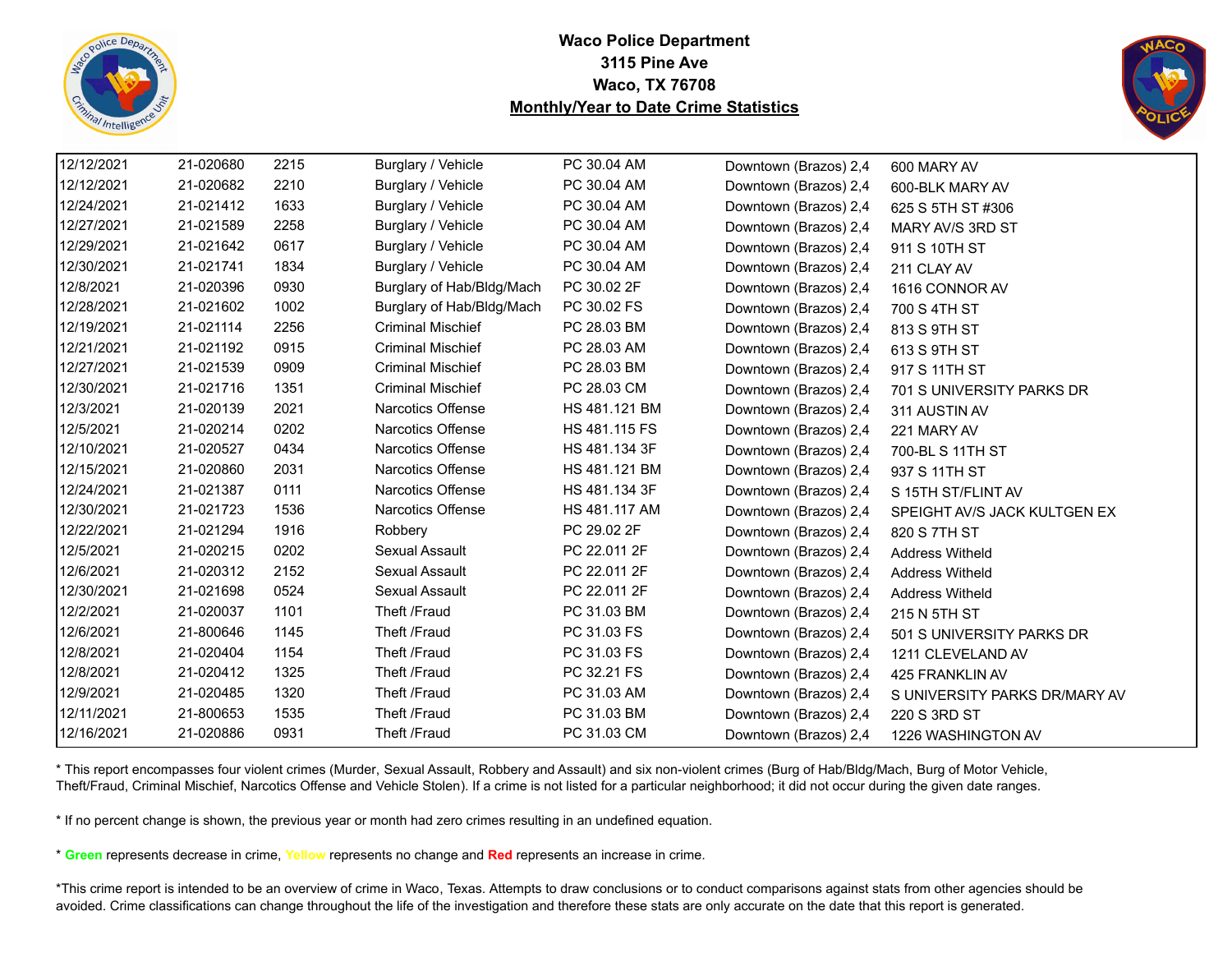**Waco Police Department**
**3115 Pine Ave**
**Waco, TX 76708**
**Monthly/Year to Date Crime Statistics**

| | | | | | | |
|---|---|---|---|---|---|---|
| 12/12/2021 | 21-020680 | 2215 | Burglary / Vehicle | PC 30.04 AM | Downtown (Brazos) 2,4 | 600 MARY AV |
| 12/12/2021 | 21-020682 | 2210 | Burglary / Vehicle | PC 30.04 AM | Downtown (Brazos) 2,4 | 600-BLK MARY AV |
| 12/24/2021 | 21-021412 | 1633 | Burglary / Vehicle | PC 30.04 AM | Downtown (Brazos) 2,4 | 625 S 5TH ST #306 |
| 12/27/2021 | 21-021589 | 2258 | Burglary / Vehicle | PC 30.04 AM | Downtown (Brazos) 2,4 | MARY AV/S 3RD ST |
| 12/29/2021 | 21-021642 | 0617 | Burglary / Vehicle | PC 30.04 AM | Downtown (Brazos) 2,4 | 911 S 10TH ST |
| 12/30/2021 | 21-021741 | 1834 | Burglary / Vehicle | PC 30.04 AM | Downtown (Brazos) 2,4 | 211 CLAY AV |
| 12/8/2021 | 21-020396 | 0930 | Burglary of Hab/Bldg/Mach | PC 30.02 2F | Downtown (Brazos) 2,4 | 1616 CONNOR AV |
| 12/28/2021 | 21-021602 | 1002 | Burglary of Hab/Bldg/Mach | PC 30.02 FS | Downtown (Brazos) 2,4 | 700 S 4TH ST |
| 12/19/2021 | 21-021114 | 2256 | Criminal Mischief | PC 28.03 BM | Downtown (Brazos) 2,4 | 813 S 9TH ST |
| 12/21/2021 | 21-021192 | 0915 | Criminal Mischief | PC 28.03 AM | Downtown (Brazos) 2,4 | 613 S 9TH ST |
| 12/27/2021 | 21-021539 | 0909 | Criminal Mischief | PC 28.03 BM | Downtown (Brazos) 2,4 | 917 S 11TH ST |
| 12/30/2021 | 21-021716 | 1351 | Criminal Mischief | PC 28.03 CM | Downtown (Brazos) 2,4 | 701 S UNIVERSITY PARKS DR |
| 12/3/2021 | 21-020139 | 2021 | Narcotics Offense | HS 481.121 BM | Downtown (Brazos) 2,4 | 311 AUSTIN AV |
| 12/5/2021 | 21-020214 | 0202 | Narcotics Offense | HS 481.115 FS | Downtown (Brazos) 2,4 | 221 MARY AV |
| 12/10/2021 | 21-020527 | 0434 | Narcotics Offense | HS 481.134 3F | Downtown (Brazos) 2,4 | 700-BL S 11TH ST |
| 12/15/2021 | 21-020860 | 2031 | Narcotics Offense | HS 481.121 BM | Downtown (Brazos) 2,4 | 937 S 11TH ST |
| 12/24/2021 | 21-021387 | 0111 | Narcotics Offense | HS 481.134 3F | Downtown (Brazos) 2,4 | S 15TH ST/FLINT AV |
| 12/30/2021 | 21-021723 | 1536 | Narcotics Offense | HS 481.117 AM | Downtown (Brazos) 2,4 | SPEIGHT AV/S JACK KULTGEN EX |
| 12/22/2021 | 21-021294 | 1916 | Robbery | PC 29.02 2F | Downtown (Brazos) 2,4 | 820 S 7TH ST |
| 12/5/2021 | 21-020215 | 0202 | Sexual Assault | PC 22.011 2F | Downtown (Brazos) 2,4 | Address Witheld |
| 12/6/2021 | 21-020312 | 2152 | Sexual Assault | PC 22.011 2F | Downtown (Brazos) 2,4 | Address Witheld |
| 12/30/2021 | 21-021698 | 0524 | Sexual Assault | PC 22.011 2F | Downtown (Brazos) 2,4 | Address Witheld |
| 12/2/2021 | 21-020037 | 1101 | Theft /Fraud | PC 31.03 BM | Downtown (Brazos) 2,4 | 215 N 5TH ST |
| 12/6/2021 | 21-800646 | 1145 | Theft /Fraud | PC 31.03 FS | Downtown (Brazos) 2,4 | 501 S UNIVERSITY PARKS DR |
| 12/8/2021 | 21-020404 | 1154 | Theft /Fraud | PC 31.03 FS | Downtown (Brazos) 2,4 | 1211 CLEVELAND AV |
| 12/8/2021 | 21-020412 | 1325 | Theft /Fraud | PC 32.21 FS | Downtown (Brazos) 2,4 | 425 FRANKLIN AV |
| 12/9/2021 | 21-020485 | 1320 | Theft /Fraud | PC 31.03 AM | Downtown (Brazos) 2,4 | S UNIVERSITY PARKS DR/MARY AV |
| 12/11/2021 | 21-800653 | 1535 | Theft /Fraud | PC 31.03 BM | Downtown (Brazos) 2,4 | 220 S 3RD ST |
| 12/16/2021 | 21-020886 | 0931 | Theft /Fraud | PC 31.03 CM | Downtown (Brazos) 2,4 | 1226 WASHINGTON AV |

* This report encompasses four violent crimes (Murder, Sexual Assault, Robbery and Assault) and six non-violent crimes (Burg of Hab/Bldg/Mach, Burg of Motor Vehicle, Theft/Fraud, Criminal Mischief, Narcotics Offense and Vehicle Stolen). If a crime is not listed for a particular neighborhood; it did not occur during the given date ranges.

* If no percent change is shown, the previous year or month had zero crimes resulting in an undefined equation.

* **Green** represents decrease in crime, **Yellow** represents no change and **Red** represents an increase in crime.

*This crime report is intended to be an overview of crime in Waco, Texas. Attempts to draw conclusions or to conduct comparisons against stats from other agencies should be avoided. Crime classifications can change throughout the life of the investigation and therefore these stats are only accurate on the date that this report is generated.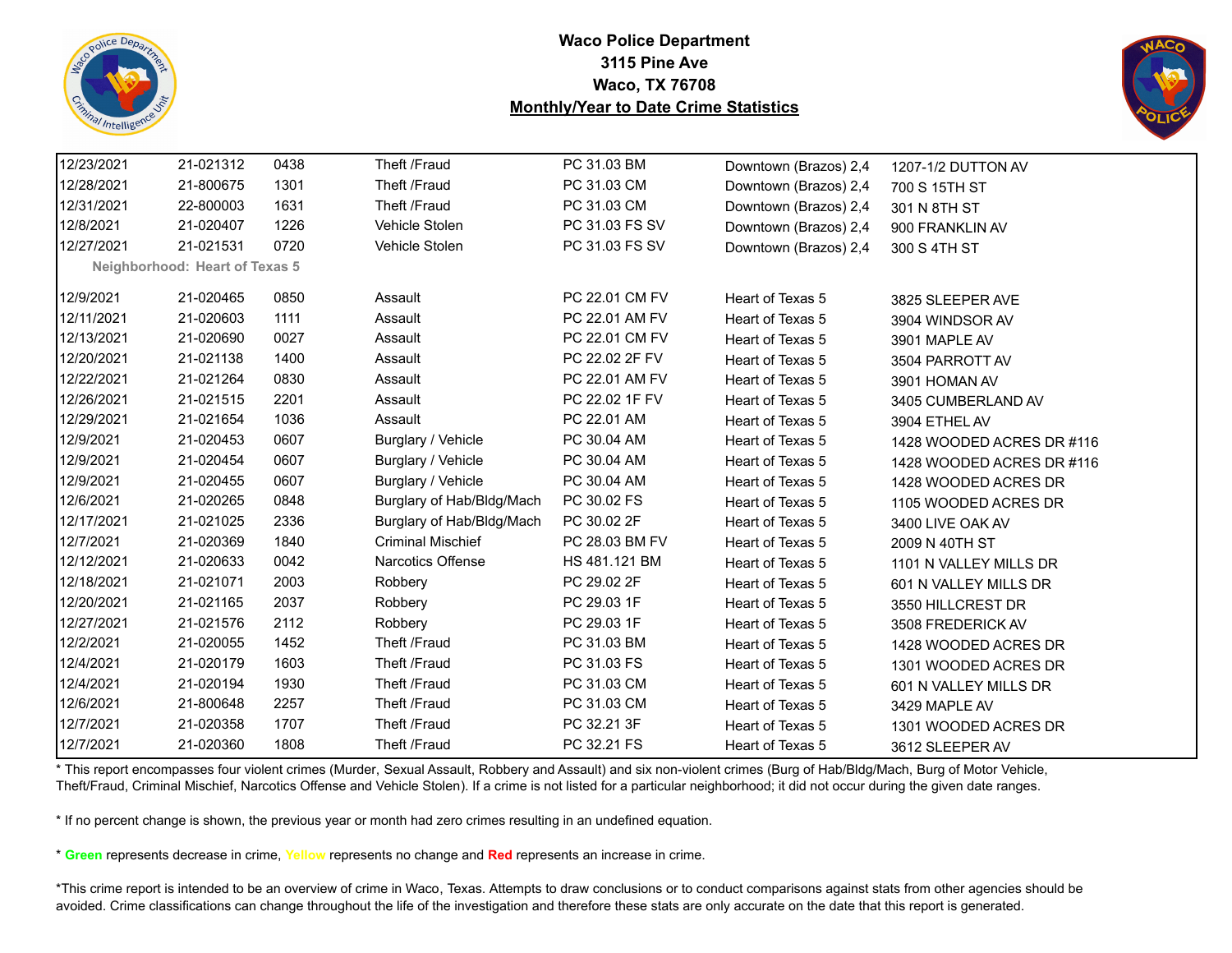# Waco Police Department
## 3115 Pine Ave
## Waco, TX 76708
## Monthly/Year to Date Crime Statistics

| | | | | | | |
|---|---|---|---|---|---|---|
| 12/23/2021 | 21-021312 | 0438 | Theft /Fraud | PC 31.03 BM | Downtown (Brazos) 2,4 | 1207-1/2 DUTTON AV |
| 12/28/2021 | 21-800675 | 1301 | Theft /Fraud | PC 31.03 CM | Downtown (Brazos) 2,4 | 700 S 15TH ST |
| 12/31/2021 | 22-800003 | 1631 | Theft /Fraud | PC 31.03 CM | Downtown (Brazos) 2,4 | 301 N 8TH ST |
| 12/8/2021 | 21-020407 | 1226 | Vehicle Stolen | PC 31.03 FS SV | Downtown (Brazos) 2,4 | 900 FRANKLIN AV |
| 12/27/2021 | 21-021531 | 0720 | Vehicle Stolen | PC 31.03 FS SV | Downtown (Brazos) 2,4 | 300 S 4TH ST |
| **Neighborhood: Heart of Texas 5** | | | | | | |
| 12/9/2021 | 21-020465 | 0850 | Assault | PC 22.01 CM FV | Heart of Texas 5 | 3825 SLEEPER AVE |
| 12/11/2021 | 21-020603 | 1111 | Assault | PC 22.01 AM FV | Heart of Texas 5 | 3904 WINDSOR AV |
| 12/13/2021 | 21-020690 | 0027 | Assault | PC 22.01 CM FV | Heart of Texas 5 | 3901 MAPLE AV |
| 12/20/2021 | 21-021138 | 1400 | Assault | PC 22.02 2F FV | Heart of Texas 5 | 3504 PARROTT AV |
| 12/22/2021 | 21-021264 | 0830 | Assault | PC 22.01 AM FV | Heart of Texas 5 | 3901 HOMAN AV |
| 12/26/2021 | 21-021515 | 2201 | Assault | PC 22.02 1F FV | Heart of Texas 5 | 3405 CUMBERLAND AV |
| 12/29/2021 | 21-021654 | 1036 | Assault | PC 22.01 AM | Heart of Texas 5 | 3904 ETHEL AV |
| 12/9/2021 | 21-020453 | 0607 | Burglary / Vehicle | PC 30.04 AM | Heart of Texas 5 | 1428 WOODED ACRES DR #116 |
| 12/9/2021 | 21-020454 | 0607 | Burglary / Vehicle | PC 30.04 AM | Heart of Texas 5 | 1428 WOODED ACRES DR #116 |
| 12/9/2021 | 21-020455 | 0607 | Burglary / Vehicle | PC 30.04 AM | Heart of Texas 5 | 1428 WOODED ACRES DR |
| 12/6/2021 | 21-020265 | 0848 | Burglary of Hab/Bldg/Mach | PC 30.02 FS | Heart of Texas 5 | 1105 WOODED ACRES DR |
| 12/17/2021 | 21-021025 | 2336 | Burglary of Hab/Bldg/Mach | PC 30.02 2F | Heart of Texas 5 | 3400 LIVE OAK AV |
| 12/7/2021 | 21-020369 | 1840 | Criminal Mischief | PC 28.03 BM FV | Heart of Texas 5 | 2009 N 40TH ST |
| 12/12/2021 | 21-020633 | 0042 | Narcotics Offense | HS 481.121 BM | Heart of Texas 5 | 1101 N VALLEY MILLS DR |
| 12/18/2021 | 21-021071 | 2003 | Robbery | PC 29.02 2F | Heart of Texas 5 | 601 N VALLEY MILLS DR |
| 12/20/2021 | 21-021165 | 2037 | Robbery | PC 29.03 1F | Heart of Texas 5 | 3550 HILLCREST DR |
| 12/27/2021 | 21-021576 | 2112 | Robbery | PC 29.03 1F | Heart of Texas 5 | 3508 FREDERICK AV |
| 12/2/2021 | 21-020055 | 1452 | Theft /Fraud | PC 31.03 BM | Heart of Texas 5 | 1428 WOODED ACRES DR |
| 12/4/2021 | 21-020179 | 1603 | Theft /Fraud | PC 31.03 FS | Heart of Texas 5 | 1301 WOODED ACRES DR |
| 12/4/2021 | 21-020194 | 1930 | Theft /Fraud | PC 31.03 CM | Heart of Texas 5 | 601 N VALLEY MILLS DR |
| 12/6/2021 | 21-800648 | 2257 | Theft /Fraud | PC 31.03 CM | Heart of Texas 5 | 3429 MAPLE AV |
| 12/7/2021 | 21-020358 | 1707 | Theft /Fraud | PC 32.21 3F | Heart of Texas 5 | 1301 WOODED ACRES DR |
| 12/7/2021 | 21-020360 | 1808 | Theft /Fraud | PC 32.21 FS | Heart of Texas 5 | 3612 SLEEPER AV |

* This report encompasses four violent crimes (Murder, Sexual Assault, Robbery and Assault) and six non-violent crimes (Burg of Hab/Bldg/Mach, Burg of Motor Vehicle, Theft/Fraud, Criminal Mischief, Narcotics Offense and Vehicle Stolen). If a crime is not listed for a particular neighborhood; it did not occur during the given date ranges.

* If no percent change is shown, the previous year or month had zero crimes resulting in an undefined equation.

* **Green** represents decrease in crime, **Yellow** represents no change and **Red** represents an increase in crime.

*This crime report is intended to be an overview of crime in Waco, Texas. Attempts to draw conclusions or to conduct comparisons against stats from other agencies should be avoided. Crime classifications can change throughout the life of the investigation and therefore these stats are only accurate on the date that this report is generated.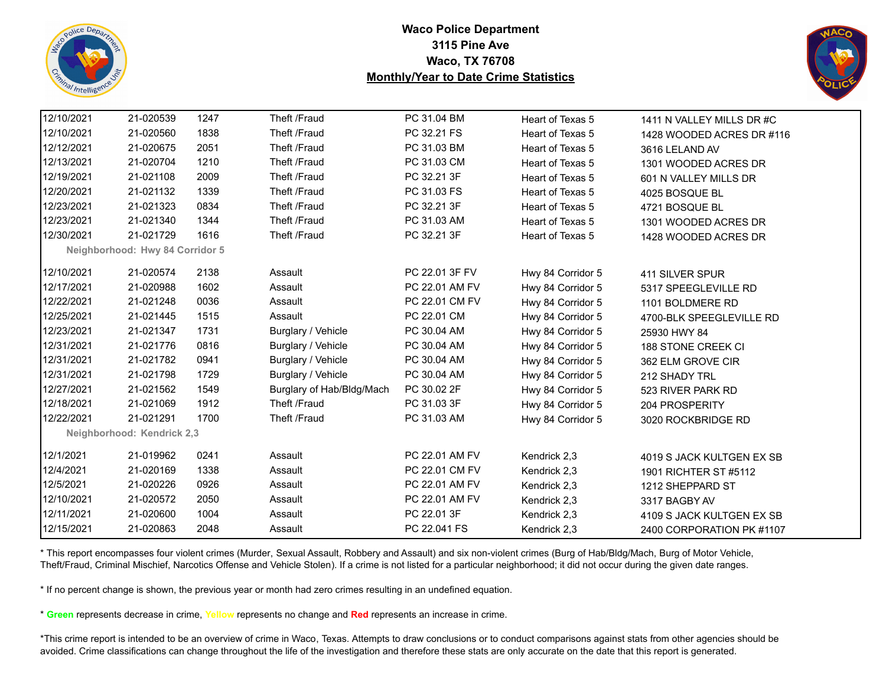# Waco Police Department
## 3115 Pine Ave
## Waco, TX 76708
## Monthly/Year to Date Crime Statistics

| Date | Case No. | Time | Offense | Code | Neighborhood | Address |
|---|---|---|---|---|---|---|
| 12/10/2021 | 21-020539 | 1247 | Theft /Fraud | PC 31.04 BM | Heart of Texas 5 | 1411 N VALLEY MILLS DR #C |
| 12/10/2021 | 21-020560 | 1838 | Theft /Fraud | PC 32.21 FS | Heart of Texas 5 | 1428 WOODED ACRES DR #116 |
| 12/12/2021 | 21-020675 | 2051 | Theft /Fraud | PC 31.03 BM | Heart of Texas 5 | 3616 LELAND AV |
| 12/13/2021 | 21-020704 | 1210 | Theft /Fraud | PC 31.03 CM | Heart of Texas 5 | 1301 WOODED ACRES DR |
| 12/19/2021 | 21-021108 | 2009 | Theft /Fraud | PC 32.21 3F | Heart of Texas 5 | 601 N VALLEY MILLS DR |
| 12/20/2021 | 21-021132 | 1339 | Theft /Fraud | PC 31.03 FS | Heart of Texas 5 | 4025 BOSQUE BL |
| 12/23/2021 | 21-021323 | 0834 | Theft /Fraud | PC 32.21 3F | Heart of Texas 5 | 4721 BOSQUE BL |
| 12/23/2021 | 21-021340 | 1344 | Theft /Fraud | PC 31.03 AM | Heart of Texas 5 | 1301 WOODED ACRES DR |
| 12/30/2021 | 21-021729 | 1616 | Theft /Fraud | PC 32.21 3F | Heart of Texas 5 | 1428 WOODED ACRES DR |
| **Neighborhood: Hwy 84 Corridor 5** | | | | | | |
| 12/10/2021 | 21-020574 | 2138 | Assault | PC 22.01 3F FV | Hwy 84 Corridor 5 | 411 SILVER SPUR |
| 12/17/2021 | 21-020988 | 1602 | Assault | PC 22.01 AM FV | Hwy 84 Corridor 5 | 5317 SPEEGLEVILLE RD |
| 12/22/2021 | 21-021248 | 0036 | Assault | PC 22.01 CM FV | Hwy 84 Corridor 5 | 1101 BOLDMERE RD |
| 12/25/2021 | 21-021445 | 1515 | Assault | PC 22.01 CM | Hwy 84 Corridor 5 | 4700-BLK SPEEGLEVILLE RD |
| 12/23/2021 | 21-021347 | 1731 | Burglary / Vehicle | PC 30.04 AM | Hwy 84 Corridor 5 | 25930 HWY 84 |
| 12/31/2021 | 21-021776 | 0816 | Burglary / Vehicle | PC 30.04 AM | Hwy 84 Corridor 5 | 188 STONE CREEK CI |
| 12/31/2021 | 21-021782 | 0941 | Burglary / Vehicle | PC 30.04 AM | Hwy 84 Corridor 5 | 362 ELM GROVE CIR |
| 12/31/2021 | 21-021798 | 1729 | Burglary / Vehicle | PC 30.04 AM | Hwy 84 Corridor 5 | 212 SHADY TRL |
| 12/27/2021 | 21-021562 | 1549 | Burglary of Hab/Bldg/Mach | PC 30.02 2F | Hwy 84 Corridor 5 | 523 RIVER PARK RD |
| 12/18/2021 | 21-021069 | 1912 | Theft /Fraud | PC 31.03 3F | Hwy 84 Corridor 5 | 204 PROSPERITY |
| 12/22/2021 | 21-021291 | 1700 | Theft /Fraud | PC 31.03 AM | Hwy 84 Corridor 5 | 3020 ROCKBRIDGE RD |
| **Neighborhood: Kendrick 2,3** | | | | | | |
| 12/1/2021 | 21-019962 | 0241 | Assault | PC 22.01 AM FV | Kendrick 2,3 | 4019 S JACK KULTGEN EX SB |
| 12/4/2021 | 21-020169 | 1338 | Assault | PC 22.01 CM FV | Kendrick 2,3 | 1901 RICHTER ST #5112 |
| 12/5/2021 | 21-020226 | 0926 | Assault | PC 22.01 AM FV | Kendrick 2,3 | 1212 SHEPPARD ST |
| 12/10/2021 | 21-020572 | 2050 | Assault | PC 22.01 AM FV | Kendrick 2,3 | 3317 BAGBY AV |
| 12/11/2021 | 21-020600 | 1004 | Assault | PC 22.01 3F | Kendrick 2,3 | 4109 S JACK KULTGEN EX SB |
| 12/15/2021 | 21-020863 | 2048 | Assault | PC 22.041 FS | Kendrick 2,3 | 2400 CORPORATION PK #1107 |

* This report encompasses four violent crimes (Murder, Sexual Assault, Robbery and Assault) and six non-violent crimes (Burg of Hab/Bldg/Mach, Burg of Motor Vehicle, Theft/Fraud, Criminal Mischief, Narcotics Offense and Vehicle Stolen). If a crime is not listed for a particular neighborhood; it did not occur during the given date ranges.

* If no percent change is shown, the previous year or month had zero crimes resulting in an undefined equation.

* **Green** represents decrease in crime, **Yellow** represents no change and **Red** represents an increase in crime.

*This crime report is intended to be an overview of crime in Waco, Texas. Attempts to draw conclusions or to conduct comparisons against stats from other agencies should be avoided. Crime classifications can change throughout the life of the investigation and therefore these stats are only accurate on the date that this report is generated.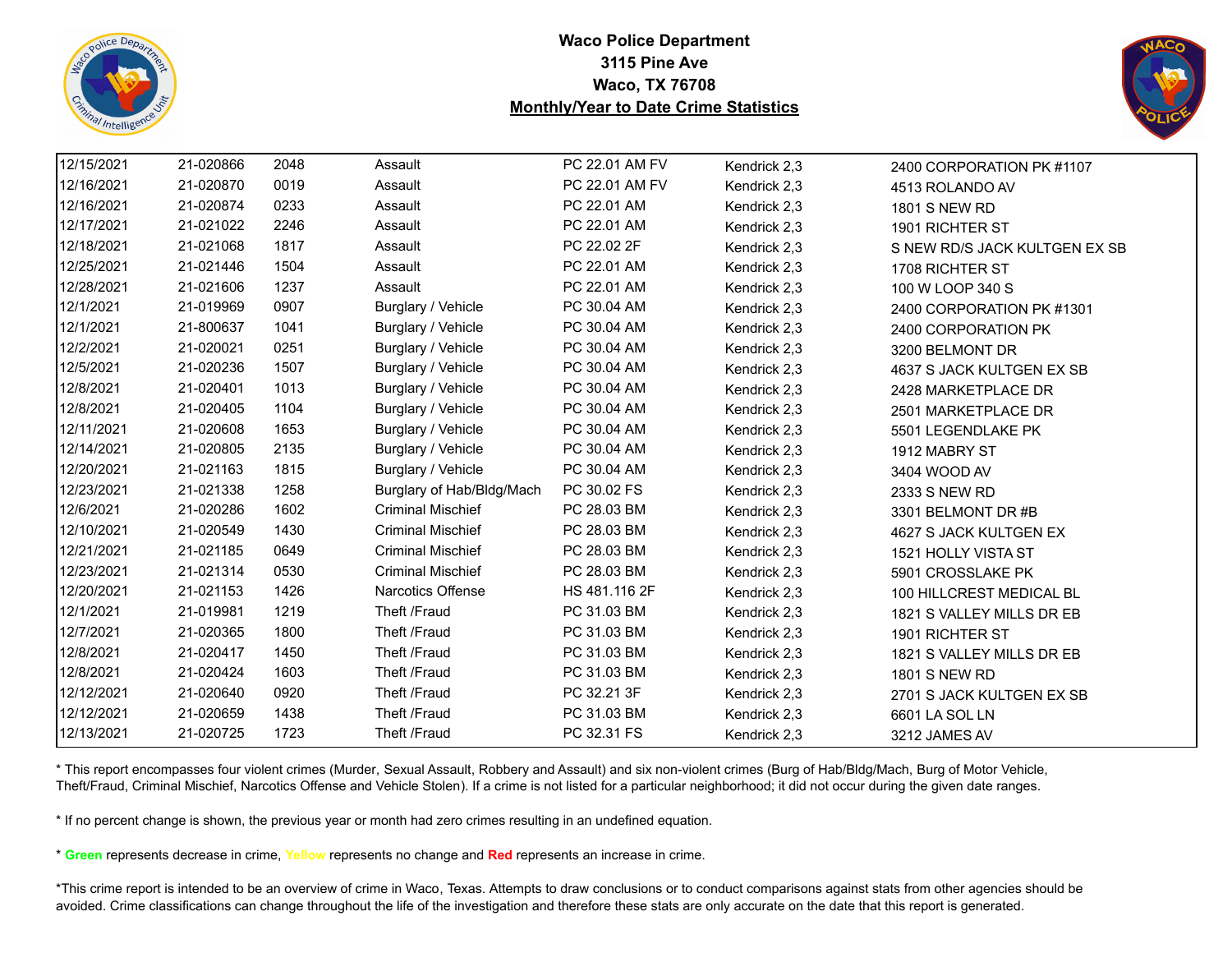**Waco Police Department**
**3115 Pine Ave**
**Waco, TX 76708**
**Monthly/Year to Date Crime Statistics**

| | | | | | | |
|---|---|---|---|---|---|---|
| 12/15/2021 | 21-020866 | 2048 | Assault | PC 22.01 AM FV | Kendrick 2,3 | 2400 CORPORATION PK #1107 |
| 12/16/2021 | 21-020870 | 0019 | Assault | PC 22.01 AM FV | Kendrick 2,3 | 4513 ROLANDO AV |
| 12/16/2021 | 21-020874 | 0233 | Assault | PC 22.01 AM | Kendrick 2,3 | 1801 S NEW RD |
| 12/17/2021 | 21-021022 | 2246 | Assault | PC 22.01 AM | Kendrick 2,3 | 1901 RICHTER ST |
| 12/18/2021 | 21-021068 | 1817 | Assault | PC 22.02 2F | Kendrick 2,3 | S NEW RD/S JACK KULTGEN EX SB |
| 12/25/2021 | 21-021446 | 1504 | Assault | PC 22.01 AM | Kendrick 2,3 | 1708 RICHTER ST |
| 12/28/2021 | 21-021606 | 1237 | Assault | PC 22.01 AM | Kendrick 2,3 | 100 W LOOP 340 S |
| 12/1/2021 | 21-019969 | 0907 | Burglary / Vehicle | PC 30.04 AM | Kendrick 2,3 | 2400 CORPORATION PK #1301 |
| 12/1/2021 | 21-800637 | 1041 | Burglary / Vehicle | PC 30.04 AM | Kendrick 2,3 | 2400 CORPORATION PK |
| 12/2/2021 | 21-020021 | 0251 | Burglary / Vehicle | PC 30.04 AM | Kendrick 2,3 | 3200 BELMONT DR |
| 12/5/2021 | 21-020236 | 1507 | Burglary / Vehicle | PC 30.04 AM | Kendrick 2,3 | 4637 S JACK KULTGEN EX SB |
| 12/8/2021 | 21-020401 | 1013 | Burglary / Vehicle | PC 30.04 AM | Kendrick 2,3 | 2428 MARKETPLACE DR |
| 12/8/2021 | 21-020405 | 1104 | Burglary / Vehicle | PC 30.04 AM | Kendrick 2,3 | 2501 MARKETPLACE DR |
| 12/11/2021 | 21-020608 | 1653 | Burglary / Vehicle | PC 30.04 AM | Kendrick 2,3 | 5501 LEGENDLAKE PK |
| 12/14/2021 | 21-020805 | 2135 | Burglary / Vehicle | PC 30.04 AM | Kendrick 2,3 | 1912 MABRY ST |
| 12/20/2021 | 21-021163 | 1815 | Burglary / Vehicle | PC 30.04 AM | Kendrick 2,3 | 3404 WOOD AV |
| 12/23/2021 | 21-021338 | 1258 | Burglary of Hab/Bldg/Mach | PC 30.02 FS | Kendrick 2,3 | 2333 S NEW RD |
| 12/6/2021 | 21-020286 | 1602 | Criminal Mischief | PC 28.03 BM | Kendrick 2,3 | 3301 BELMONT DR #B |
| 12/10/2021 | 21-020549 | 1430 | Criminal Mischief | PC 28.03 BM | Kendrick 2,3 | 4627 S JACK KULTGEN EX |
| 12/21/2021 | 21-021185 | 0649 | Criminal Mischief | PC 28.03 BM | Kendrick 2,3 | 1521 HOLLY VISTA ST |
| 12/23/2021 | 21-021314 | 0530 | Criminal Mischief | PC 28.03 BM | Kendrick 2,3 | 5901 CROSSLAKE PK |
| 12/20/2021 | 21-021153 | 1426 | Narcotics Offense | HS 481.116 2F | Kendrick 2,3 | 100 HILLCREST MEDICAL BL |
| 12/1/2021 | 21-019981 | 1219 | Theft /Fraud | PC 31.03 BM | Kendrick 2,3 | 1821 S VALLEY MILLS DR EB |
| 12/7/2021 | 21-020365 | 1800 | Theft /Fraud | PC 31.03 BM | Kendrick 2,3 | 1901 RICHTER ST |
| 12/8/2021 | 21-020417 | 1450 | Theft /Fraud | PC 31.03 BM | Kendrick 2,3 | 1821 S VALLEY MILLS DR EB |
| 12/8/2021 | 21-020424 | 1603 | Theft /Fraud | PC 31.03 BM | Kendrick 2,3 | 1801 S NEW RD |
| 12/12/2021 | 21-020640 | 0920 | Theft /Fraud | PC 32.21 3F | Kendrick 2,3 | 2701 S JACK KULTGEN EX SB |
| 12/12/2021 | 21-020659 | 1438 | Theft /Fraud | PC 31.03 BM | Kendrick 2,3 | 6601 LA SOL LN |
| 12/13/2021 | 21-020725 | 1723 | Theft /Fraud | PC 32.31 FS | Kendrick 2,3 | 3212 JAMES AV |

* This report encompasses four violent crimes (Murder, Sexual Assault, Robbery and Assault) and six non-violent crimes (Burg of Hab/Bldg/Mach, Burg of Motor Vehicle, Theft/Fraud, Criminal Mischief, Narcotics Offense and Vehicle Stolen). If a crime is not listed for a particular neighborhood; it did not occur during the given date ranges.

* If no percent change is shown, the previous year or month had zero crimes resulting in an undefined equation.

* **Green** represents decrease in crime, **Yellow** represents no change and **Red** represents an increase in crime.

*This crime report is intended to be an overview of crime in Waco, Texas. Attempts to draw conclusions or to conduct comparisons against stats from other agencies should be avoided. Crime classifications can change throughout the life of the investigation and therefore these stats are only accurate on the date that this report is generated.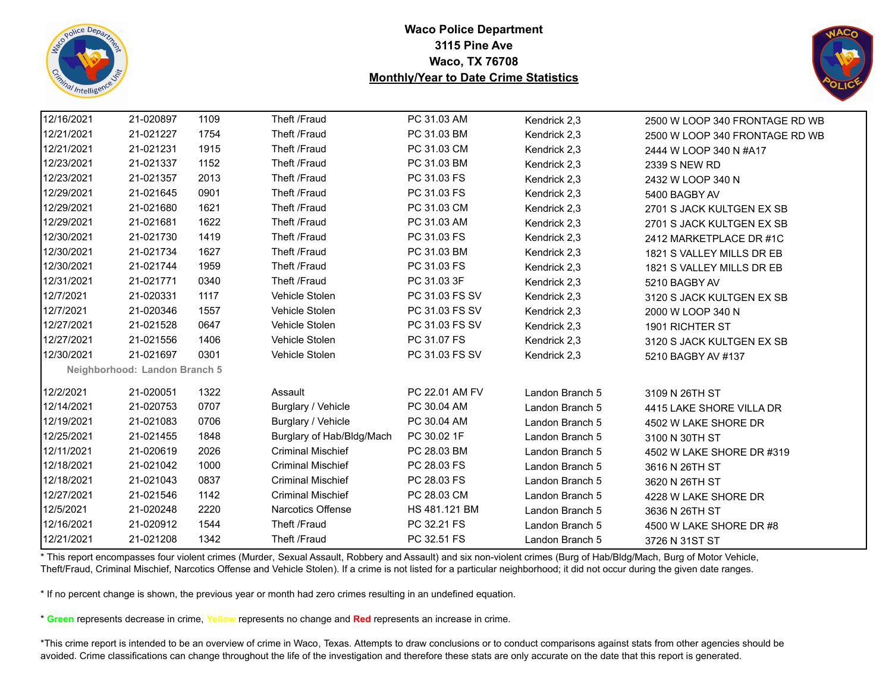# Waco Police Department
## 3115 Pine Ave
## Waco, TX 76708
## Monthly/Year to Date Crime Statistics

| | | | | | | |
|---|---|---|---|---|---|---|
| 12/16/2021 | 21-020897 | 1109 | Theft /Fraud | PC 31.03 AM | Kendrick 2,3 | 2500 W LOOP 340 FRONTAGE RD WB |
| 12/21/2021 | 21-021227 | 1754 | Theft /Fraud | PC 31.03 BM | Kendrick 2,3 | 2500 W LOOP 340 FRONTAGE RD WB |
| 12/21/2021 | 21-021231 | 1915 | Theft /Fraud | PC 31.03 CM | Kendrick 2,3 | 2444 W LOOP 340 N #A17 |
| 12/23/2021 | 21-021337 | 1152 | Theft /Fraud | PC 31.03 BM | Kendrick 2,3 | 2339 S NEW RD |
| 12/23/2021 | 21-021357 | 2013 | Theft /Fraud | PC 31.03 FS | Kendrick 2,3 | 2432 W LOOP 340 N |
| 12/29/2021 | 21-021645 | 0901 | Theft /Fraud | PC 31.03 FS | Kendrick 2,3 | 5400 BAGBY AV |
| 12/29/2021 | 21-021680 | 1621 | Theft /Fraud | PC 31.03 CM | Kendrick 2,3 | 2701 S JACK KULTGEN EX SB |
| 12/29/2021 | 21-021681 | 1622 | Theft /Fraud | PC 31.03 AM | Kendrick 2,3 | 2701 S JACK KULTGEN EX SB |
| 12/30/2021 | 21-021730 | 1419 | Theft /Fraud | PC 31.03 FS | Kendrick 2,3 | 2412 MARKETPLACE DR #1C |
| 12/30/2021 | 21-021734 | 1627 | Theft /Fraud | PC 31.03 BM | Kendrick 2,3 | 1821 S VALLEY MILLS DR EB |
| 12/30/2021 | 21-021744 | 1959 | Theft /Fraud | PC 31.03 FS | Kendrick 2,3 | 1821 S VALLEY MILLS DR EB |
| 12/31/2021 | 21-021771 | 0340 | Theft /Fraud | PC 31.03 3F | Kendrick 2,3 | 5210 BAGBY AV |
| 12/7/2021 | 21-020331 | 1117 | Vehicle Stolen | PC 31.03 FS SV | Kendrick 2,3 | 3120 S JACK KULTGEN EX SB |
| 12/7/2021 | 21-020346 | 1557 | Vehicle Stolen | PC 31.03 FS SV | Kendrick 2,3 | 2000 W LOOP 340 N |
| 12/27/2021 | 21-021528 | 0647 | Vehicle Stolen | PC 31.03 FS SV | Kendrick 2,3 | 1901 RICHTER ST |
| 12/27/2021 | 21-021556 | 1406 | Vehicle Stolen | PC 31.07 FS | Kendrick 2,3 | 3120 S JACK KULTGEN EX SB |
| 12/30/2021 | 21-021697 | 0301 | Vehicle Stolen | PC 31.03 FS SV | Kendrick 2,3 | 5210 BAGBY AV #137 |
| **Neighborhood: Landon Branch 5** | | | | | | |
| 12/2/2021 | 21-020051 | 1322 | Assault | PC 22.01 AM FV | Landon Branch 5 | 3109 N 26TH ST |
| 12/14/2021 | 21-020753 | 0707 | Burglary / Vehicle | PC 30.04 AM | Landon Branch 5 | 4415 LAKE SHORE VILLA DR |
| 12/19/2021 | 21-021083 | 0706 | Burglary / Vehicle | PC 30.04 AM | Landon Branch 5 | 4502 W LAKE SHORE DR |
| 12/25/2021 | 21-021455 | 1848 | Burglary of Hab/Bldg/Mach | PC 30.02 1F | Landon Branch 5 | 3100 N 30TH ST |
| 12/11/2021 | 21-020619 | 2026 | Criminal Mischief | PC 28.03 BM | Landon Branch 5 | 4502 W LAKE SHORE DR #319 |
| 12/18/2021 | 21-021042 | 1000 | Criminal Mischief | PC 28.03 FS | Landon Branch 5 | 3616 N 26TH ST |
| 12/18/2021 | 21-021043 | 0837 | Criminal Mischief | PC 28.03 FS | Landon Branch 5 | 3620 N 26TH ST |
| 12/27/2021 | 21-021546 | 1142 | Criminal Mischief | PC 28.03 CM | Landon Branch 5 | 4228 W LAKE SHORE DR |
| 12/5/2021 | 21-020248 | 2220 | Narcotics Offense | HS 481.121 BM | Landon Branch 5 | 3636 N 26TH ST |
| 12/16/2021 | 21-020912 | 1544 | Theft /Fraud | PC 32.21 FS | Landon Branch 5 | 4500 W LAKE SHORE DR #8 |
| 12/21/2021 | 21-021208 | 1342 | Theft /Fraud | PC 32.51 FS | Landon Branch 5 | 3726 N 31ST ST |

* This report encompasses four violent crimes (Murder, Sexual Assault, Robbery and Assault) and six non-violent crimes (Burg of Hab/Bldg/Mach, Burg of Motor Vehicle, Theft/Fraud, Criminal Mischief, Narcotics Offense and Vehicle Stolen). If a crime is not listed for a particular neighborhood; it did not occur during the given date ranges.

* If no percent change is shown, the previous year or month had zero crimes resulting in an undefined equation.

* **Green** represents decrease in crime, **Yellow** represents no change and **Red** represents an increase in crime.

*This crime report is intended to be an overview of crime in Waco, Texas. Attempts to draw conclusions or to conduct comparisons against stats from other agencies should be avoided. Crime classifications can change throughout the life of the investigation and therefore these stats are only accurate on the date that this report is generated.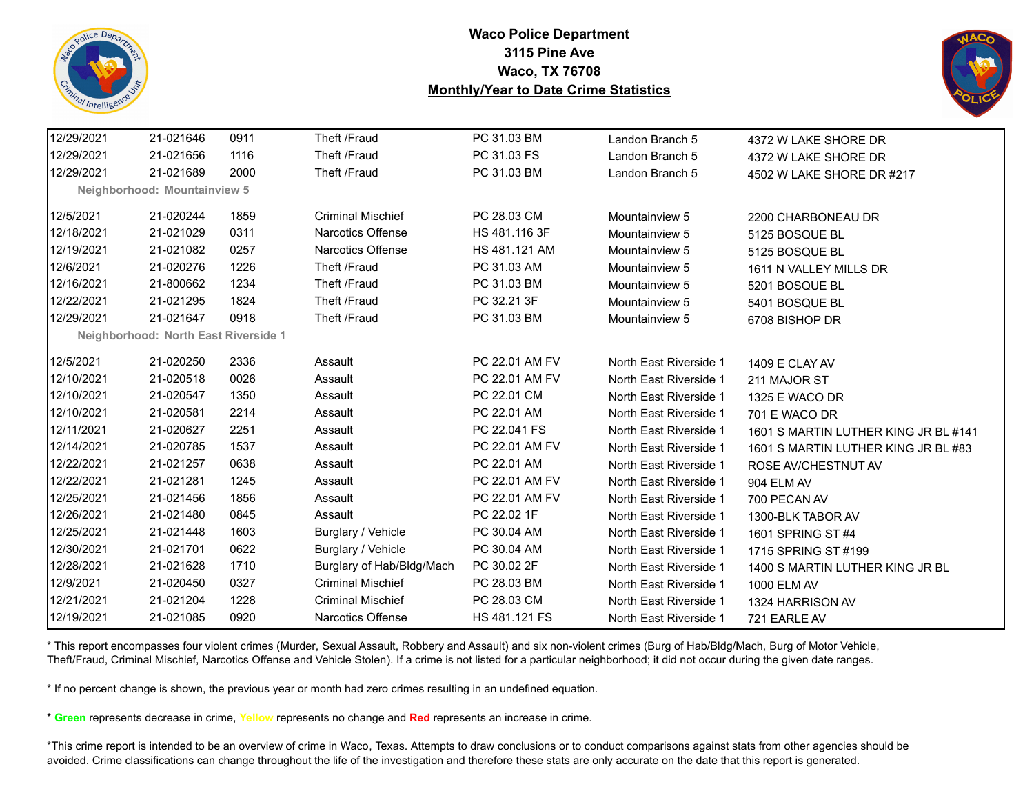**Waco Police Department**
**3115 Pine Ave**
**Waco, TX 76708**
**Monthly/Year to Date Crime Statistics**

| | | | | | | |
|---|---|---|---|---|---|---|
| 12/29/2021 | 21-021646 | 0911 | Theft /Fraud | PC 31.03 BM | Landon Branch 5 | 4372 W LAKE SHORE DR |
| 12/29/2021 | 21-021656 | 1116 | Theft /Fraud | PC 31.03 FS | Landon Branch 5 | 4372 W LAKE SHORE DR |
| 12/29/2021 | 21-021689 | 2000 | Theft /Fraud | PC 31.03 BM | Landon Branch 5 | 4502 W LAKE SHORE DR #217 |
| **Neighborhood: Mountainview 5** | | | | | | |
| 12/5/2021 | 21-020244 | 1859 | Criminal Mischief | PC 28.03 CM | Mountainview 5 | 2200 CHARBONEAU DR |
| 12/18/2021 | 21-021029 | 0311 | Narcotics Offense | HS 481.116 3F | Mountainview 5 | 5125 BOSQUE BL |
| 12/19/2021 | 21-021082 | 0257 | Narcotics Offense | HS 481.121 AM | Mountainview 5 | 5125 BOSQUE BL |
| 12/6/2021 | 21-020276 | 1226 | Theft /Fraud | PC 31.03 AM | Mountainview 5 | 1611 N VALLEY MILLS DR |
| 12/16/2021 | 21-800662 | 1234 | Theft /Fraud | PC 31.03 BM | Mountainview 5 | 5201 BOSQUE BL |
| 12/22/2021 | 21-021295 | 1824 | Theft /Fraud | PC 32.21 3F | Mountainview 5 | 5401 BOSQUE BL |
| 12/29/2021 | 21-021647 | 0918 | Theft /Fraud | PC 31.03 BM | Mountainview 5 | 6708 BISHOP DR |
| **Neighborhood: North East Riverside 1** | | | | | | |
| 12/5/2021 | 21-020250 | 2336 | Assault | PC 22.01 AM FV | North East Riverside 1 | 1409 E CLAY AV |
| 12/10/2021 | 21-020518 | 0026 | Assault | PC 22.01 AM FV | North East Riverside 1 | 211 MAJOR ST |
| 12/10/2021 | 21-020547 | 1350 | Assault | PC 22.01 CM | North East Riverside 1 | 1325 E WACO DR |
| 12/10/2021 | 21-020581 | 2214 | Assault | PC 22.01 AM | North East Riverside 1 | 701 E WACO DR |
| 12/11/2021 | 21-020627 | 2251 | Assault | PC 22.041 FS | North East Riverside 1 | 1601 S MARTIN LUTHER KING JR BL #141 |
| 12/14/2021 | 21-020785 | 1537 | Assault | PC 22.01 AM FV | North East Riverside 1 | 1601 S MARTIN LUTHER KING JR BL #83 |
| 12/22/2021 | 21-021257 | 0638 | Assault | PC 22.01 AM | North East Riverside 1 | ROSE AV/CHESTNUT AV |
| 12/22/2021 | 21-021281 | 1245 | Assault | PC 22.01 AM FV | North East Riverside 1 | 904 ELM AV |
| 12/25/2021 | 21-021456 | 1856 | Assault | PC 22.01 AM FV | North East Riverside 1 | 700 PECAN AV |
| 12/26/2021 | 21-021480 | 0845 | Assault | PC 22.02 1F | North East Riverside 1 | 1300-BLK TABOR AV |
| 12/25/2021 | 21-021448 | 1603 | Burglary / Vehicle | PC 30.04 AM | North East Riverside 1 | 1601 SPRING ST #4 |
| 12/30/2021 | 21-021701 | 0622 | Burglary / Vehicle | PC 30.04 AM | North East Riverside 1 | 1715 SPRING ST #199 |
| 12/28/2021 | 21-021628 | 1710 | Burglary of Hab/Bldg/Mach | PC 30.02 2F | North East Riverside 1 | 1400 S MARTIN LUTHER KING JR BL |
| 12/9/2021 | 21-020450 | 0327 | Criminal Mischief | PC 28.03 BM | North East Riverside 1 | 1000 ELM AV |
| 12/21/2021 | 21-021204 | 1228 | Criminal Mischief | PC 28.03 CM | North East Riverside 1 | 1324 HARRISON AV |
| 12/19/2021 | 21-021085 | 0920 | Narcotics Offense | HS 481.121 FS | North East Riverside 1 | 721 EARLE AV |

* This report encompasses four violent crimes (Murder, Sexual Assault, Robbery and Assault) and six non-violent crimes (Burg of Hab/Bldg/Mach, Burg of Motor Vehicle, Theft/Fraud, Criminal Mischief, Narcotics Offense and Vehicle Stolen). If a crime is not listed for a particular neighborhood; it did not occur during the given date ranges.

* If no percent change is shown, the previous year or month had zero crimes resulting in an undefined equation.

* **Green** represents decrease in crime, **Yellow** represents no change and **Red** represents an increase in crime.

*This crime report is intended to be an overview of crime in Waco, Texas. Attempts to draw conclusions or to conduct comparisons against stats from other agencies should be avoided. Crime classifications can change throughout the life of the investigation and therefore these stats are only accurate on the date that this report is generated.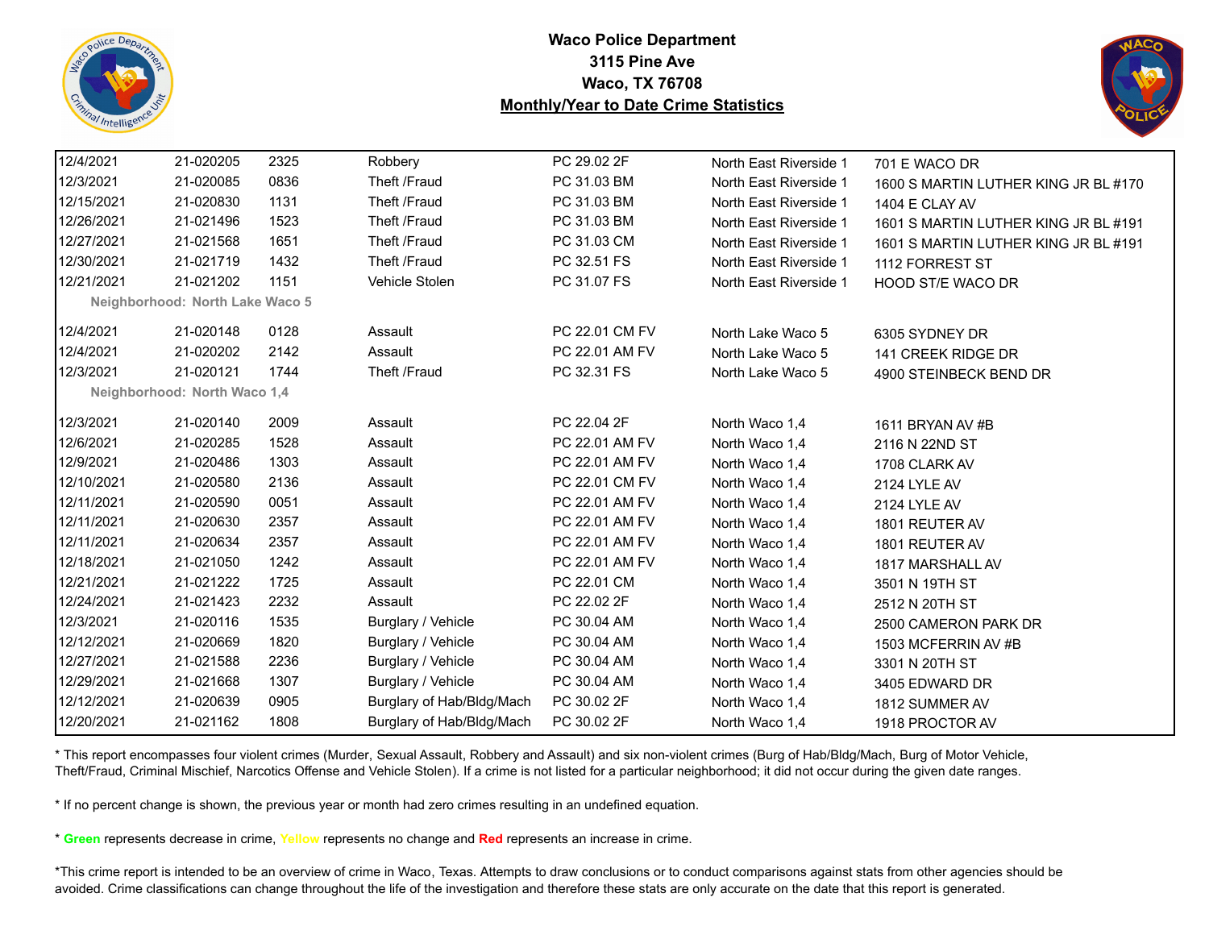# Waco Police Department
## 3115 Pine Ave
## Waco, TX 76708
## Monthly/Year to Date Crime Statistics

| | | | | | | |
|---|---|---|---|---|---|---|
| 12/4/2021 | 21-020205 | 2325 | Robbery | PC 29.02 2F | North East Riverside 1 | 701 E WACO DR |
| 12/3/2021 | 21-020085 | 0836 | Theft /Fraud | PC 31.03 BM | North East Riverside 1 | 1600 S MARTIN LUTHER KING JR BL #170 |
| 12/15/2021 | 21-020830 | 1131 | Theft /Fraud | PC 31.03 BM | North East Riverside 1 | 1404 E CLAY AV |
| 12/26/2021 | 21-021496 | 1523 | Theft /Fraud | PC 31.03 BM | North East Riverside 1 | 1601 S MARTIN LUTHER KING JR BL #191 |
| 12/27/2021 | 21-021568 | 1651 | Theft /Fraud | PC 31.03 CM | North East Riverside 1 | 1601 S MARTIN LUTHER KING JR BL #191 |
| 12/30/2021 | 21-021719 | 1432 | Theft /Fraud | PC 32.51 FS | North East Riverside 1 | 1112 FORREST ST |
| 12/21/2021 | 21-021202 | 1151 | Vehicle Stolen | PC 31.07 FS | North East Riverside 1 | HOOD ST/E WACO DR |
| **Neighborhood: North Lake Waco 5** | | | | | | |
| 12/4/2021 | 21-020148 | 0128 | Assault | PC 22.01 CM FV | North Lake Waco 5 | 6305 SYDNEY DR |
| 12/4/2021 | 21-020202 | 2142 | Assault | PC 22.01 AM FV | North Lake Waco 5 | 141 CREEK RIDGE DR |
| 12/3/2021 | 21-020121 | 1744 | Theft /Fraud | PC 32.31 FS | North Lake Waco 5 | 4900 STEINBECK BEND DR |
| **Neighborhood: North Waco 1,4** | | | | | | |
| 12/3/2021 | 21-020140 | 2009 | Assault | PC 22.04 2F | North Waco 1,4 | 1611 BRYAN AV #B |
| 12/6/2021 | 21-020285 | 1528 | Assault | PC 22.01 AM FV | North Waco 1,4 | 2116 N 22ND ST |
| 12/9/2021 | 21-020486 | 1303 | Assault | PC 22.01 AM FV | North Waco 1,4 | 1708 CLARK AV |
| 12/10/2021 | 21-020580 | 2136 | Assault | PC 22.01 CM FV | North Waco 1,4 | 2124 LYLE AV |
| 12/11/2021 | 21-020590 | 0051 | Assault | PC 22.01 AM FV | North Waco 1,4 | 2124 LYLE AV |
| 12/11/2021 | 21-020630 | 2357 | Assault | PC 22.01 AM FV | North Waco 1,4 | 1801 REUTER AV |
| 12/11/2021 | 21-020634 | 2357 | Assault | PC 22.01 AM FV | North Waco 1,4 | 1801 REUTER AV |
| 12/18/2021 | 21-021050 | 1242 | Assault | PC 22.01 AM FV | North Waco 1,4 | 1817 MARSHALL AV |
| 12/21/2021 | 21-021222 | 1725 | Assault | PC 22.01 CM | North Waco 1,4 | 3501 N 19TH ST |
| 12/24/2021 | 21-021423 | 2232 | Assault | PC 22.02 2F | North Waco 1,4 | 2512 N 20TH ST |
| 12/3/2021 | 21-020116 | 1535 | Burglary / Vehicle | PC 30.04 AM | North Waco 1,4 | 2500 CAMERON PARK DR |
| 12/12/2021 | 21-020669 | 1820 | Burglary / Vehicle | PC 30.04 AM | North Waco 1,4 | 1503 MCFERRIN AV #B |
| 12/27/2021 | 21-021588 | 2236 | Burglary / Vehicle | PC 30.04 AM | North Waco 1,4 | 3301 N 20TH ST |
| 12/29/2021 | 21-021668 | 1307 | Burglary / Vehicle | PC 30.04 AM | North Waco 1,4 | 3405 EDWARD DR |
| 12/12/2021 | 21-020639 | 0905 | Burglary of Hab/Bldg/Mach | PC 30.02 2F | North Waco 1,4 | 1812 SUMMER AV |
| 12/20/2021 | 21-021162 | 1808 | Burglary of Hab/Bldg/Mach | PC 30.02 2F | North Waco 1,4 | 1918 PROCTOR AV |

* This report encompasses four violent crimes (Murder, Sexual Assault, Robbery and Assault) and six non-violent crimes (Burg of Hab/Bldg/Mach, Burg of Motor Vehicle, Theft/Fraud, Criminal Mischief, Narcotics Offense and Vehicle Stolen). If a crime is not listed for a particular neighborhood; it did not occur during the given date ranges.

* If no percent change is shown, the previous year or month had zero crimes resulting in an undefined equation.

* **Green** represents decrease in crime, **Yellow** represents no change and **Red** represents an increase in crime.

*This crime report is intended to be an overview of crime in Waco, Texas. Attempts to draw conclusions or to conduct comparisons against stats from other agencies should be avoided. Crime classifications can change throughout the life of the investigation and therefore these stats are only accurate on the date that this report is generated.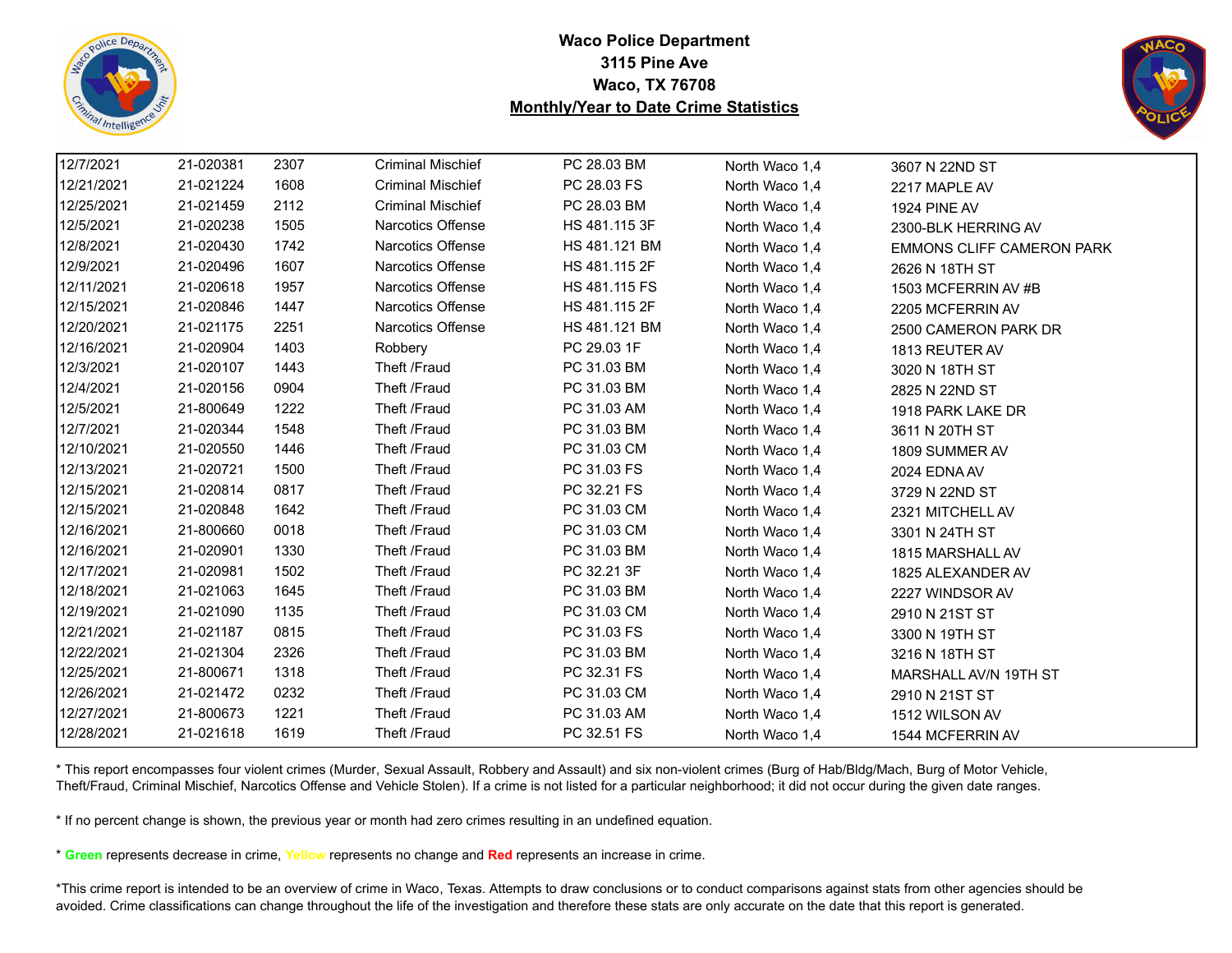**Waco Police Department**
**3115 Pine Ave**
**Waco, TX 76708**
**Monthly/Year to Date Crime Statistics**

| | | | | | | |
|---|---|---|---|---|---|---|
| 12/7/2021 | 21-020381 | 2307 | Criminal Mischief | PC 28.03 BM | North Waco 1,4 | 3607 N 22ND ST |
| 12/21/2021 | 21-021224 | 1608 | Criminal Mischief | PC 28.03 FS | North Waco 1,4 | 2217 MAPLE AV |
| 12/25/2021 | 21-021459 | 2112 | Criminal Mischief | PC 28.03 BM | North Waco 1,4 | 1924 PINE AV |
| 12/5/2021 | 21-020238 | 1505 | Narcotics Offense | HS 481.115 3F | North Waco 1,4 | 2300-BLK HERRING AV |
| 12/8/2021 | 21-020430 | 1742 | Narcotics Offense | HS 481.121 BM | North Waco 1,4 | EMMONS CLIFF CAMERON PARK |
| 12/9/2021 | 21-020496 | 1607 | Narcotics Offense | HS 481.115 2F | North Waco 1,4 | 2626 N 18TH ST |
| 12/11/2021 | 21-020618 | 1957 | Narcotics Offense | HS 481.115 FS | North Waco 1,4 | 1503 MCFERRIN AV #B |
| 12/15/2021 | 21-020846 | 1447 | Narcotics Offense | HS 481.115 2F | North Waco 1,4 | 2205 MCFERRIN AV |
| 12/20/2021 | 21-021175 | 2251 | Narcotics Offense | HS 481.121 BM | North Waco 1,4 | 2500 CAMERON PARK DR |
| 12/16/2021 | 21-020904 | 1403 | Robbery | PC 29.03 1F | North Waco 1,4 | 1813 REUTER AV |
| 12/3/2021 | 21-020107 | 1443 | Theft /Fraud | PC 31.03 BM | North Waco 1,4 | 3020 N 18TH ST |
| 12/4/2021 | 21-020156 | 0904 | Theft /Fraud | PC 31.03 BM | North Waco 1,4 | 2825 N 22ND ST |
| 12/5/2021 | 21-800649 | 1222 | Theft /Fraud | PC 31.03 AM | North Waco 1,4 | 1918 PARK LAKE DR |
| 12/7/2021 | 21-020344 | 1548 | Theft /Fraud | PC 31.03 BM | North Waco 1,4 | 3611 N 20TH ST |
| 12/10/2021 | 21-020550 | 1446 | Theft /Fraud | PC 31.03 CM | North Waco 1,4 | 1809 SUMMER AV |
| 12/13/2021 | 21-020721 | 1500 | Theft /Fraud | PC 31.03 FS | North Waco 1,4 | 2024 EDNA AV |
| 12/15/2021 | 21-020814 | 0817 | Theft /Fraud | PC 32.21 FS | North Waco 1,4 | 3729 N 22ND ST |
| 12/15/2021 | 21-020848 | 1642 | Theft /Fraud | PC 31.03 CM | North Waco 1,4 | 2321 MITCHELL AV |
| 12/16/2021 | 21-800660 | 0018 | Theft /Fraud | PC 31.03 CM | North Waco 1,4 | 3301 N 24TH ST |
| 12/16/2021 | 21-020901 | 1330 | Theft /Fraud | PC 31.03 BM | North Waco 1,4 | 1815 MARSHALL AV |
| 12/17/2021 | 21-020981 | 1502 | Theft /Fraud | PC 32.21 3F | North Waco 1,4 | 1825 ALEXANDER AV |
| 12/18/2021 | 21-021063 | 1645 | Theft /Fraud | PC 31.03 BM | North Waco 1,4 | 2227 WINDSOR AV |
| 12/19/2021 | 21-021090 | 1135 | Theft /Fraud | PC 31.03 CM | North Waco 1,4 | 2910 N 21ST ST |
| 12/21/2021 | 21-021187 | 0815 | Theft /Fraud | PC 31.03 FS | North Waco 1,4 | 3300 N 19TH ST |
| 12/22/2021 | 21-021304 | 2326 | Theft /Fraud | PC 31.03 BM | North Waco 1,4 | 3216 N 18TH ST |
| 12/25/2021 | 21-800671 | 1318 | Theft /Fraud | PC 32.31 FS | North Waco 1,4 | MARSHALL AV/N 19TH ST |
| 12/26/2021 | 21-021472 | 0232 | Theft /Fraud | PC 31.03 CM | North Waco 1,4 | 2910 N 21ST ST |
| 12/27/2021 | 21-800673 | 1221 | Theft /Fraud | PC 31.03 AM | North Waco 1,4 | 1512 WILSON AV |
| 12/28/2021 | 21-021618 | 1619 | Theft /Fraud | PC 32.51 FS | North Waco 1,4 | 1544 MCFERRIN AV |

* This report encompasses four violent crimes (Murder, Sexual Assault, Robbery and Assault) and six non-violent crimes (Burg of Hab/Bldg/Mach, Burg of Motor Vehicle, Theft/Fraud, Criminal Mischief, Narcotics Offense and Vehicle Stolen). If a crime is not listed for a particular neighborhood; it did not occur during the given date ranges.

* If no percent change is shown, the previous year or month had zero crimes resulting in an undefined equation.

* **Green** represents decrease in crime, **Yellow** represents no change and **Red** represents an increase in crime.

*This crime report is intended to be an overview of crime in Waco, Texas. Attempts to draw conclusions or to conduct comparisons against stats from other agencies should be avoided. Crime classifications can change throughout the life of the investigation and therefore these stats are only accurate on the date that this report is generated.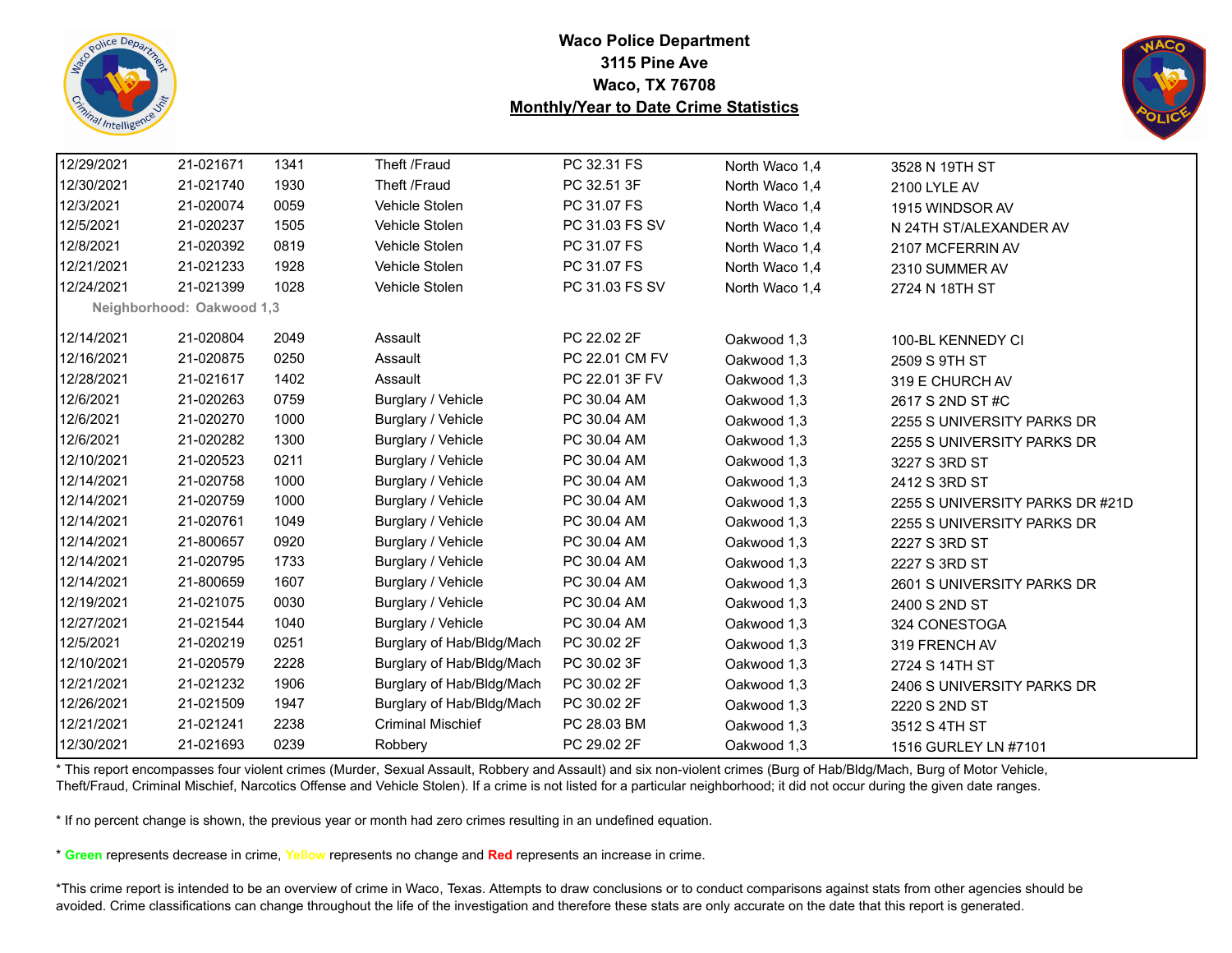**Waco Police Department**
**3115 Pine Ave**
**Waco, TX 76708**
**Monthly/Year to Date Crime Statistics**

| | | | | | | |
|---|---|---|---|---|---|---|
| 12/29/2021 | 21-021671 | 1341 | Theft /Fraud | PC 32.31 FS | North Waco 1,4 | 3528 N 19TH ST |
| 12/30/2021 | 21-021740 | 1930 | Theft /Fraud | PC 32.51 3F | North Waco 1,4 | 2100 LYLE AV |
| 12/3/2021 | 21-020074 | 0059 | Vehicle Stolen | PC 31.07 FS | North Waco 1,4 | 1915 WINDSOR AV |
| 12/5/2021 | 21-020237 | 1505 | Vehicle Stolen | PC 31.03 FS SV | North Waco 1,4 | N 24TH ST/ALEXANDER AV |
| 12/8/2021 | 21-020392 | 0819 | Vehicle Stolen | PC 31.07 FS | North Waco 1,4 | 2107 MCFERRIN AV |
| 12/21/2021 | 21-021233 | 1928 | Vehicle Stolen | PC 31.07 FS | North Waco 1,4 | 2310 SUMMER AV |
| 12/24/2021 | 21-021399 | 1028 | Vehicle Stolen | PC 31.03 FS SV | North Waco 1,4 | 2724 N 18TH ST |
| **Neighborhood: Oakwood 1,3** | | | | | | |
| 12/14/2021 | 21-020804 | 2049 | Assault | PC 22.02 2F | Oakwood 1,3 | 100-BL KENNEDY CI |
| 12/16/2021 | 21-020875 | 0250 | Assault | PC 22.01 CM FV | Oakwood 1,3 | 2509 S 9TH ST |
| 12/28/2021 | 21-021617 | 1402 | Assault | PC 22.01 3F FV | Oakwood 1,3 | 319 E CHURCH AV |
| 12/6/2021 | 21-020263 | 0759 | Burglary / Vehicle | PC 30.04 AM | Oakwood 1,3 | 2617 S 2ND ST #C |
| 12/6/2021 | 21-020270 | 1000 | Burglary / Vehicle | PC 30.04 AM | Oakwood 1,3 | 2255 S UNIVERSITY PARKS DR |
| 12/6/2021 | 21-020282 | 1300 | Burglary / Vehicle | PC 30.04 AM | Oakwood 1,3 | 2255 S UNIVERSITY PARKS DR |
| 12/10/2021 | 21-020523 | 0211 | Burglary / Vehicle | PC 30.04 AM | Oakwood 1,3 | 3227 S 3RD ST |
| 12/14/2021 | 21-020758 | 1000 | Burglary / Vehicle | PC 30.04 AM | Oakwood 1,3 | 2412 S 3RD ST |
| 12/14/2021 | 21-020759 | 1000 | Burglary / Vehicle | PC 30.04 AM | Oakwood 1,3 | 2255 S UNIVERSITY PARKS DR #21D |
| 12/14/2021 | 21-020761 | 1049 | Burglary / Vehicle | PC 30.04 AM | Oakwood 1,3 | 2255 S UNIVERSITY PARKS DR |
| 12/14/2021 | 21-800657 | 0920 | Burglary / Vehicle | PC 30.04 AM | Oakwood 1,3 | 2227 S 3RD ST |
| 12/14/2021 | 21-020795 | 1733 | Burglary / Vehicle | PC 30.04 AM | Oakwood 1,3 | 2227 S 3RD ST |
| 12/14/2021 | 21-800659 | 1607 | Burglary / Vehicle | PC 30.04 AM | Oakwood 1,3 | 2601 S UNIVERSITY PARKS DR |
| 12/19/2021 | 21-021075 | 0030 | Burglary / Vehicle | PC 30.04 AM | Oakwood 1,3 | 2400 S 2ND ST |
| 12/27/2021 | 21-021544 | 1040 | Burglary / Vehicle | PC 30.04 AM | Oakwood 1,3 | 324 CONESTOGA |
| 12/5/2021 | 21-020219 | 0251 | Burglary of Hab/Bldg/Mach | PC 30.02 2F | Oakwood 1,3 | 319 FRENCH AV |
| 12/10/2021 | 21-020579 | 2228 | Burglary of Hab/Bldg/Mach | PC 30.02 3F | Oakwood 1,3 | 2724 S 14TH ST |
| 12/21/2021 | 21-021232 | 1906 | Burglary of Hab/Bldg/Mach | PC 30.02 2F | Oakwood 1,3 | 2406 S UNIVERSITY PARKS DR |
| 12/26/2021 | 21-021509 | 1947 | Burglary of Hab/Bldg/Mach | PC 30.02 2F | Oakwood 1,3 | 2220 S 2ND ST |
| 12/21/2021 | 21-021241 | 2238 | Criminal Mischief | PC 28.03 BM | Oakwood 1,3 | 3512 S 4TH ST |
| 12/30/2021 | 21-021693 | 0239 | Robbery | PC 29.02 2F | Oakwood 1,3 | 1516 GURLEY LN #7101 |

* This report encompasses four violent crimes (Murder, Sexual Assault, Robbery and Assault) and six non-violent crimes (Burg of Hab/Bldg/Mach, Burg of Motor Vehicle, Theft/Fraud, Criminal Mischief, Narcotics Offense and Vehicle Stolen). If a crime is not listed for a particular neighborhood; it did not occur during the given date ranges.

* If no percent change is shown, the previous year or month had zero crimes resulting in an undefined equation.

* **Green** represents decrease in crime, **Yellow** represents no change and **Red** represents an increase in crime.

*This crime report is intended to be an overview of crime in Waco, Texas. Attempts to draw conclusions or to conduct comparisons against stats from other agencies should be avoided. Crime classifications can change throughout the life of the investigation and therefore these stats are only accurate on the date that this report is generated.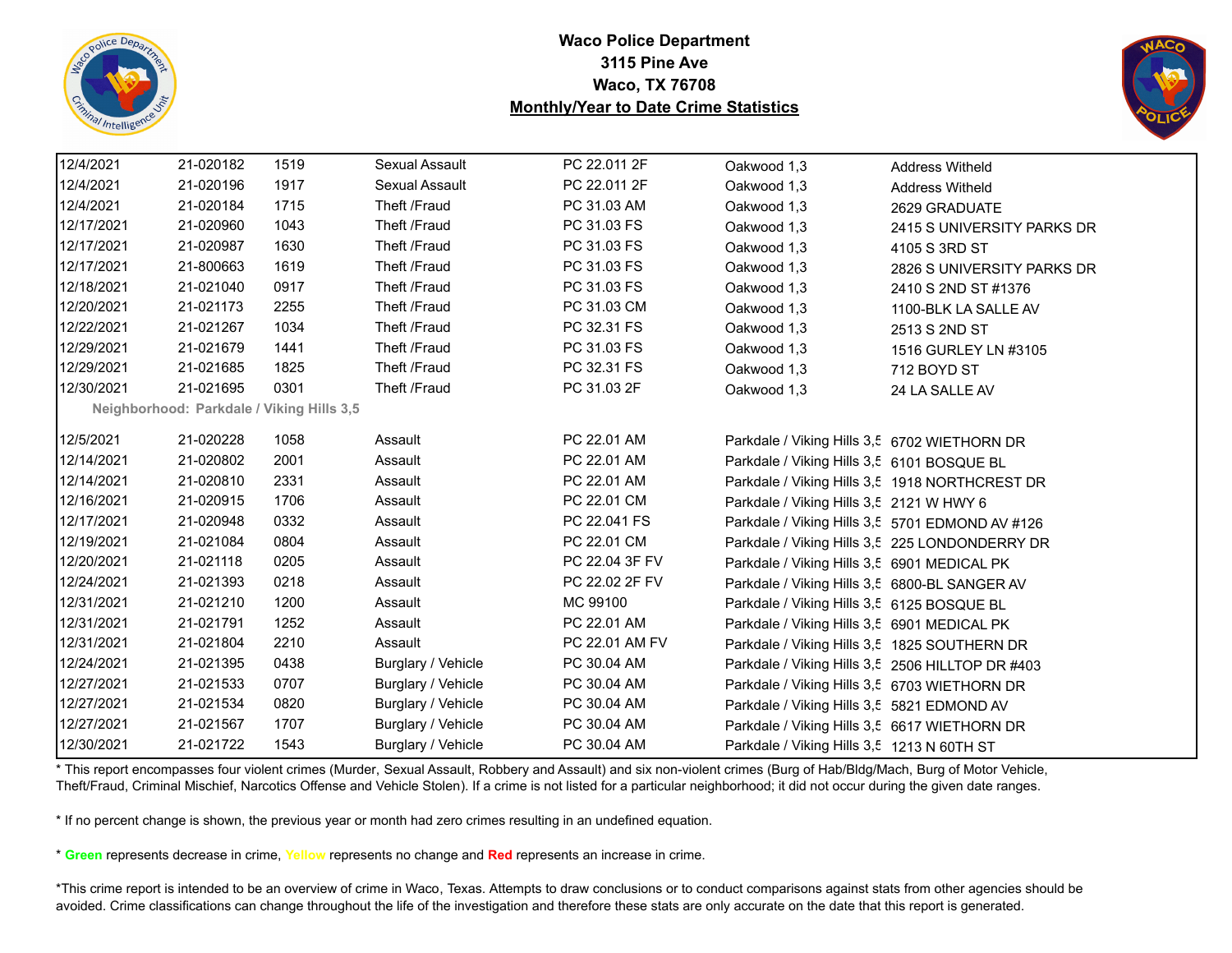# Waco Police Department
## 3115 Pine Ave
## Waco, TX 76708
## Monthly/Year to Date Crime Statistics

| | | | | | | |
|---|---|---|---|---|---|---|
| 12/4/2021 | 21-020182 | 1519 | Sexual Assault | PC 22.011 2F | Oakwood 1,3 | Address Witheld |
| 12/4/2021 | 21-020196 | 1917 | Sexual Assault | PC 22.011 2F | Oakwood 1,3 | Address Witheld |
| 12/4/2021 | 21-020184 | 1715 | Theft /Fraud | PC 31.03 AM | Oakwood 1,3 | 2629 GRADUATE |
| 12/17/2021 | 21-020960 | 1043 | Theft /Fraud | PC 31.03 FS | Oakwood 1,3 | 2415 S UNIVERSITY PARKS DR |
| 12/17/2021 | 21-020987 | 1630 | Theft /Fraud | PC 31.03 FS | Oakwood 1,3 | 4105 S 3RD ST |
| 12/17/2021 | 21-800663 | 1619 | Theft /Fraud | PC 31.03 FS | Oakwood 1,3 | 2826 S UNIVERSITY PARKS DR |
| 12/18/2021 | 21-021040 | 0917 | Theft /Fraud | PC 31.03 FS | Oakwood 1,3 | 2410 S 2ND ST #1376 |
| 12/20/2021 | 21-021173 | 2255 | Theft /Fraud | PC 31.03 CM | Oakwood 1,3 | 1100-BLK LA SALLE AV |
| 12/22/2021 | 21-021267 | 1034 | Theft /Fraud | PC 32.31 FS | Oakwood 1,3 | 2513 S 2ND ST |
| 12/29/2021 | 21-021679 | 1441 | Theft /Fraud | PC 31.03 FS | Oakwood 1,3 | 1516 GURLEY LN #3105 |
| 12/29/2021 | 21-021685 | 1825 | Theft /Fraud | PC 32.31 FS | Oakwood 1,3 | 712 BOYD ST |
| 12/30/2021 | 21-021695 | 0301 | Theft /Fraud | PC 31.03 2F | Oakwood 1,3 | 24 LA SALLE AV |
| **Neighborhood: Parkdale / Viking Hills 3,5** | | | | | | |
| 12/5/2021 | 21-020228 | 1058 | Assault | PC 22.01 AM | Parkdale / Viking Hills 3,5 | 6702 WIETHORN DR |
| 12/14/2021 | 21-020802 | 2001 | Assault | PC 22.01 AM | Parkdale / Viking Hills 3,5 | 6101 BOSQUE BL |
| 12/14/2021 | 21-020810 | 2331 | Assault | PC 22.01 AM | Parkdale / Viking Hills 3,5 | 1918 NORTHCREST DR |
| 12/16/2021 | 21-020915 | 1706 | Assault | PC 22.01 CM | Parkdale / Viking Hills 3,5 | 2121 W HWY 6 |
| 12/17/2021 | 21-020948 | 0332 | Assault | PC 22.041 FS | Parkdale / Viking Hills 3,5 | 5701 EDMOND AV #126 |
| 12/19/2021 | 21-021084 | 0804 | Assault | PC 22.01 CM | Parkdale / Viking Hills 3,5 | 225 LONDONDERRY DR |
| 12/20/2021 | 21-021118 | 0205 | Assault | PC 22.04 3F FV | Parkdale / Viking Hills 3,5 | 6901 MEDICAL PK |
| 12/24/2021 | 21-021393 | 0218 | Assault | PC 22.02 2F FV | Parkdale / Viking Hills 3,5 | 6800-BL SANGER AV |
| 12/31/2021 | 21-021210 | 1200 | Assault | MC 99100 | Parkdale / Viking Hills 3,5 | 6125 BOSQUE BL |
| 12/31/2021 | 21-021791 | 1252 | Assault | PC 22.01 AM | Parkdale / Viking Hills 3,5 | 6901 MEDICAL PK |
| 12/31/2021 | 21-021804 | 2210 | Assault | PC 22.01 AM FV | Parkdale / Viking Hills 3,5 | 1825 SOUTHERN DR |
| 12/24/2021 | 21-021395 | 0438 | Burglary / Vehicle | PC 30.04 AM | Parkdale / Viking Hills 3,5 | 2506 HILLTOP DR #403 |
| 12/27/2021 | 21-021533 | 0707 | Burglary / Vehicle | PC 30.04 AM | Parkdale / Viking Hills 3,5 | 6703 WIETHORN DR |
| 12/27/2021 | 21-021534 | 0820 | Burglary / Vehicle | PC 30.04 AM | Parkdale / Viking Hills 3,5 | 5821 EDMOND AV |
| 12/27/2021 | 21-021567 | 1707 | Burglary / Vehicle | PC 30.04 AM | Parkdale / Viking Hills 3,5 | 6617 WIETHORN DR |
| 12/30/2021 | 21-021722 | 1543 | Burglary / Vehicle | PC 30.04 AM | Parkdale / Viking Hills 3,5 | 1213 N 60TH ST |

* This report encompasses four violent crimes (Murder, Sexual Assault, Robbery and Assault) and six non-violent crimes (Burg of Hab/Bldg/Mach, Burg of Motor Vehicle, Theft/Fraud, Criminal Mischief, Narcotics Offense and Vehicle Stolen). If a crime is not listed for a particular neighborhood; it did not occur during the given date ranges.

* If no percent change is shown, the previous year or month had zero crimes resulting in an undefined equation.

* **Green** represents decrease in crime, **Yellow** represents no change and **Red** represents an increase in crime.

*This crime report is intended to be an overview of crime in Waco, Texas. Attempts to draw conclusions or to conduct comparisons against stats from other agencies should be avoided. Crime classifications can change throughout the life of the investigation and therefore these stats are only accurate on the date that this report is generated.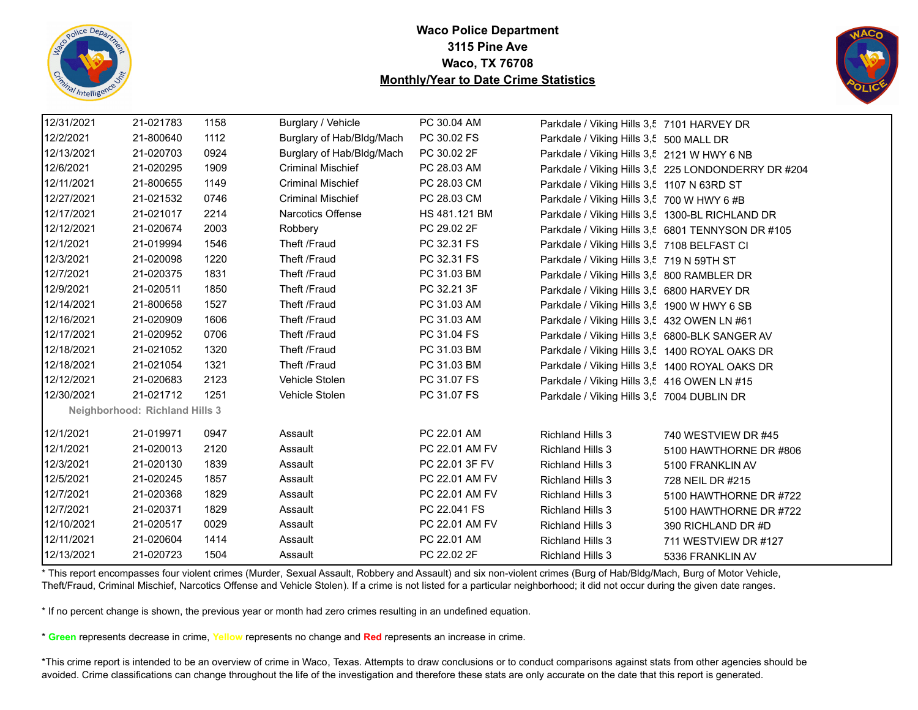# Waco Police Department
## 3115 Pine Ave
## Waco, TX 76708
## Monthly/Year to Date Crime Statistics

| Date | Case # | Time | Offense | Statute | Neighborhood | Address |
|---|---|---|---|---|---|---|
| 12/31/2021 | 21-021783 | 1158 | Burglary / Vehicle | PC 30.04 AM | Parkdale / Viking Hills 3,5 | 7101 HARVEY DR |
| 12/2/2021 | 21-800640 | 1112 | Burglary of Hab/Bldg/Mach | PC 30.02 FS | Parkdale / Viking Hills 3,5 | 500 MALL DR |
| 12/13/2021 | 21-020703 | 0924 | Burglary of Hab/Bldg/Mach | PC 30.02 2F | Parkdale / Viking Hills 3,5 | 2121 W HWY 6 NB |
| 12/6/2021 | 21-020295 | 1909 | Criminal Mischief | PC 28.03 AM | Parkdale / Viking Hills 3,5 | 225 LONDONDERRY DR #204 |
| 12/11/2021 | 21-800655 | 1149 | Criminal Mischief | PC 28.03 CM | Parkdale / Viking Hills 3,5 | 1107 N 63RD ST |
| 12/27/2021 | 21-021532 | 0746 | Criminal Mischief | PC 28.03 CM | Parkdale / Viking Hills 3,5 | 700 W HWY 6 #B |
| 12/17/2021 | 21-021017 | 2214 | Narcotics Offense | HS 481.121 BM | Parkdale / Viking Hills 3,5 | 1300-BL RICHLAND DR |
| 12/12/2021 | 21-020674 | 2003 | Robbery | PC 29.02 2F | Parkdale / Viking Hills 3,5 | 6801 TENNYSON DR #105 |
| 12/1/2021 | 21-019994 | 1546 | Theft /Fraud | PC 32.31 FS | Parkdale / Viking Hills 3,5 | 7108 BELFAST CI |
| 12/3/2021 | 21-020098 | 1220 | Theft /Fraud | PC 32.31 FS | Parkdale / Viking Hills 3,5 | 719 N 59TH ST |
| 12/7/2021 | 21-020375 | 1831 | Theft /Fraud | PC 31.03 BM | Parkdale / Viking Hills 3,5 | 800 RAMBLER DR |
| 12/9/2021 | 21-020511 | 1850 | Theft /Fraud | PC 32.21 3F | Parkdale / Viking Hills 3,5 | 6800 HARVEY DR |
| 12/14/2021 | 21-800658 | 1527 | Theft /Fraud | PC 31.03 AM | Parkdale / Viking Hills 3,5 | 1900 W HWY 6 SB |
| 12/16/2021 | 21-020909 | 1606 | Theft /Fraud | PC 31.03 AM | Parkdale / Viking Hills 3,5 | 432 OWEN LN #61 |
| 12/17/2021 | 21-020952 | 0706 | Theft /Fraud | PC 31.04 FS | Parkdale / Viking Hills 3,5 | 6800-BLK SANGER AV |
| 12/18/2021 | 21-021052 | 1320 | Theft /Fraud | PC 31.03 BM | Parkdale / Viking Hills 3,5 | 1400 ROYAL OAKS DR |
| 12/18/2021 | 21-021054 | 1321 | Theft /Fraud | PC 31.03 BM | Parkdale / Viking Hills 3,5 | 1400 ROYAL OAKS DR |
| 12/12/2021 | 21-020683 | 2123 | Vehicle Stolen | PC 31.07 FS | Parkdale / Viking Hills 3,5 | 416 OWEN LN #15 |
| 12/30/2021 | 21-021712 | 1251 | Vehicle Stolen | PC 31.07 FS | Parkdale / Viking Hills 3,5 | 7004 DUBLIN DR |

**Neighborhood: Richland Hills 3**

| Date | Case # | Time | Offense | Statute | Neighborhood | Address |
|---|---|---|---|---|---|---|
| 12/1/2021 | 21-019971 | 0947 | Assault | PC 22.01 AM | Richland Hills 3 | 740 WESTVIEW DR #45 |
| 12/1/2021 | 21-020013 | 2120 | Assault | PC 22.01 AM FV | Richland Hills 3 | 5100 HAWTHORNE DR #806 |
| 12/3/2021 | 21-020130 | 1839 | Assault | PC 22.01 3F FV | Richland Hills 3 | 5100 FRANKLIN AV |
| 12/5/2021 | 21-020245 | 1857 | Assault | PC 22.01 AM FV | Richland Hills 3 | 728 NEIL DR #215 |
| 12/7/2021 | 21-020368 | 1829 | Assault | PC 22.01 AM FV | Richland Hills 3 | 5100 HAWTHORNE DR #722 |
| 12/7/2021 | 21-020371 | 1829 | Assault | PC 22.041 FS | Richland Hills 3 | 5100 HAWTHORNE DR #722 |
| 12/10/2021 | 21-020517 | 0029 | Assault | PC 22.01 AM FV | Richland Hills 3 | 390 RICHLAND DR #D |
| 12/11/2021 | 21-020604 | 1414 | Assault | PC 22.01 AM | Richland Hills 3 | 711 WESTVIEW DR #127 |
| 12/13/2021 | 21-020723 | 1504 | Assault | PC 22.02 2F | Richland Hills 3 | 5336 FRANKLIN AV |

* This report encompasses four violent crimes (Murder, Sexual Assault, Robbery and Assault) and six non-violent crimes (Burg of Hab/Bldg/Mach, Burg of Motor Vehicle, Theft/Fraud, Criminal Mischief, Narcotics Offense and Vehicle Stolen). If a crime is not listed for a particular neighborhood; it did not occur during the given date ranges.

* If no percent change is shown, the previous year or month had zero crimes resulting in an undefined equation.

* **Green** represents decrease in crime, **Yellow** represents no change and **Red** represents an increase in crime.

*This crime report is intended to be an overview of crime in Waco, Texas. Attempts to draw conclusions or to conduct comparisons against stats from other agencies should be avoided. Crime classifications can change throughout the life of the investigation and therefore these stats are only accurate on the date that this report is generated.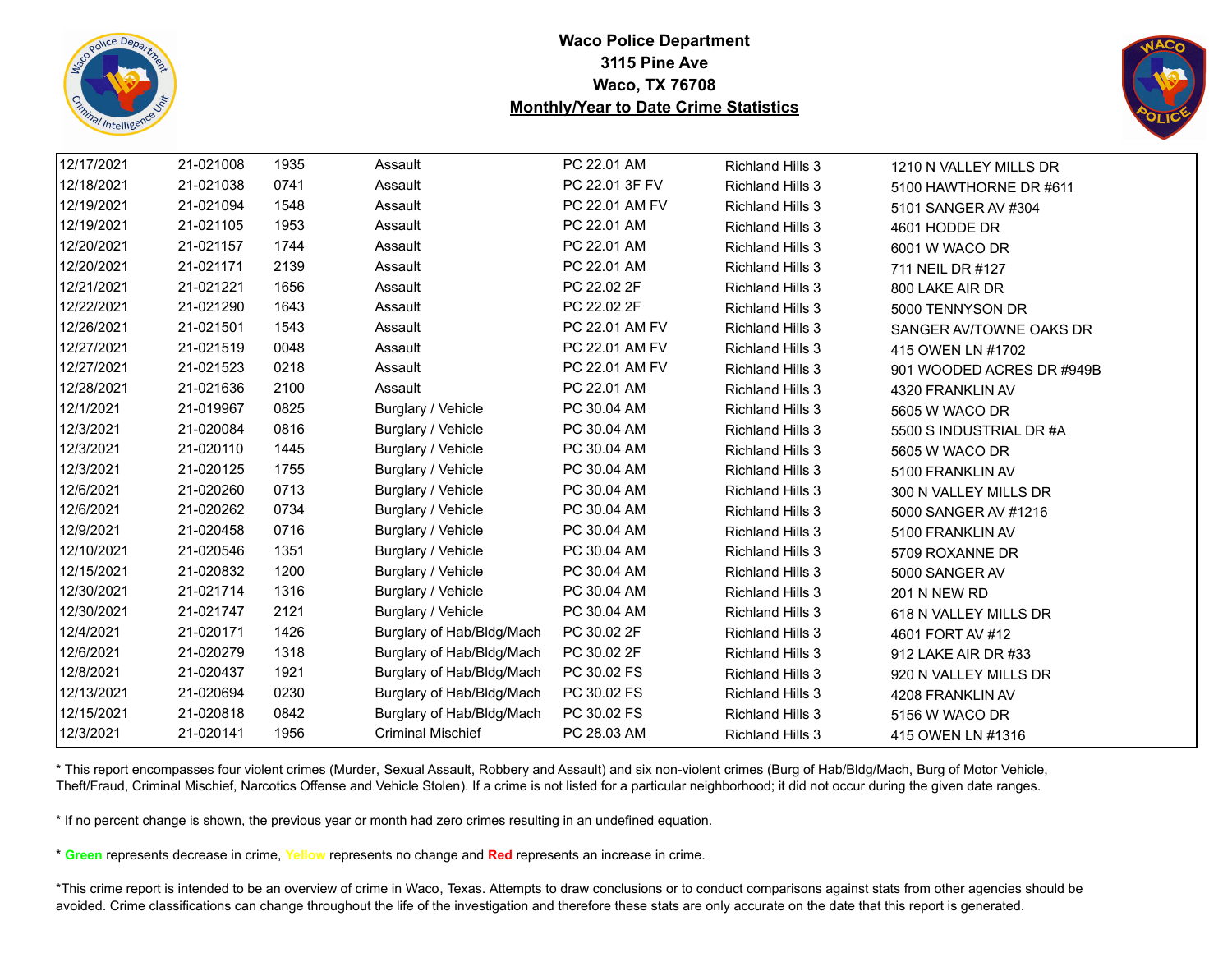**Waco Police Department**
**3115 Pine Ave**
**Waco, TX 76708**
**Monthly/Year to Date Crime Statistics**

| | | | | | | |
|---|---|---|---|---|---|---|
| 12/17/2021 | 21-021008 | 1935 | Assault | PC 22.01 AM | Richland Hills 3 | 1210 N VALLEY MILLS DR |
| 12/18/2021 | 21-021038 | 0741 | Assault | PC 22.01 3F FV | Richland Hills 3 | 5100 HAWTHORNE DR #611 |
| 12/19/2021 | 21-021094 | 1548 | Assault | PC 22.01 AM FV | Richland Hills 3 | 5101 SANGER AV #304 |
| 12/19/2021 | 21-021105 | 1953 | Assault | PC 22.01 AM | Richland Hills 3 | 4601 HODDE DR |
| 12/20/2021 | 21-021157 | 1744 | Assault | PC 22.01 AM | Richland Hills 3 | 6001 W WACO DR |
| 12/20/2021 | 21-021171 | 2139 | Assault | PC 22.01 AM | Richland Hills 3 | 711 NEIL DR #127 |
| 12/21/2021 | 21-021221 | 1656 | Assault | PC 22.02 2F | Richland Hills 3 | 800 LAKE AIR DR |
| 12/22/2021 | 21-021290 | 1643 | Assault | PC 22.02 2F | Richland Hills 3 | 5000 TENNYSON DR |
| 12/26/2021 | 21-021501 | 1543 | Assault | PC 22.01 AM FV | Richland Hills 3 | SANGER AV/TOWNE OAKS DR |
| 12/27/2021 | 21-021519 | 0048 | Assault | PC 22.01 AM FV | Richland Hills 3 | 415 OWEN LN #1702 |
| 12/27/2021 | 21-021523 | 0218 | Assault | PC 22.01 AM FV | Richland Hills 3 | 901 WOODED ACRES DR #949B |
| 12/28/2021 | 21-021636 | 2100 | Assault | PC 22.01 AM | Richland Hills 3 | 4320 FRANKLIN AV |
| 12/1/2021 | 21-019967 | 0825 | Burglary / Vehicle | PC 30.04 AM | Richland Hills 3 | 5605 W WACO DR |
| 12/3/2021 | 21-020084 | 0816 | Burglary / Vehicle | PC 30.04 AM | Richland Hills 3 | 5500 S INDUSTRIAL DR #A |
| 12/3/2021 | 21-020110 | 1445 | Burglary / Vehicle | PC 30.04 AM | Richland Hills 3 | 5605 W WACO DR |
| 12/3/2021 | 21-020125 | 1755 | Burglary / Vehicle | PC 30.04 AM | Richland Hills 3 | 5100 FRANKLIN AV |
| 12/6/2021 | 21-020260 | 0713 | Burglary / Vehicle | PC 30.04 AM | Richland Hills 3 | 300 N VALLEY MILLS DR |
| 12/6/2021 | 21-020262 | 0734 | Burglary / Vehicle | PC 30.04 AM | Richland Hills 3 | 5000 SANGER AV #1216 |
| 12/9/2021 | 21-020458 | 0716 | Burglary / Vehicle | PC 30.04 AM | Richland Hills 3 | 5100 FRANKLIN AV |
| 12/10/2021 | 21-020546 | 1351 | Burglary / Vehicle | PC 30.04 AM | Richland Hills 3 | 5709 ROXANNE DR |
| 12/15/2021 | 21-020832 | 1200 | Burglary / Vehicle | PC 30.04 AM | Richland Hills 3 | 5000 SANGER AV |
| 12/30/2021 | 21-021714 | 1316 | Burglary / Vehicle | PC 30.04 AM | Richland Hills 3 | 201 N NEW RD |
| 12/30/2021 | 21-021747 | 2121 | Burglary / Vehicle | PC 30.04 AM | Richland Hills 3 | 618 N VALLEY MILLS DR |
| 12/4/2021 | 21-020171 | 1426 | Burglary of Hab/Bldg/Mach | PC 30.02 2F | Richland Hills 3 | 4601 FORT AV #12 |
| 12/6/2021 | 21-020279 | 1318 | Burglary of Hab/Bldg/Mach | PC 30.02 2F | Richland Hills 3 | 912 LAKE AIR DR #33 |
| 12/8/2021 | 21-020437 | 1921 | Burglary of Hab/Bldg/Mach | PC 30.02 FS | Richland Hills 3 | 920 N VALLEY MILLS DR |
| 12/13/2021 | 21-020694 | 0230 | Burglary of Hab/Bldg/Mach | PC 30.02 FS | Richland Hills 3 | 4208 FRANKLIN AV |
| 12/15/2021 | 21-020818 | 0842 | Burglary of Hab/Bldg/Mach | PC 30.02 FS | Richland Hills 3 | 5156 W WACO DR |
| 12/3/2021 | 21-020141 | 1956 | Criminal Mischief | PC 28.03 AM | Richland Hills 3 | 415 OWEN LN #1316 |

* This report encompasses four violent crimes (Murder, Sexual Assault, Robbery and Assault) and six non-violent crimes (Burg of Hab/Bldg/Mach, Burg of Motor Vehicle, Theft/Fraud, Criminal Mischief, Narcotics Offense and Vehicle Stolen). If a crime is not listed for a particular neighborhood; it did not occur during the given date ranges.

* If no percent change is shown, the previous year or month had zero crimes resulting in an undefined equation.

* **Green** represents decrease in crime, **Yellow** represents no change and **Red** represents an increase in crime.

*This crime report is intended to be an overview of crime in Waco, Texas. Attempts to draw conclusions or to conduct comparisons against stats from other agencies should be avoided. Crime classifications can change throughout the life of the investigation and therefore these stats are only accurate on the date that this report is generated.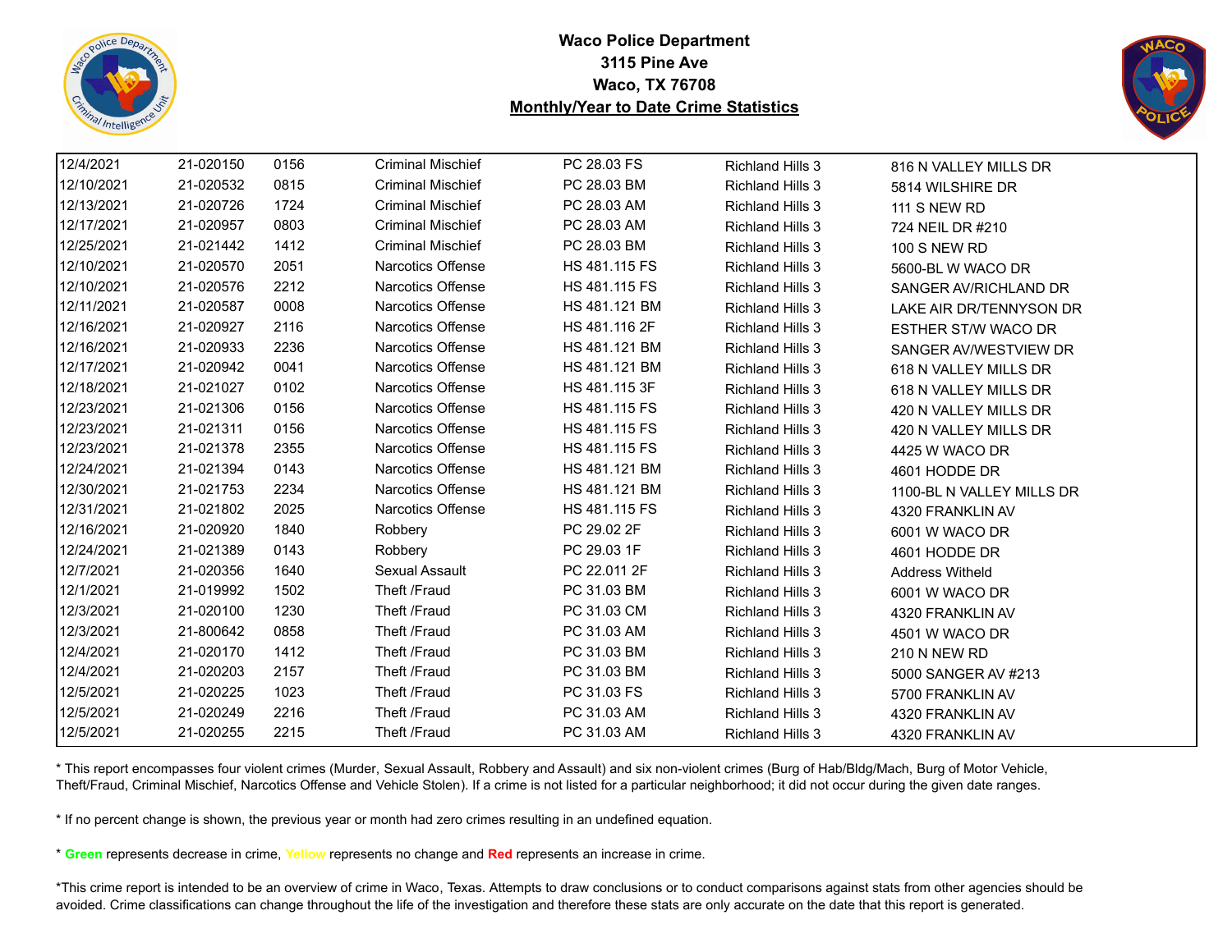**Waco Police Department**
**3115 Pine Ave**
**Waco, TX 76708**
**Monthly/Year to Date Crime Statistics**

| | | | | | | |
|---|---|---|---|---|---|---|
| 12/4/2021 | 21-020150 | 0156 | Criminal Mischief | PC 28.03 FS | Richland Hills 3 | 816 N VALLEY MILLS DR |
| 12/10/2021 | 21-020532 | 0815 | Criminal Mischief | PC 28.03 BM | Richland Hills 3 | 5814 WILSHIRE DR |
| 12/13/2021 | 21-020726 | 1724 | Criminal Mischief | PC 28.03 AM | Richland Hills 3 | 111 S NEW RD |
| 12/17/2021 | 21-020957 | 0803 | Criminal Mischief | PC 28.03 AM | Richland Hills 3 | 724 NEIL DR #210 |
| 12/25/2021 | 21-021442 | 1412 | Criminal Mischief | PC 28.03 BM | Richland Hills 3 | 100 S NEW RD |
| 12/10/2021 | 21-020570 | 2051 | Narcotics Offense | HS 481.115 FS | Richland Hills 3 | 5600-BL W WACO DR |
| 12/10/2021 | 21-020576 | 2212 | Narcotics Offense | HS 481.115 FS | Richland Hills 3 | SANGER AV/RICHLAND DR |
| 12/11/2021 | 21-020587 | 0008 | Narcotics Offense | HS 481.121 BM | Richland Hills 3 | LAKE AIR DR/TENNYSON DR |
| 12/16/2021 | 21-020927 | 2116 | Narcotics Offense | HS 481.116 2F | Richland Hills 3 | ESTHER ST/W WACO DR |
| 12/16/2021 | 21-020933 | 2236 | Narcotics Offense | HS 481.121 BM | Richland Hills 3 | SANGER AV/WESTVIEW DR |
| 12/17/2021 | 21-020942 | 0041 | Narcotics Offense | HS 481.121 BM | Richland Hills 3 | 618 N VALLEY MILLS DR |
| 12/18/2021 | 21-021027 | 0102 | Narcotics Offense | HS 481.115 3F | Richland Hills 3 | 618 N VALLEY MILLS DR |
| 12/23/2021 | 21-021306 | 0156 | Narcotics Offense | HS 481.115 FS | Richland Hills 3 | 420 N VALLEY MILLS DR |
| 12/23/2021 | 21-021311 | 0156 | Narcotics Offense | HS 481.115 FS | Richland Hills 3 | 420 N VALLEY MILLS DR |
| 12/23/2021 | 21-021378 | 2355 | Narcotics Offense | HS 481.115 FS | Richland Hills 3 | 4425 W WACO DR |
| 12/24/2021 | 21-021394 | 0143 | Narcotics Offense | HS 481.121 BM | Richland Hills 3 | 4601 HODDE DR |
| 12/30/2021 | 21-021753 | 2234 | Narcotics Offense | HS 481.121 BM | Richland Hills 3 | 1100-BL N VALLEY MILLS DR |
| 12/31/2021 | 21-021802 | 2025 | Narcotics Offense | HS 481.115 FS | Richland Hills 3 | 4320 FRANKLIN AV |
| 12/16/2021 | 21-020920 | 1840 | Robbery | PC 29.02 2F | Richland Hills 3 | 6001 W WACO DR |
| 12/24/2021 | 21-021389 | 0143 | Robbery | PC 29.03 1F | Richland Hills 3 | 4601 HODDE DR |
| 12/7/2021 | 21-020356 | 1640 | Sexual Assault | PC 22.011 2F | Richland Hills 3 | Address Witheld |
| 12/1/2021 | 21-019992 | 1502 | Theft /Fraud | PC 31.03 BM | Richland Hills 3 | 6001 W WACO DR |
| 12/3/2021 | 21-020100 | 1230 | Theft /Fraud | PC 31.03 CM | Richland Hills 3 | 4320 FRANKLIN AV |
| 12/3/2021 | 21-800642 | 0858 | Theft /Fraud | PC 31.03 AM | Richland Hills 3 | 4501 W WACO DR |
| 12/4/2021 | 21-020170 | 1412 | Theft /Fraud | PC 31.03 BM | Richland Hills 3 | 210 N NEW RD |
| 12/4/2021 | 21-020203 | 2157 | Theft /Fraud | PC 31.03 BM | Richland Hills 3 | 5000 SANGER AV #213 |
| 12/5/2021 | 21-020225 | 1023 | Theft /Fraud | PC 31.03 FS | Richland Hills 3 | 5700 FRANKLIN AV |
| 12/5/2021 | 21-020249 | 2216 | Theft /Fraud | PC 31.03 AM | Richland Hills 3 | 4320 FRANKLIN AV |
| 12/5/2021 | 21-020255 | 2215 | Theft /Fraud | PC 31.03 AM | Richland Hills 3 | 4320 FRANKLIN AV |

* This report encompasses four violent crimes (Murder, Sexual Assault, Robbery and Assault) and six non-violent crimes (Burg of Hab/Bldg/Mach, Burg of Motor Vehicle, Theft/Fraud, Criminal Mischief, Narcotics Offense and Vehicle Stolen). If a crime is not listed for a particular neighborhood; it did not occur during the given date ranges.

* If no percent change is shown, the previous year or month had zero crimes resulting in an undefined equation.

* **Green** represents decrease in crime, **Yellow** represents no change and **Red** represents an increase in crime.

*This crime report is intended to be an overview of crime in Waco, Texas. Attempts to draw conclusions or to conduct comparisons against stats from other agencies should be avoided. Crime classifications can change throughout the life of the investigation and therefore these stats are only accurate on the date that this report is generated.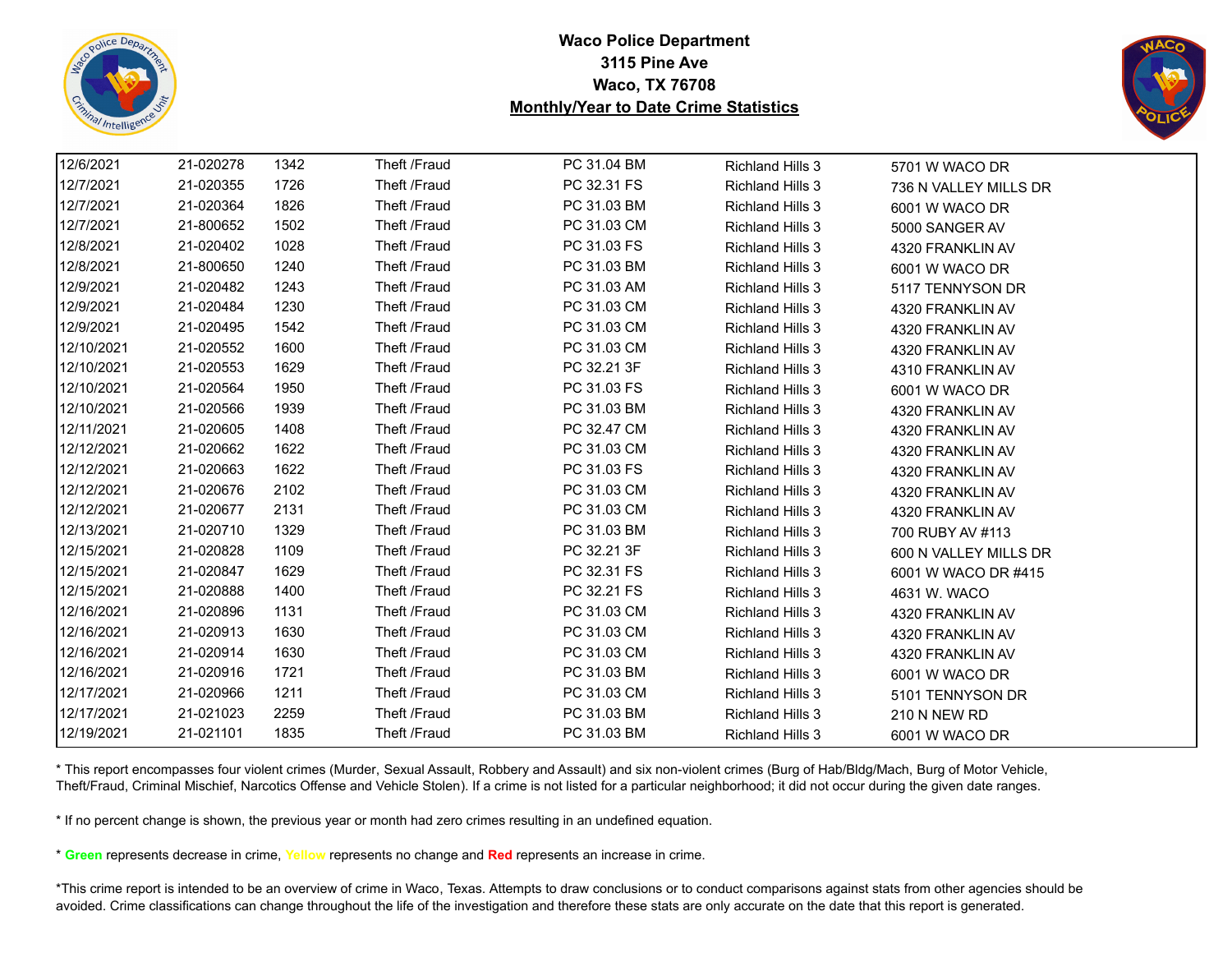**Waco Police Department**
**3115 Pine Ave**
**Waco, TX 76708**
**Monthly/Year to Date Crime Statistics**

| | | | | | | |
|---|---|---|---|---|---|---|
| 12/6/2021 | 21-020278 | 1342 | Theft /Fraud | PC 31.04 BM | Richland Hills 3 | 5701 W WACO DR |
| 12/7/2021 | 21-020355 | 1726 | Theft /Fraud | PC 32.31 FS | Richland Hills 3 | 736 N VALLEY MILLS DR |
| 12/7/2021 | 21-020364 | 1826 | Theft /Fraud | PC 31.03 BM | Richland Hills 3 | 6001 W WACO DR |
| 12/7/2021 | 21-800652 | 1502 | Theft /Fraud | PC 31.03 CM | Richland Hills 3 | 5000 SANGER AV |
| 12/8/2021 | 21-020402 | 1028 | Theft /Fraud | PC 31.03 FS | Richland Hills 3 | 4320 FRANKLIN AV |
| 12/8/2021 | 21-800650 | 1240 | Theft /Fraud | PC 31.03 BM | Richland Hills 3 | 6001 W WACO DR |
| 12/9/2021 | 21-020482 | 1243 | Theft /Fraud | PC 31.03 AM | Richland Hills 3 | 5117 TENNYSON DR |
| 12/9/2021 | 21-020484 | 1230 | Theft /Fraud | PC 31.03 CM | Richland Hills 3 | 4320 FRANKLIN AV |
| 12/9/2021 | 21-020495 | 1542 | Theft /Fraud | PC 31.03 CM | Richland Hills 3 | 4320 FRANKLIN AV |
| 12/10/2021 | 21-020552 | 1600 | Theft /Fraud | PC 31.03 CM | Richland Hills 3 | 4320 FRANKLIN AV |
| 12/10/2021 | 21-020553 | 1629 | Theft /Fraud | PC 32.21 3F | Richland Hills 3 | 4310 FRANKLIN AV |
| 12/10/2021 | 21-020564 | 1950 | Theft /Fraud | PC 31.03 FS | Richland Hills 3 | 6001 W WACO DR |
| 12/10/2021 | 21-020566 | 1939 | Theft /Fraud | PC 31.03 BM | Richland Hills 3 | 4320 FRANKLIN AV |
| 12/11/2021 | 21-020605 | 1408 | Theft /Fraud | PC 32.47 CM | Richland Hills 3 | 4320 FRANKLIN AV |
| 12/12/2021 | 21-020662 | 1622 | Theft /Fraud | PC 31.03 CM | Richland Hills 3 | 4320 FRANKLIN AV |
| 12/12/2021 | 21-020663 | 1622 | Theft /Fraud | PC 31.03 FS | Richland Hills 3 | 4320 FRANKLIN AV |
| 12/12/2021 | 21-020676 | 2102 | Theft /Fraud | PC 31.03 CM | Richland Hills 3 | 4320 FRANKLIN AV |
| 12/12/2021 | 21-020677 | 2131 | Theft /Fraud | PC 31.03 CM | Richland Hills 3 | 4320 FRANKLIN AV |
| 12/13/2021 | 21-020710 | 1329 | Theft /Fraud | PC 31.03 BM | Richland Hills 3 | 700 RUBY AV #113 |
| 12/15/2021 | 21-020828 | 1109 | Theft /Fraud | PC 32.21 3F | Richland Hills 3 | 600 N VALLEY MILLS DR |
| 12/15/2021 | 21-020847 | 1629 | Theft /Fraud | PC 32.31 FS | Richland Hills 3 | 6001 W WACO DR #415 |
| 12/15/2021 | 21-020888 | 1400 | Theft /Fraud | PC 32.21 FS | Richland Hills 3 | 4631 W. WACO |
| 12/16/2021 | 21-020896 | 1131 | Theft /Fraud | PC 31.03 CM | Richland Hills 3 | 4320 FRANKLIN AV |
| 12/16/2021 | 21-020913 | 1630 | Theft /Fraud | PC 31.03 CM | Richland Hills 3 | 4320 FRANKLIN AV |
| 12/16/2021 | 21-020914 | 1630 | Theft /Fraud | PC 31.03 CM | Richland Hills 3 | 4320 FRANKLIN AV |
| 12/16/2021 | 21-020916 | 1721 | Theft /Fraud | PC 31.03 BM | Richland Hills 3 | 6001 W WACO DR |
| 12/17/2021 | 21-020966 | 1211 | Theft /Fraud | PC 31.03 CM | Richland Hills 3 | 5101 TENNYSON DR |
| 12/17/2021 | 21-021023 | 2259 | Theft /Fraud | PC 31.03 BM | Richland Hills 3 | 210 N NEW RD |
| 12/19/2021 | 21-021101 | 1835 | Theft /Fraud | PC 31.03 BM | Richland Hills 3 | 6001 W WACO DR |

* This report encompasses four violent crimes (Murder, Sexual Assault, Robbery and Assault) and six non-violent crimes (Burg of Hab/Bldg/Mach, Burg of Motor Vehicle, Theft/Fraud, Criminal Mischief, Narcotics Offense and Vehicle Stolen). If a crime is not listed for a particular neighborhood; it did not occur during the given date ranges.

* If no percent change is shown, the previous year or month had zero crimes resulting in an undefined equation.

* **Green** represents decrease in crime, **Yellow** represents no change and **Red** represents an increase in crime.

*This crime report is intended to be an overview of crime in Waco, Texas. Attempts to draw conclusions or to conduct comparisons against stats from other agencies should be avoided. Crime classifications can change throughout the life of the investigation and therefore these stats are only accurate on the date that this report is generated.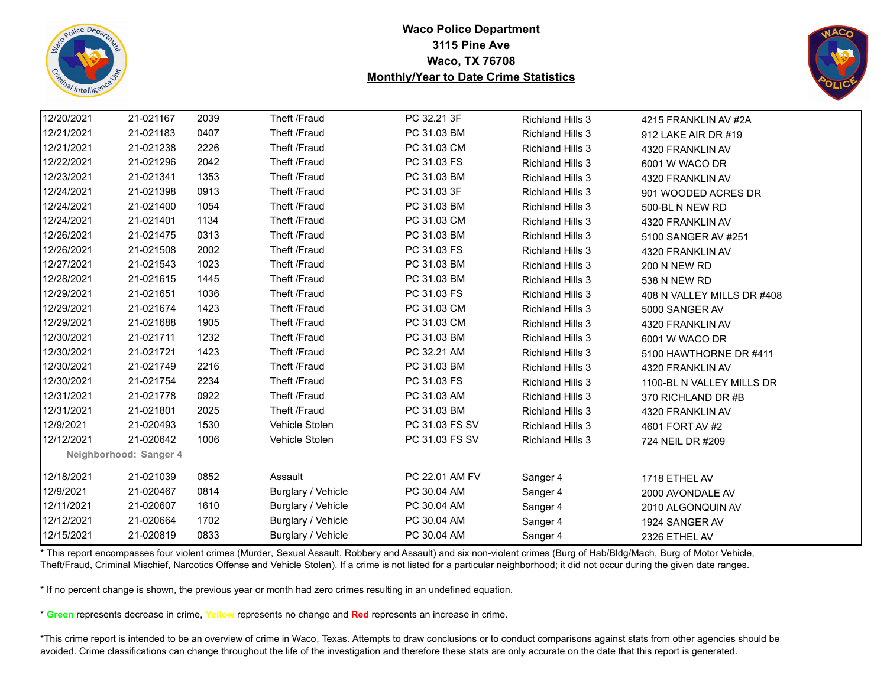**Waco Police Department**
**3115 Pine Ave**
**Waco, TX 76708**
**Monthly/Year to Date Crime Statistics**

| | | | | | | |
|---|---|---|---|---|---|---|
| 12/20/2021 | 21-021167 | 2039 | Theft /Fraud | PC 32.21 3F | Richland Hills 3 | 4215 FRANKLIN AV #2A |
| 12/21/2021 | 21-021183 | 0407 | Theft /Fraud | PC 31.03 BM | Richland Hills 3 | 912 LAKE AIR DR #19 |
| 12/21/2021 | 21-021238 | 2226 | Theft /Fraud | PC 31.03 CM | Richland Hills 3 | 4320 FRANKLIN AV |
| 12/22/2021 | 21-021296 | 2042 | Theft /Fraud | PC 31.03 FS | Richland Hills 3 | 6001 W WACO DR |
| 12/23/2021 | 21-021341 | 1353 | Theft /Fraud | PC 31.03 BM | Richland Hills 3 | 4320 FRANKLIN AV |
| 12/24/2021 | 21-021398 | 0913 | Theft /Fraud | PC 31.03 3F | Richland Hills 3 | 901 WOODED ACRES DR |
| 12/24/2021 | 21-021400 | 1054 | Theft /Fraud | PC 31.03 BM | Richland Hills 3 | 500-BL N NEW RD |
| 12/24/2021 | 21-021401 | 1134 | Theft /Fraud | PC 31.03 CM | Richland Hills 3 | 4320 FRANKLIN AV |
| 12/26/2021 | 21-021475 | 0313 | Theft /Fraud | PC 31.03 BM | Richland Hills 3 | 5100 SANGER AV #251 |
| 12/26/2021 | 21-021508 | 2002 | Theft /Fraud | PC 31.03 FS | Richland Hills 3 | 4320 FRANKLIN AV |
| 12/27/2021 | 21-021543 | 1023 | Theft /Fraud | PC 31.03 BM | Richland Hills 3 | 200 N NEW RD |
| 12/28/2021 | 21-021615 | 1445 | Theft /Fraud | PC 31.03 BM | Richland Hills 3 | 538 N NEW RD |
| 12/29/2021 | 21-021651 | 1036 | Theft /Fraud | PC 31.03 FS | Richland Hills 3 | 408 N VALLEY MILLS DR #408 |
| 12/29/2021 | 21-021674 | 1423 | Theft /Fraud | PC 31.03 CM | Richland Hills 3 | 5000 SANGER AV |
| 12/29/2021 | 21-021688 | 1905 | Theft /Fraud | PC 31.03 CM | Richland Hills 3 | 4320 FRANKLIN AV |
| 12/30/2021 | 21-021711 | 1232 | Theft /Fraud | PC 31.03 BM | Richland Hills 3 | 6001 W WACO DR |
| 12/30/2021 | 21-021721 | 1423 | Theft /Fraud | PC 32.21 AM | Richland Hills 3 | 5100 HAWTHORNE DR #411 |
| 12/30/2021 | 21-021749 | 2216 | Theft /Fraud | PC 31.03 BM | Richland Hills 3 | 4320 FRANKLIN AV |
| 12/30/2021 | 21-021754 | 2234 | Theft /Fraud | PC 31.03 FS | Richland Hills 3 | 1100-BL N VALLEY MILLS DR |
| 12/31/2021 | 21-021778 | 0922 | Theft /Fraud | PC 31.03 AM | Richland Hills 3 | 370 RICHLAND DR #B |
| 12/31/2021 | 21-021801 | 2025 | Theft /Fraud | PC 31.03 BM | Richland Hills 3 | 4320 FRANKLIN AV |
| 12/9/2021 | 21-020493 | 1530 | Vehicle Stolen | PC 31.03 FS SV | Richland Hills 3 | 4601 FORT AV #2 |
| 12/12/2021 | 21-020642 | 1006 | Vehicle Stolen | PC 31.03 FS SV | Richland Hills 3 | 724 NEIL DR #209 |
| **Neighborhood: Sanger 4** | | | | | | |
| 12/18/2021 | 21-021039 | 0852 | Assault | PC 22.01 AM FV | Sanger 4 | 1718 ETHEL AV |
| 12/9/2021 | 21-020467 | 0814 | Burglary / Vehicle | PC 30.04 AM | Sanger 4 | 2000 AVONDALE AV |
| 12/11/2021 | 21-020607 | 1610 | Burglary / Vehicle | PC 30.04 AM | Sanger 4 | 2010 ALGONQUIN AV |
| 12/12/2021 | 21-020664 | 1702 | Burglary / Vehicle | PC 30.04 AM | Sanger 4 | 1924 SANGER AV |
| 12/15/2021 | 21-020819 | 0833 | Burglary / Vehicle | PC 30.04 AM | Sanger 4 | 2326 ETHEL AV |

* This report encompasses four violent crimes (Murder, Sexual Assault, Robbery and Assault) and six non-violent crimes (Burg of Hab/Bldg/Mach, Burg of Motor Vehicle, Theft/Fraud, Criminal Mischief, Narcotics Offense and Vehicle Stolen). If a crime is not listed for a particular neighborhood; it did not occur during the given date ranges.

* If no percent change is shown, the previous year or month had zero crimes resulting in an undefined equation.

* **Green** represents decrease in crime, **Yellow** represents no change and **Red** represents an increase in crime.

*This crime report is intended to be an overview of crime in Waco, Texas. Attempts to draw conclusions or to conduct comparisons against stats from other agencies should be avoided. Crime classifications can change throughout the life of the investigation and therefore these stats are only accurate on the date that this report is generated.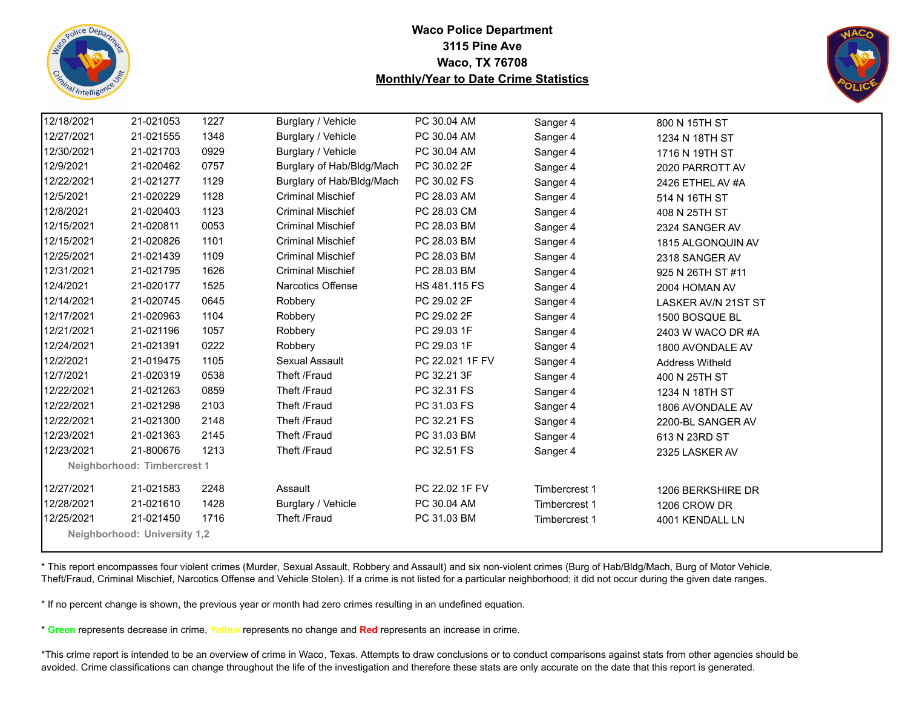# Waco Police Department

**3115 Pine Ave**

**Waco, TX 76708**

**Monthly/Year to Date Crime Statistics**

| | | | | | | |
|---|---|---|---|---|---|---|
| 12/18/2021 | 21-021053 | 1227 | Burglary / Vehicle | PC 30.04 AM | Sanger 4 | 800 N 15TH ST |
| 12/27/2021 | 21-021555 | 1348 | Burglary / Vehicle | PC 30.04 AM | Sanger 4 | 1234 N 18TH ST |
| 12/30/2021 | 21-021703 | 0929 | Burglary / Vehicle | PC 30.04 AM | Sanger 4 | 1716 N 19TH ST |
| 12/9/2021 | 21-020462 | 0757 | Burglary of Hab/Bldg/Mach | PC 30.02 2F | Sanger 4 | 2020 PARROTT AV |
| 12/22/2021 | 21-021277 | 1129 | Burglary of Hab/Bldg/Mach | PC 30.02 FS | Sanger 4 | 2426 ETHEL AV #A |
| 12/5/2021 | 21-020229 | 1128 | Criminal Mischief | PC 28.03 AM | Sanger 4 | 514 N 16TH ST |
| 12/8/2021 | 21-020403 | 1123 | Criminal Mischief | PC 28.03 CM | Sanger 4 | 408 N 25TH ST |
| 12/15/2021 | 21-020811 | 0053 | Criminal Mischief | PC 28.03 BM | Sanger 4 | 2324 SANGER AV |
| 12/15/2021 | 21-020826 | 1101 | Criminal Mischief | PC 28.03 BM | Sanger 4 | 1815 ALGONQUIN AV |
| 12/25/2021 | 21-021439 | 1109 | Criminal Mischief | PC 28.03 BM | Sanger 4 | 2318 SANGER AV |
| 12/31/2021 | 21-021795 | 1626 | Criminal Mischief | PC 28.03 BM | Sanger 4 | 925 N 26TH ST #11 |
| 12/4/2021 | 21-020177 | 1525 | Narcotics Offense | HS 481.115 FS | Sanger 4 | 2004 HOMAN AV |
| 12/14/2021 | 21-020745 | 0645 | Robbery | PC 29.02 2F | Sanger 4 | LASKER AV/N 21ST ST |
| 12/17/2021 | 21-020963 | 1104 | Robbery | PC 29.02 2F | Sanger 4 | 1500 BOSQUE BL |
| 12/21/2021 | 21-021196 | 1057 | Robbery | PC 29.03 1F | Sanger 4 | 2403 W WACO DR #A |
| 12/24/2021 | 21-021391 | 0222 | Robbery | PC 29.03 1F | Sanger 4 | 1800 AVONDALE AV |
| 12/2/2021 | 21-019475 | 1105 | Sexual Assault | PC 22.021 1F FV | Sanger 4 | Address Witheld |
| 12/7/2021 | 21-020319 | 0538 | Theft /Fraud | PC 32.21 3F | Sanger 4 | 400 N 25TH ST |
| 12/22/2021 | 21-021263 | 0859 | Theft /Fraud | PC 32.31 FS | Sanger 4 | 1234 N 18TH ST |
| 12/22/2021 | 21-021298 | 2103 | Theft /Fraud | PC 31.03 FS | Sanger 4 | 1806 AVONDALE AV |
| 12/22/2021 | 21-021300 | 2148 | Theft /Fraud | PC 32.21 FS | Sanger 4 | 2200-BL SANGER AV |
| 12/23/2021 | 21-021363 | 2145 | Theft /Fraud | PC 31.03 BM | Sanger 4 | 613 N 23RD ST |
| 12/23/2021 | 21-800676 | 1213 | Theft /Fraud | PC 32.51 FS | Sanger 4 | 2325 LASKER AV |

**Neighborhood: Timbercrest 1**

| | | | | | | |
|---|---|---|---|---|---|---|
| 12/27/2021 | 21-021583 | 2248 | Assault | PC 22.02 1F FV | Timbercrest 1 | 1206 BERKSHIRE DR |
| 12/28/2021 | 21-021610 | 1428 | Burglary / Vehicle | PC 30.04 AM | Timbercrest 1 | 1206 CROW DR |
| 12/25/2021 | 21-021450 | 1716 | Theft /Fraud | PC 31.03 BM | Timbercrest 1 | 4001 KENDALL LN |

**Neighborhood: University 1,2**

* This report encompasses four violent crimes (Murder, Sexual Assault, Robbery and Assault) and six non-violent crimes (Burg of Hab/Bldg/Mach, Burg of Motor Vehicle, Theft/Fraud, Criminal Mischief, Narcotics Offense and Vehicle Stolen). If a crime is not listed for a particular neighborhood; it did not occur during the given date ranges.

* If no percent change is shown, the previous year or month had zero crimes resulting in an undefined equation.

* **Green** represents decrease in crime, Yellow represents no change and **Red** represents an increase in crime.

*This crime report is intended to be an overview of crime in Waco, Texas. Attempts to draw conclusions or to conduct comparisons against stats from other agencies should be avoided. Crime classifications can change throughout the life of the investigation and therefore these stats are only accurate on the date that this report is generated.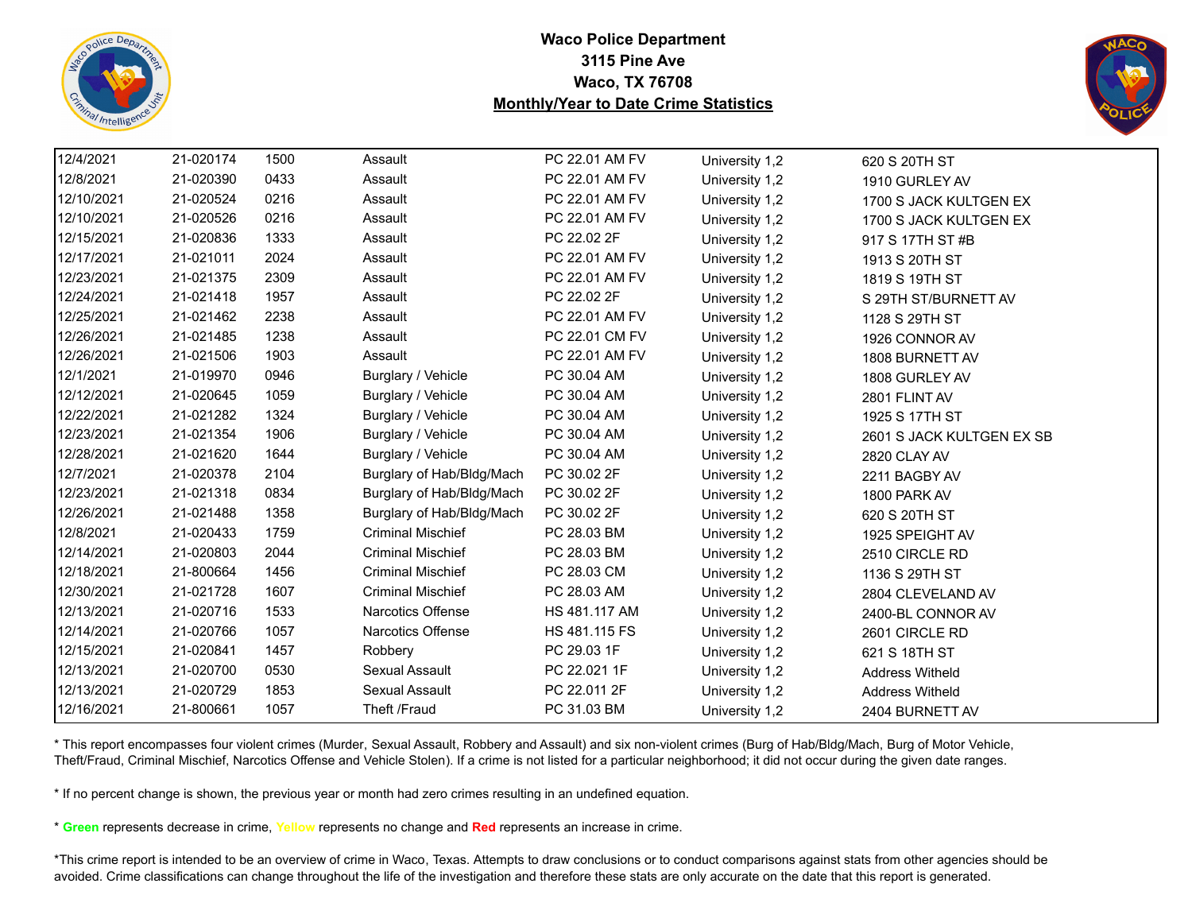# Waco Police Department
## 3115 Pine Ave
## Waco, TX 76708
## Monthly/Year to Date Crime Statistics

| | | | | | | |
|---|---|---|---|---|---|---|
| 12/4/2021 | 21-020174 | 1500 | Assault | PC 22.01 AM FV | University 1,2 | 620 S 20TH ST |
| 12/8/2021 | 21-020390 | 0433 | Assault | PC 22.01 AM FV | University 1,2 | 1910 GURLEY AV |
| 12/10/2021 | 21-020524 | 0216 | Assault | PC 22.01 AM FV | University 1,2 | 1700 S JACK KULTGEN EX |
| 12/10/2021 | 21-020526 | 0216 | Assault | PC 22.01 AM FV | University 1,2 | 1700 S JACK KULTGEN EX |
| 12/15/2021 | 21-020836 | 1333 | Assault | PC 22.02 2F | University 1,2 | 917 S 17TH ST #B |
| 12/17/2021 | 21-021011 | 2024 | Assault | PC 22.01 AM FV | University 1,2 | 1913 S 20TH ST |
| 12/23/2021 | 21-021375 | 2309 | Assault | PC 22.01 AM FV | University 1,2 | 1819 S 19TH ST |
| 12/24/2021 | 21-021418 | 1957 | Assault | PC 22.02 2F | University 1,2 | S 29TH ST/BURNETT AV |
| 12/25/2021 | 21-021462 | 2238 | Assault | PC 22.01 AM FV | University 1,2 | 1128 S 29TH ST |
| 12/26/2021 | 21-021485 | 1238 | Assault | PC 22.01 CM FV | University 1,2 | 1926 CONNOR AV |
| 12/26/2021 | 21-021506 | 1903 | Assault | PC 22.01 AM FV | University 1,2 | 1808 BURNETT AV |
| 12/1/2021 | 21-019970 | 0946 | Burglary / Vehicle | PC 30.04 AM | University 1,2 | 1808 GURLEY AV |
| 12/12/2021 | 21-020645 | 1059 | Burglary / Vehicle | PC 30.04 AM | University 1,2 | 2801 FLINT AV |
| 12/22/2021 | 21-021282 | 1324 | Burglary / Vehicle | PC 30.04 AM | University 1,2 | 1925 S 17TH ST |
| 12/23/2021 | 21-021354 | 1906 | Burglary / Vehicle | PC 30.04 AM | University 1,2 | 2601 S JACK KULTGEN EX SB |
| 12/28/2021 | 21-021620 | 1644 | Burglary / Vehicle | PC 30.04 AM | University 1,2 | 2820 CLAY AV |
| 12/7/2021 | 21-020378 | 2104 | Burglary of Hab/Bldg/Mach | PC 30.02 2F | University 1,2 | 2211 BAGBY AV |
| 12/23/2021 | 21-021318 | 0834 | Burglary of Hab/Bldg/Mach | PC 30.02 2F | University 1,2 | 1800 PARK AV |
| 12/26/2021 | 21-021488 | 1358 | Burglary of Hab/Bldg/Mach | PC 30.02 2F | University 1,2 | 620 S 20TH ST |
| 12/8/2021 | 21-020433 | 1759 | Criminal Mischief | PC 28.03 BM | University 1,2 | 1925 SPEIGHT AV |
| 12/14/2021 | 21-020803 | 2044 | Criminal Mischief | PC 28.03 BM | University 1,2 | 2510 CIRCLE RD |
| 12/18/2021 | 21-800664 | 1456 | Criminal Mischief | PC 28.03 CM | University 1,2 | 1136 S 29TH ST |
| 12/30/2021 | 21-021728 | 1607 | Criminal Mischief | PC 28.03 AM | University 1,2 | 2804 CLEVELAND AV |
| 12/13/2021 | 21-020716 | 1533 | Narcotics Offense | HS 481.117 AM | University 1,2 | 2400-BL CONNOR AV |
| 12/14/2021 | 21-020766 | 1057 | Narcotics Offense | HS 481.115 FS | University 1,2 | 2601 CIRCLE RD |
| 12/15/2021 | 21-020841 | 1457 | Robbery | PC 29.03 1F | University 1,2 | 621 S 18TH ST |
| 12/13/2021 | 21-020700 | 0530 | Sexual Assault | PC 22.021 1F | University 1,2 | Address Witheld |
| 12/13/2021 | 21-020729 | 1853 | Sexual Assault | PC 22.011 2F | University 1,2 | Address Witheld |
| 12/16/2021 | 21-800661 | 1057 | Theft /Fraud | PC 31.03 BM | University 1,2 | 2404 BURNETT AV |

* This report encompasses four violent crimes (Murder, Sexual Assault, Robbery and Assault) and six non-violent crimes (Burg of Hab/Bldg/Mach, Burg of Motor Vehicle, Theft/Fraud, Criminal Mischief, Narcotics Offense and Vehicle Stolen). If a crime is not listed for a particular neighborhood; it did not occur during the given date ranges.

* If no percent change is shown, the previous year or month had zero crimes resulting in an undefined equation.

* **Green** represents decrease in crime, **Yellow** represents no change and **Red** represents an increase in crime.

*This crime report is intended to be an overview of crime in Waco, Texas. Attempts to draw conclusions or to conduct comparisons against stats from other agencies should be avoided. Crime classifications can change throughout the life of the investigation and therefore these stats are only accurate on the date that this report is generated.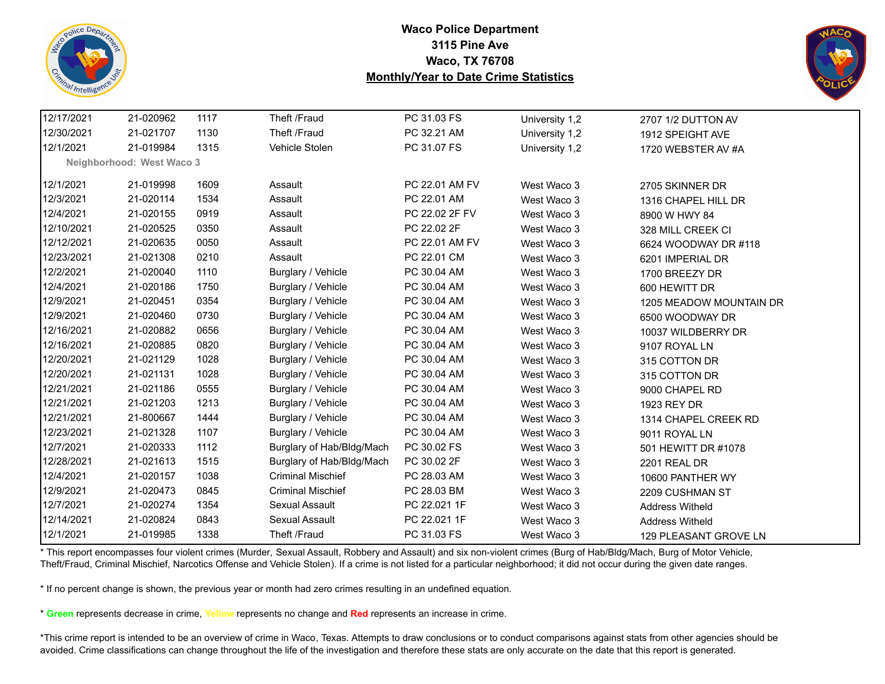# Waco Police Department
## 3115 Pine Ave
## Waco, TX 76708
## Monthly/Year to Date Crime Statistics

| | | | | | | |
|---|---|---|---|---|---|---|
| 12/17/2021 | 21-020962 | 1117 | Theft /Fraud | PC 31.03 FS | University 1,2 | 2707 1/2 DUTTON AV |
| 12/30/2021 | 21-021707 | 1130 | Theft /Fraud | PC 32.21 AM | University 1,2 | 1912 SPEIGHT AVE |
| 12/1/2021 | 21-019984 | 1315 | Vehicle Stolen | PC 31.07 FS | University 1,2 | 1720 WEBSTER AV #A |
| **Neighborhood: West Waco 3** | | | | | | |
| 12/1/2021 | 21-019998 | 1609 | Assault | PC 22.01 AM FV | West Waco 3 | 2705 SKINNER DR |
| 12/3/2021 | 21-020114 | 1534 | Assault | PC 22.01 AM | West Waco 3 | 1316 CHAPEL HILL DR |
| 12/4/2021 | 21-020155 | 0919 | Assault | PC 22.02 2F FV | West Waco 3 | 8900 W HWY 84 |
| 12/10/2021 | 21-020525 | 0350 | Assault | PC 22.02 2F | West Waco 3 | 328 MILL CREEK CI |
| 12/12/2021 | 21-020635 | 0050 | Assault | PC 22.01 AM FV | West Waco 3 | 6624 WOODWAY DR #118 |
| 12/23/2021 | 21-021308 | 0210 | Assault | PC 22.01 CM | West Waco 3 | 6201 IMPERIAL DR |
| 12/2/2021 | 21-020040 | 1110 | Burglary / Vehicle | PC 30.04 AM | West Waco 3 | 1700 BREEZY DR |
| 12/4/2021 | 21-020186 | 1750 | Burglary / Vehicle | PC 30.04 AM | West Waco 3 | 600 HEWITT DR |
| 12/9/2021 | 21-020451 | 0354 | Burglary / Vehicle | PC 30.04 AM | West Waco 3 | 1205 MEADOW MOUNTAIN DR |
| 12/9/2021 | 21-020460 | 0730 | Burglary / Vehicle | PC 30.04 AM | West Waco 3 | 6500 WOODWAY DR |
| 12/16/2021 | 21-020882 | 0656 | Burglary / Vehicle | PC 30.04 AM | West Waco 3 | 10037 WILDBERRY DR |
| 12/16/2021 | 21-020885 | 0820 | Burglary / Vehicle | PC 30.04 AM | West Waco 3 | 9107 ROYAL LN |
| 12/20/2021 | 21-021129 | 1028 | Burglary / Vehicle | PC 30.04 AM | West Waco 3 | 315 COTTON DR |
| 12/20/2021 | 21-021131 | 1028 | Burglary / Vehicle | PC 30.04 AM | West Waco 3 | 315 COTTON DR |
| 12/21/2021 | 21-021186 | 0555 | Burglary / Vehicle | PC 30.04 AM | West Waco 3 | 9000 CHAPEL RD |
| 12/21/2021 | 21-021203 | 1213 | Burglary / Vehicle | PC 30.04 AM | West Waco 3 | 1923 REY DR |
| 12/21/2021 | 21-800667 | 1444 | Burglary / Vehicle | PC 30.04 AM | West Waco 3 | 1314 CHAPEL CREEK RD |
| 12/23/2021 | 21-021328 | 1107 | Burglary / Vehicle | PC 30.04 AM | West Waco 3 | 9011 ROYAL LN |
| 12/7/2021 | 21-020333 | 1112 | Burglary of Hab/Bldg/Mach | PC 30.02 FS | West Waco 3 | 501 HEWITT DR #1078 |
| 12/28/2021 | 21-021613 | 1515 | Burglary of Hab/Bldg/Mach | PC 30.02 2F | West Waco 3 | 2201 REAL DR |
| 12/4/2021 | 21-020157 | 1038 | Criminal Mischief | PC 28.03 AM | West Waco 3 | 10600 PANTHER WY |
| 12/9/2021 | 21-020473 | 0845 | Criminal Mischief | PC 28.03 BM | West Waco 3 | 2209 CUSHMAN ST |
| 12/7/2021 | 21-020274 | 1354 | Sexual Assault | PC 22.021 1F | West Waco 3 | Address Witheld |
| 12/14/2021 | 21-020824 | 0843 | Sexual Assault | PC 22.021 1F | West Waco 3 | Address Witheld |
| 12/1/2021 | 21-019985 | 1338 | Theft /Fraud | PC 31.03 FS | West Waco 3 | 129 PLEASANT GROVE LN |

* This report encompasses four violent crimes (Murder, Sexual Assault, Robbery and Assault) and six non-violent crimes (Burg of Hab/Bldg/Mach, Burg of Motor Vehicle, Theft/Fraud, Criminal Mischief, Narcotics Offense and Vehicle Stolen). If a crime is not listed for a particular neighborhood; it did not occur during the given date ranges.

* If no percent change is shown, the previous year or month had zero crimes resulting in an undefined equation.

* **Green** represents decrease in crime, **Yellow** represents no change and **Red** represents an increase in crime.

*This crime report is intended to be an overview of crime in Waco, Texas. Attempts to draw conclusions or to conduct comparisons against stats from other agencies should be avoided. Crime classifications can change throughout the life of the investigation and therefore these stats are only accurate on the date that this report is generated.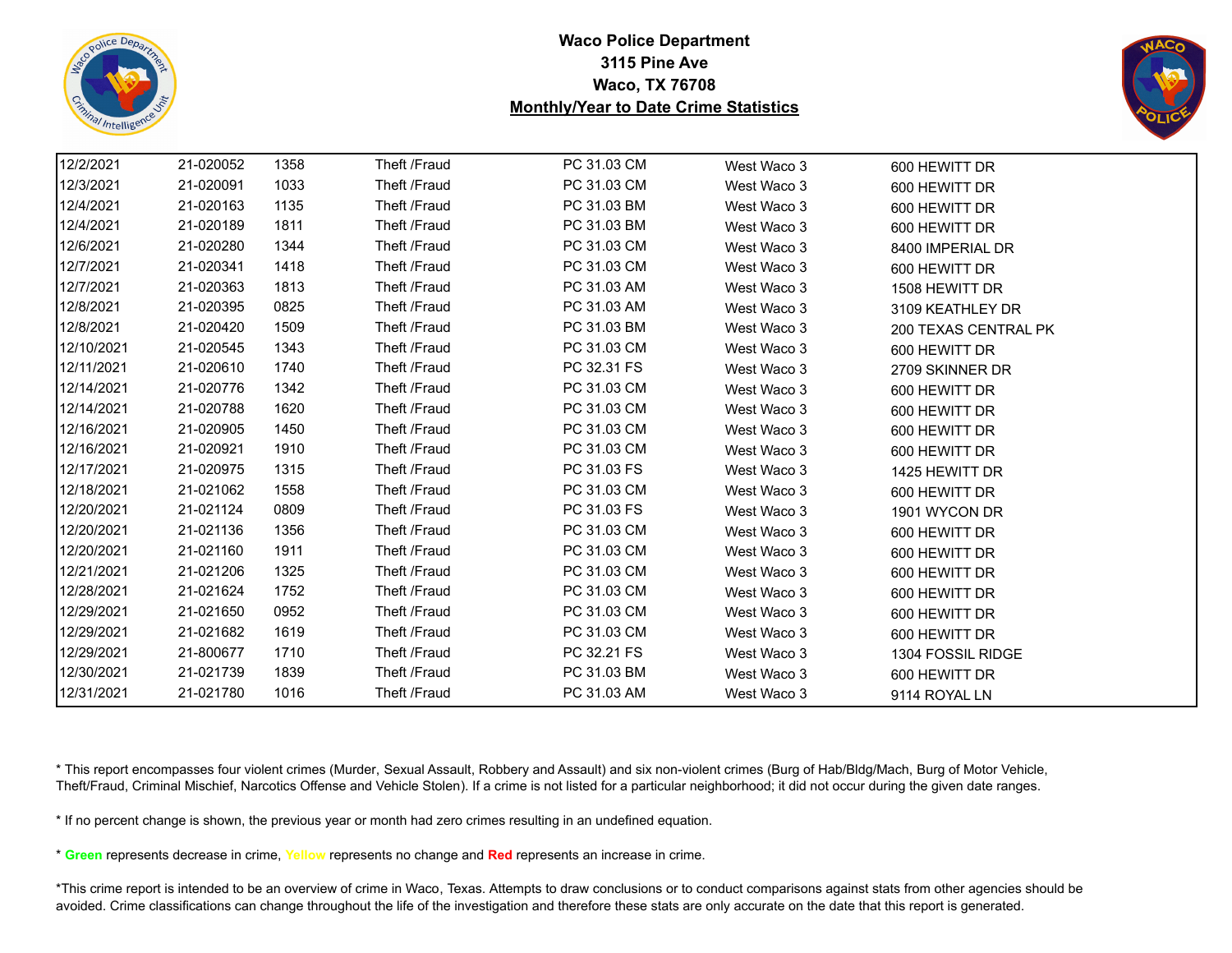# Waco Police Department

**3115 Pine Ave**

**Waco, TX 76708**

**Monthly/Year to Date Crime Statistics**

| | | | | | | |
|---|---|---|---|---|---|---|
| 12/2/2021 | 21-020052 | 1358 | Theft /Fraud | PC 31.03 CM | West Waco 3 | 600 HEWITT DR |
| 12/3/2021 | 21-020091 | 1033 | Theft /Fraud | PC 31.03 CM | West Waco 3 | 600 HEWITT DR |
| 12/4/2021 | 21-020163 | 1135 | Theft /Fraud | PC 31.03 BM | West Waco 3 | 600 HEWITT DR |
| 12/4/2021 | 21-020189 | 1811 | Theft /Fraud | PC 31.03 BM | West Waco 3 | 600 HEWITT DR |
| 12/6/2021 | 21-020280 | 1344 | Theft /Fraud | PC 31.03 CM | West Waco 3 | 8400 IMPERIAL DR |
| 12/7/2021 | 21-020341 | 1418 | Theft /Fraud | PC 31.03 CM | West Waco 3 | 600 HEWITT DR |
| 12/7/2021 | 21-020363 | 1813 | Theft /Fraud | PC 31.03 AM | West Waco 3 | 1508 HEWITT DR |
| 12/8/2021 | 21-020395 | 0825 | Theft /Fraud | PC 31.03 AM | West Waco 3 | 3109 KEATHLEY DR |
| 12/8/2021 | 21-020420 | 1509 | Theft /Fraud | PC 31.03 BM | West Waco 3 | 200 TEXAS CENTRAL PK |
| 12/10/2021 | 21-020545 | 1343 | Theft /Fraud | PC 31.03 CM | West Waco 3 | 600 HEWITT DR |
| 12/11/2021 | 21-020610 | 1740 | Theft /Fraud | PC 32.31 FS | West Waco 3 | 2709 SKINNER DR |
| 12/14/2021 | 21-020776 | 1342 | Theft /Fraud | PC 31.03 CM | West Waco 3 | 600 HEWITT DR |
| 12/14/2021 | 21-020788 | 1620 | Theft /Fraud | PC 31.03 CM | West Waco 3 | 600 HEWITT DR |
| 12/16/2021 | 21-020905 | 1450 | Theft /Fraud | PC 31.03 CM | West Waco 3 | 600 HEWITT DR |
| 12/16/2021 | 21-020921 | 1910 | Theft /Fraud | PC 31.03 CM | West Waco 3 | 600 HEWITT DR |
| 12/17/2021 | 21-020975 | 1315 | Theft /Fraud | PC 31.03 FS | West Waco 3 | 1425 HEWITT DR |
| 12/18/2021 | 21-021062 | 1558 | Theft /Fraud | PC 31.03 CM | West Waco 3 | 600 HEWITT DR |
| 12/20/2021 | 21-021124 | 0809 | Theft /Fraud | PC 31.03 FS | West Waco 3 | 1901 WYCON DR |
| 12/20/2021 | 21-021136 | 1356 | Theft /Fraud | PC 31.03 CM | West Waco 3 | 600 HEWITT DR |
| 12/20/2021 | 21-021160 | 1911 | Theft /Fraud | PC 31.03 CM | West Waco 3 | 600 HEWITT DR |
| 12/21/2021 | 21-021206 | 1325 | Theft /Fraud | PC 31.03 CM | West Waco 3 | 600 HEWITT DR |
| 12/28/2021 | 21-021624 | 1752 | Theft /Fraud | PC 31.03 CM | West Waco 3 | 600 HEWITT DR |
| 12/29/2021 | 21-021650 | 0952 | Theft /Fraud | PC 31.03 CM | West Waco 3 | 600 HEWITT DR |
| 12/29/2021 | 21-021682 | 1619 | Theft /Fraud | PC 31.03 CM | West Waco 3 | 600 HEWITT DR |
| 12/29/2021 | 21-800677 | 1710 | Theft /Fraud | PC 32.21 FS | West Waco 3 | 1304 FOSSIL RIDGE |
| 12/30/2021 | 21-021739 | 1839 | Theft /Fraud | PC 31.03 BM | West Waco 3 | 600 HEWITT DR |
| 12/31/2021 | 21-021780 | 1016 | Theft /Fraud | PC 31.03 AM | West Waco 3 | 9114 ROYAL LN |

* This report encompasses four violent crimes (Murder, Sexual Assault, Robbery and Assault) and six non-violent crimes (Burg of Hab/Bldg/Mach, Burg of Motor Vehicle, Theft/Fraud, Criminal Mischief, Narcotics Offense and Vehicle Stolen). If a crime is not listed for a particular neighborhood; it did not occur during the given date ranges.

* If no percent change is shown, the previous year or month had zero crimes resulting in an undefined equation.

* **Green** represents decrease in crime, **Yellow** represents no change and **Red** represents an increase in crime.

*This crime report is intended to be an overview of crime in Waco, Texas. Attempts to draw conclusions or to conduct comparisons against stats from other agencies should be avoided. Crime classifications can change throughout the life of the investigation and therefore these stats are only accurate on the date that this report is generated.